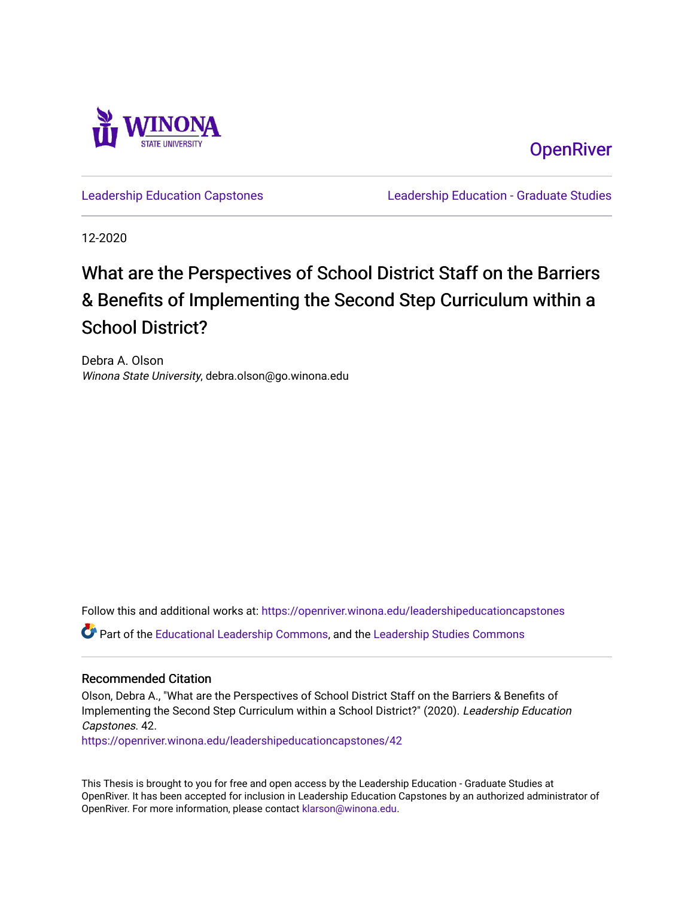Winona State University

OpenRiver

Leadership Education Capstones | Leadership Education - Graduate Studies

12-2020

# What are the Perspectives of School District Staff on the Barriers & Benefits of Implementing the Second Step Curriculum within a School District?

Debra A. Olson
*Winona State University*, debra.olson@go.winona.edu

Follow this and additional works at: https://openriver.winona.edu/leadershipeducationcapstones

Part of the Educational Leadership Commons, and the Leadership Studies Commons

## Recommended Citation

Olson, Debra A., "What are the Perspectives of School District Staff on the Barriers & Benefits of Implementing the Second Step Curriculum within a School District?" (2020). *Leadership Education Capstones.* 42.
https://openriver.winona.edu/leadershipeducationcapstones/42

This Thesis is brought to you for free and open access by the Leadership Education - Graduate Studies at OpenRiver. It has been accepted for inclusion in Leadership Education Capstones by an authorized administrator of OpenRiver. For more information, please contact klarson@winona.edu.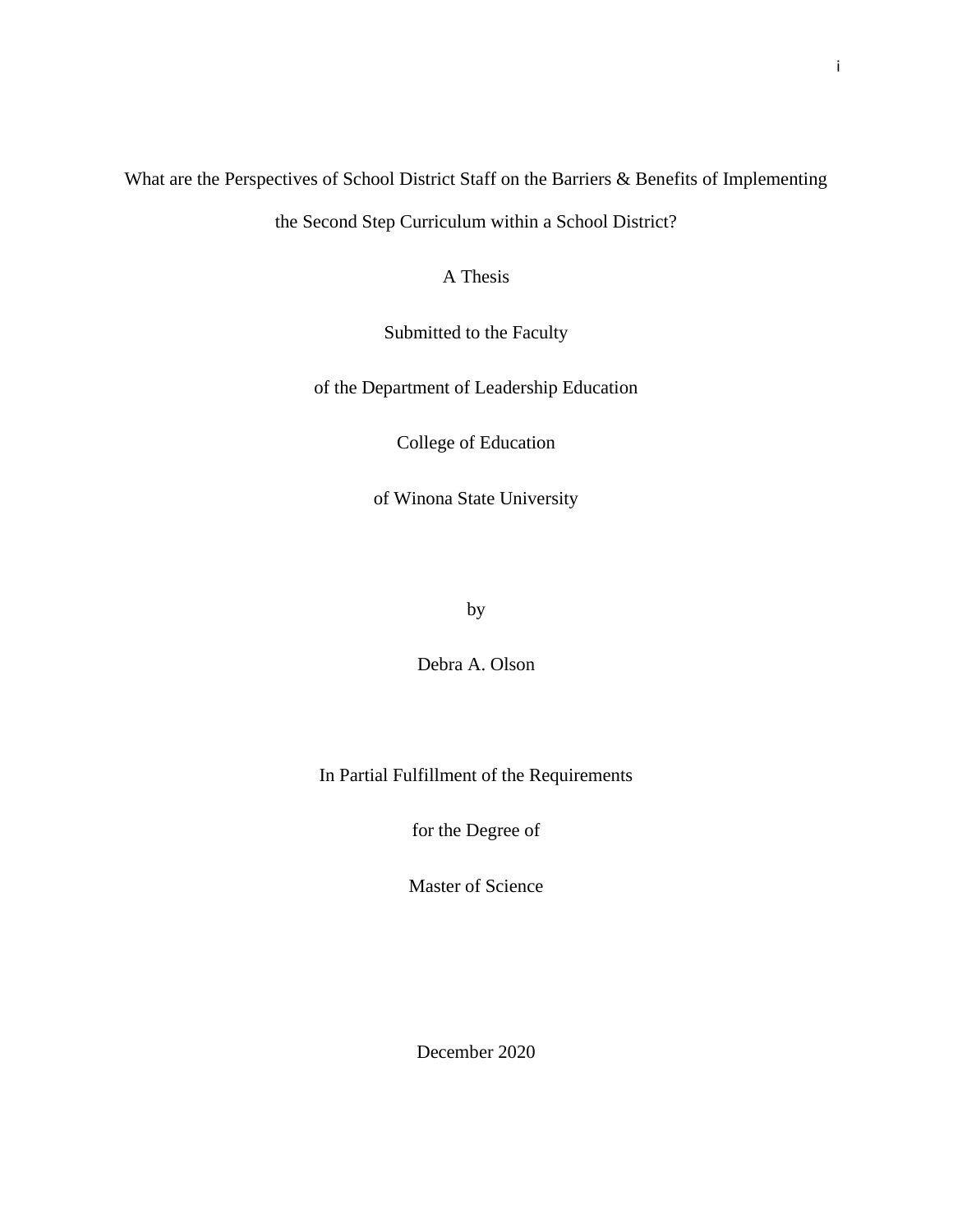# What are the Perspectives of School District Staff on the Barriers & Benefits of Implementing the Second Step Curriculum within a School District?

A Thesis

Submitted to the Faculty

of the Department of Leadership Education

College of Education

of Winona State University

by

Debra A. Olson

In Partial Fulfillment of the Requirements

for the Degree of

Master of Science

December 2020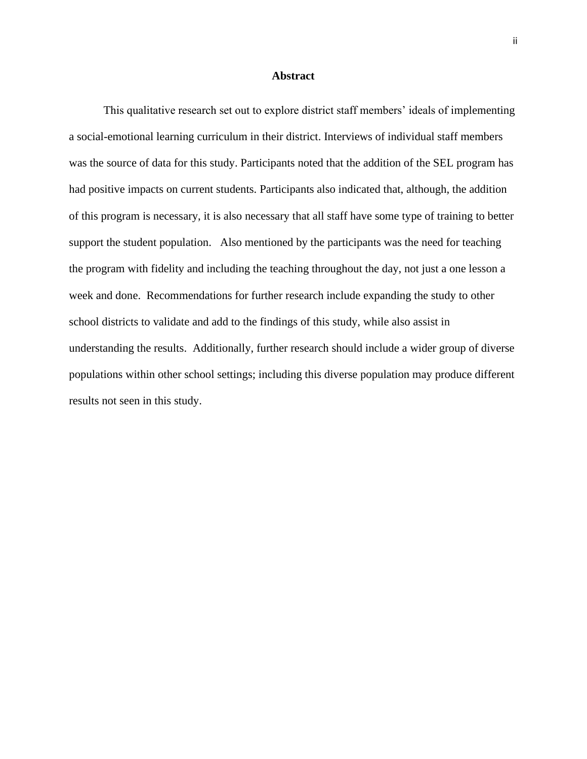## Abstract

This qualitative research set out to explore district staff members' ideals of implementing a social-emotional learning curriculum in their district. Interviews of individual staff members was the source of data for this study. Participants noted that the addition of the SEL program has had positive impacts on current students. Participants also indicated that, although, the addition of this program is necessary, it is also necessary that all staff have some type of training to better support the student population. Also mentioned by the participants was the need for teaching the program with fidelity and including the teaching throughout the day, not just a one lesson a week and done. Recommendations for further research include expanding the study to other school districts to validate and add to the findings of this study, while also assist in understanding the results. Additionally, further research should include a wider group of diverse populations within other school settings; including this diverse population may produce different results not seen in this study.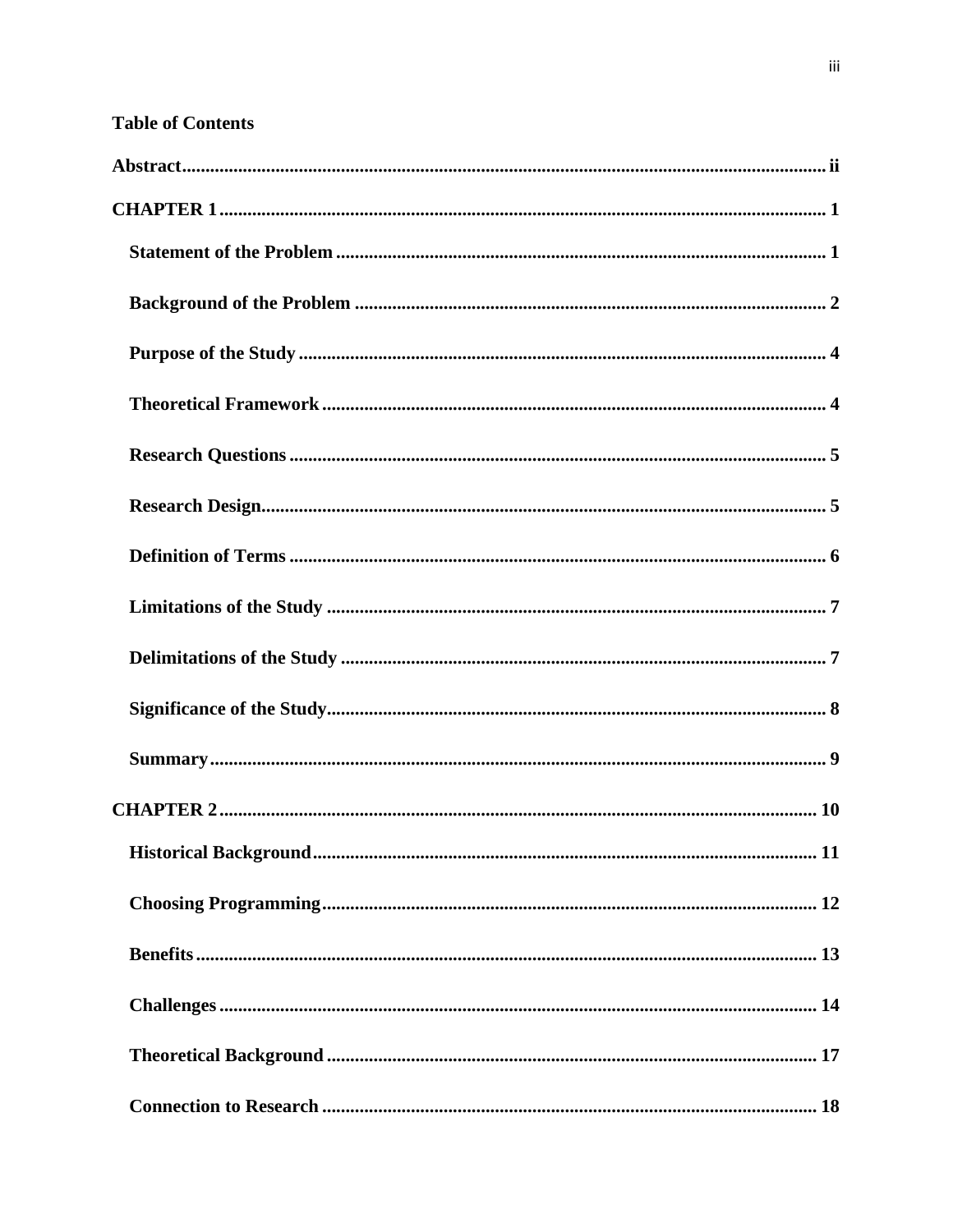**Table of Contents**

**Abstract** .......... ii

**CHAPTER 1** .......... 1

- **Statement of the Problem** .......... 1
- **Background of the Problem** .......... 2
- **Purpose of the Study** .......... 4
- **Theoretical Framework** .......... 4
- **Research Questions** .......... 5
- **Research Design** .......... 5
- **Definition of Terms** .......... 6
- **Limitations of the Study** .......... 7
- **Delimitations of the Study** .......... 7
- **Significance of the Study** .......... 8
- **Summary** .......... 9

**CHAPTER 2** .......... 10

- **Historical Background** .......... 11
- **Choosing Programming** .......... 12
- **Benefits** .......... 13
- **Challenges** .......... 14
- **Theoretical Background** .......... 17
- **Connection to Research** .......... 18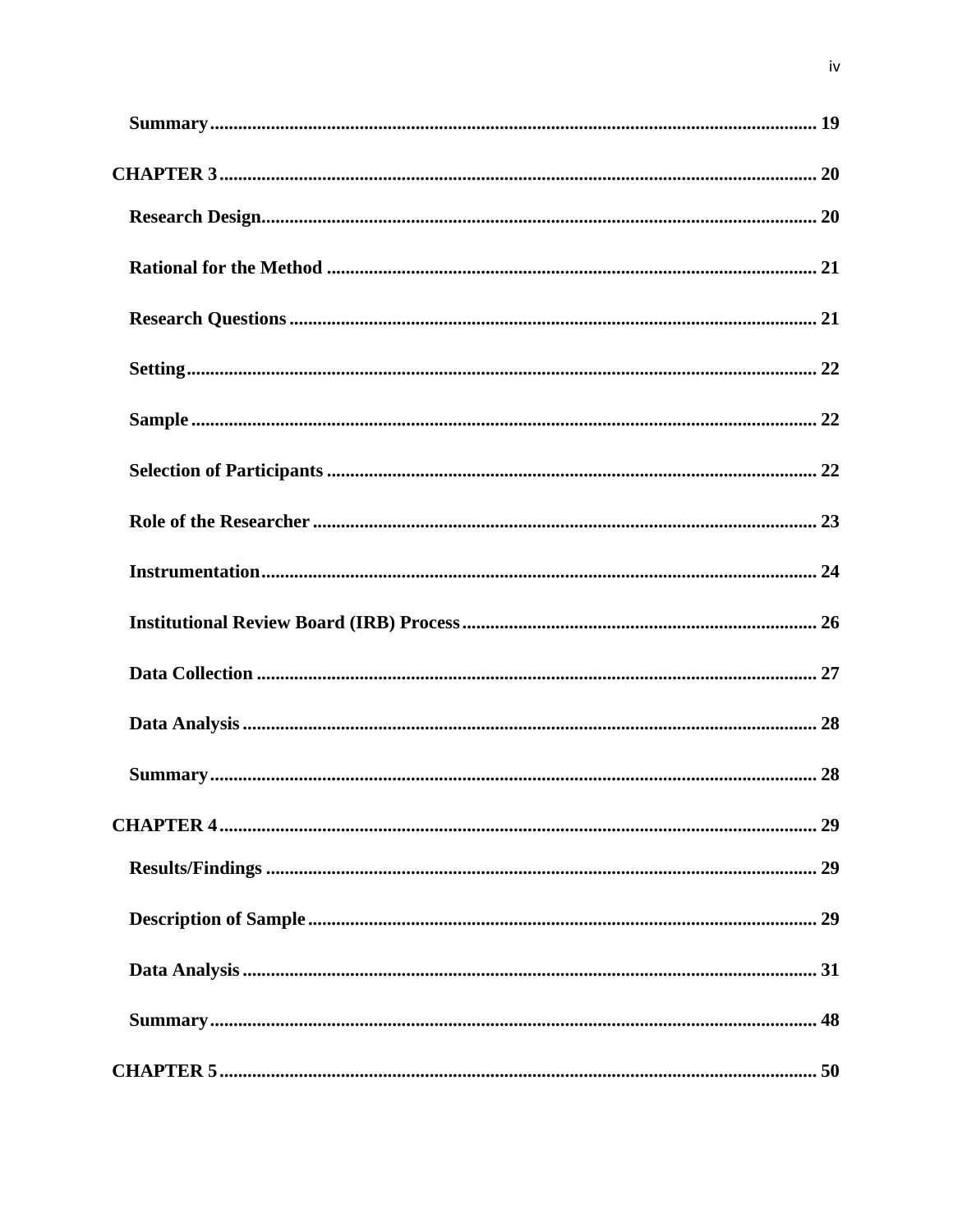**Summary** ..... 19

**CHAPTER 3** ..... 20

**Research Design** ..... 20

**Rational for the Method** ..... 21

**Research Questions** ..... 21

**Setting** ..... 22

**Sample** ..... 22

**Selection of Participants** ..... 22

**Role of the Researcher** ..... 23

**Instrumentation** ..... 24

**Institutional Review Board (IRB) Process** ..... 26

**Data Collection** ..... 27

**Data Analysis** ..... 28

**Summary** ..... 28

**CHAPTER 4** ..... 29

**Results/Findings** ..... 29

**Description of Sample** ..... 29

**Data Analysis** ..... 31

**Summary** ..... 48

**CHAPTER 5** ..... 50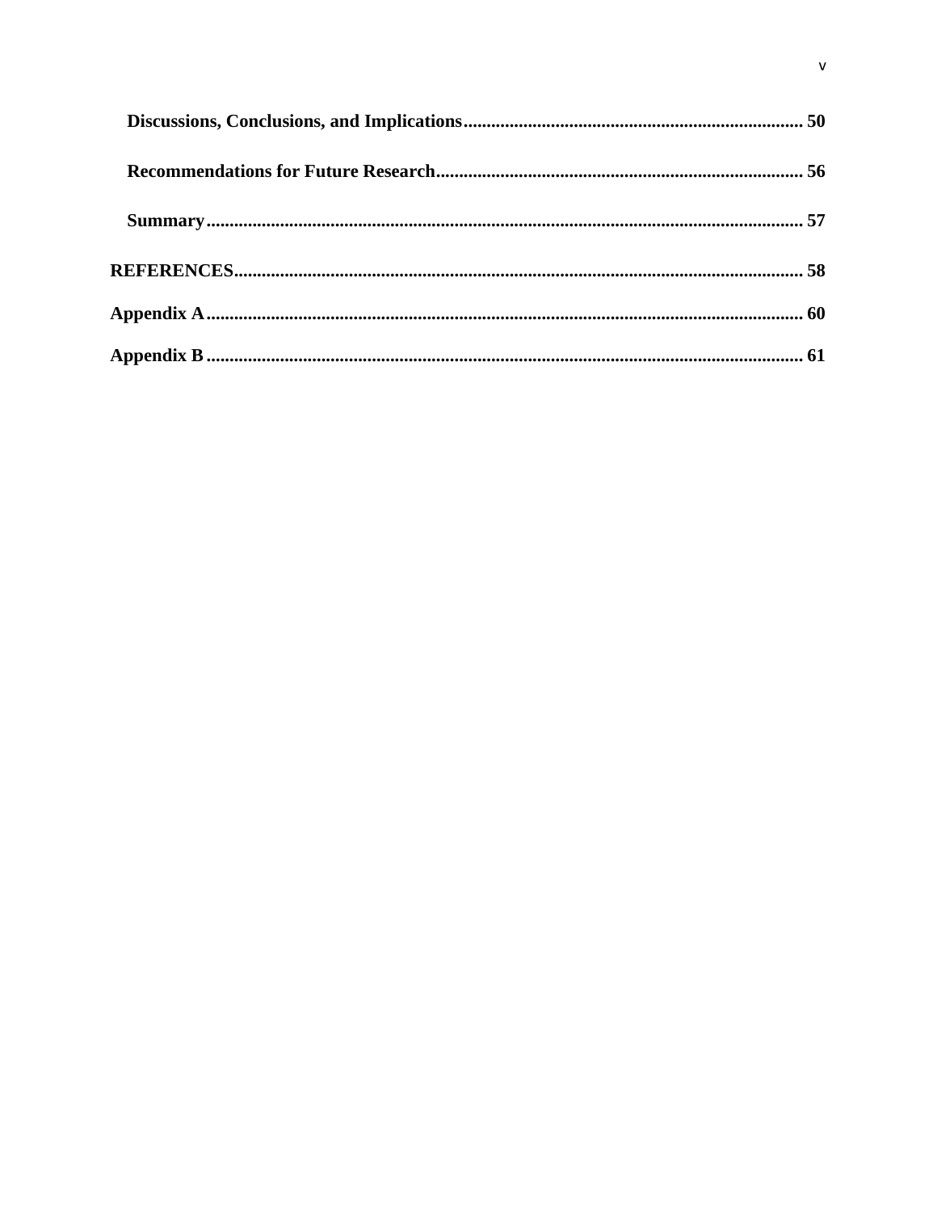**Discussions, Conclusions, and Implications** ........................................................................ 50

**Recommendations for Future Research** .............................................................................. 56

**Summary** ................................................................................................................................ 57

**REFERENCES** .......................................................................................................................... 58

**Appendix A** ................................................................................................................................ 60

**Appendix B** ................................................................................................................................ 61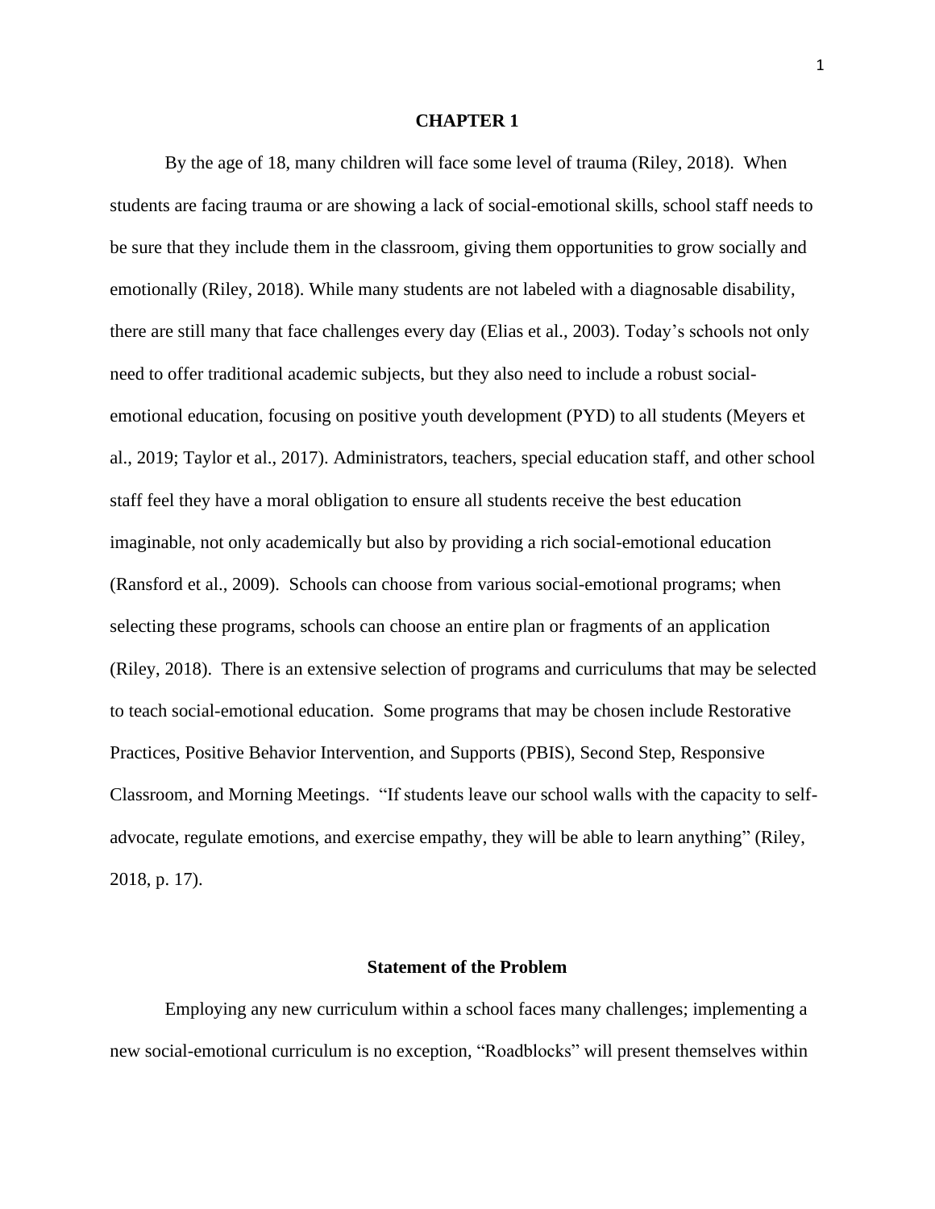# CHAPTER 1

By the age of 18, many children will face some level of trauma (Riley, 2018). When students are facing trauma or are showing a lack of social-emotional skills, school staff needs to be sure that they include them in the classroom, giving them opportunities to grow socially and emotionally (Riley, 2018). While many students are not labeled with a diagnosable disability, there are still many that face challenges every day (Elias et al., 2003). Today's schools not only need to offer traditional academic subjects, but they also need to include a robust social-emotional education, focusing on positive youth development (PYD) to all students (Meyers et al., 2019; Taylor et al., 2017). Administrators, teachers, special education staff, and other school staff feel they have a moral obligation to ensure all students receive the best education imaginable, not only academically but also by providing a rich social-emotional education (Ransford et al., 2009). Schools can choose from various social-emotional programs; when selecting these programs, schools can choose an entire plan or fragments of an application (Riley, 2018). There is an extensive selection of programs and curriculums that may be selected to teach social-emotional education. Some programs that may be chosen include Restorative Practices, Positive Behavior Intervention, and Supports (PBIS), Second Step, Responsive Classroom, and Morning Meetings. "If students leave our school walls with the capacity to self-advocate, regulate emotions, and exercise empathy, they will be able to learn anything" (Riley, 2018, p. 17).

## Statement of the Problem

Employing any new curriculum within a school faces many challenges; implementing a new social-emotional curriculum is no exception, "Roadblocks" will present themselves within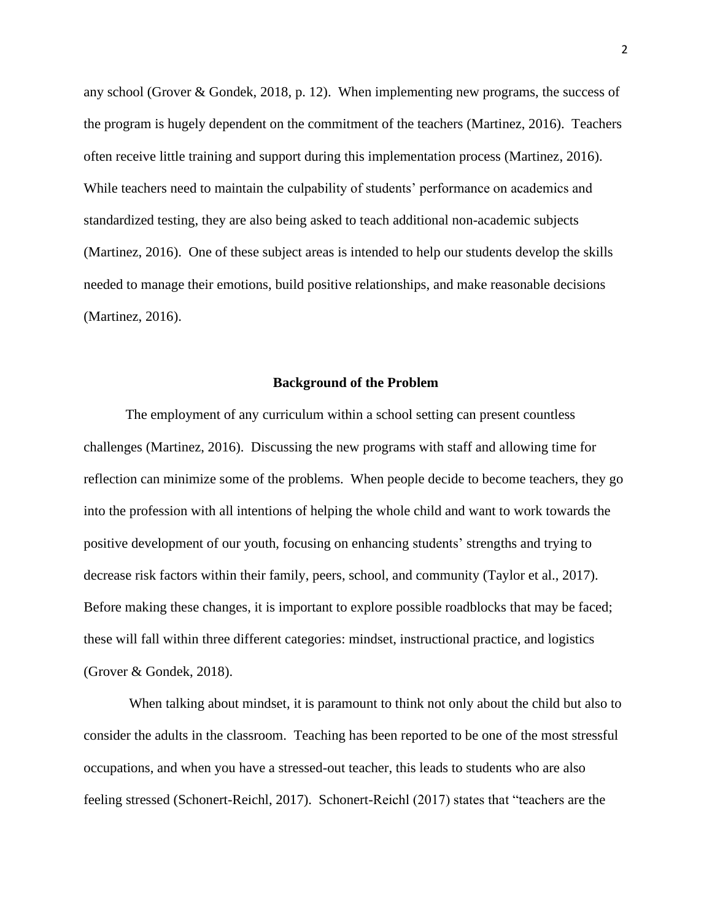any school (Grover & Gondek, 2018, p. 12). When implementing new programs, the success of the program is hugely dependent on the commitment of the teachers (Martinez, 2016). Teachers often receive little training and support during this implementation process (Martinez, 2016). While teachers need to maintain the culpability of students' performance on academics and standardized testing, they are also being asked to teach additional non-academic subjects (Martinez, 2016). One of these subject areas is intended to help our students develop the skills needed to manage their emotions, build positive relationships, and make reasonable decisions (Martinez, 2016).

## Background of the Problem

The employment of any curriculum within a school setting can present countless challenges (Martinez, 2016). Discussing the new programs with staff and allowing time for reflection can minimize some of the problems. When people decide to become teachers, they go into the profession with all intentions of helping the whole child and want to work towards the positive development of our youth, focusing on enhancing students' strengths and trying to decrease risk factors within their family, peers, school, and community (Taylor et al., 2017). Before making these changes, it is important to explore possible roadblocks that may be faced; these will fall within three different categories: mindset, instructional practice, and logistics (Grover & Gondek, 2018).

When talking about mindset, it is paramount to think not only about the child but also to consider the adults in the classroom. Teaching has been reported to be one of the most stressful occupations, and when you have a stressed-out teacher, this leads to students who are also feeling stressed (Schonert-Reichl, 2017). Schonert-Reichl (2017) states that "teachers are the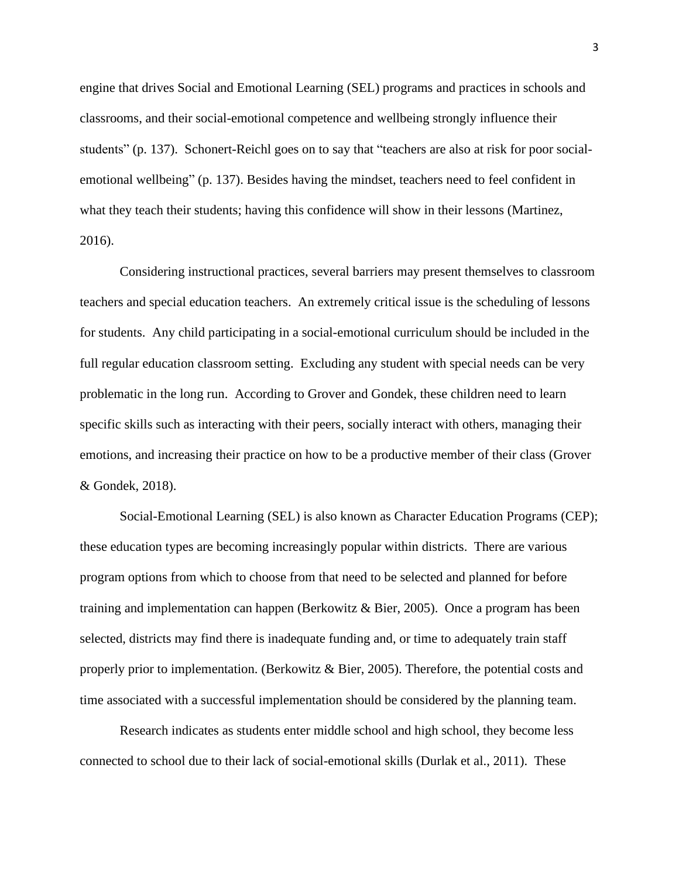engine that drives Social and Emotional Learning (SEL) programs and practices in schools and classrooms, and their social-emotional competence and wellbeing strongly influence their students" (p. 137). Schonert-Reichl goes on to say that "teachers are also at risk for poor social-emotional wellbeing" (p. 137). Besides having the mindset, teachers need to feel confident in what they teach their students; having this confidence will show in their lessons (Martinez, 2016).

Considering instructional practices, several barriers may present themselves to classroom teachers and special education teachers. An extremely critical issue is the scheduling of lessons for students. Any child participating in a social-emotional curriculum should be included in the full regular education classroom setting. Excluding any student with special needs can be very problematic in the long run. According to Grover and Gondek, these children need to learn specific skills such as interacting with their peers, socially interact with others, managing their emotions, and increasing their practice on how to be a productive member of their class (Grover & Gondek, 2018).

Social-Emotional Learning (SEL) is also known as Character Education Programs (CEP); these education types are becoming increasingly popular within districts. There are various program options from which to choose from that need to be selected and planned for before training and implementation can happen (Berkowitz & Bier, 2005). Once a program has been selected, districts may find there is inadequate funding and, or time to adequately train staff properly prior to implementation. (Berkowitz & Bier, 2005). Therefore, the potential costs and time associated with a successful implementation should be considered by the planning team.

Research indicates as students enter middle school and high school, they become less connected to school due to their lack of social-emotional skills (Durlak et al., 2011). These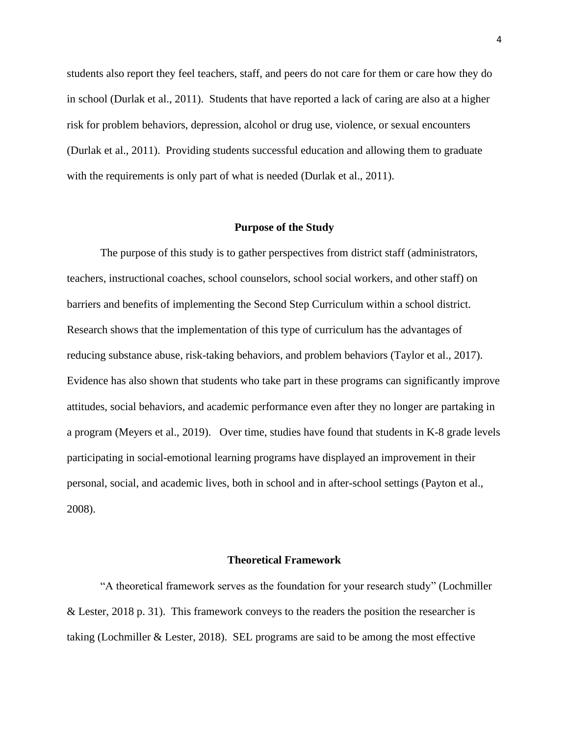students also report they feel teachers, staff, and peers do not care for them or care how they do in school (Durlak et al., 2011). Students that have reported a lack of caring are also at a higher risk for problem behaviors, depression, alcohol or drug use, violence, or sexual encounters (Durlak et al., 2011). Providing students successful education and allowing them to graduate with the requirements is only part of what is needed (Durlak et al., 2011).

## Purpose of the Study

The purpose of this study is to gather perspectives from district staff (administrators, teachers, instructional coaches, school counselors, school social workers, and other staff) on barriers and benefits of implementing the Second Step Curriculum within a school district. Research shows that the implementation of this type of curriculum has the advantages of reducing substance abuse, risk-taking behaviors, and problem behaviors (Taylor et al., 2017). Evidence has also shown that students who take part in these programs can significantly improve attitudes, social behaviors, and academic performance even after they no longer are partaking in a program (Meyers et al., 2019). Over time, studies have found that students in K-8 grade levels participating in social-emotional learning programs have displayed an improvement in their personal, social, and academic lives, both in school and in after-school settings (Payton et al., 2008).

## Theoretical Framework

"A theoretical framework serves as the foundation for your research study" (Lochmiller & Lester, 2018 p. 31). This framework conveys to the readers the position the researcher is taking (Lochmiller & Lester, 2018). SEL programs are said to be among the most effective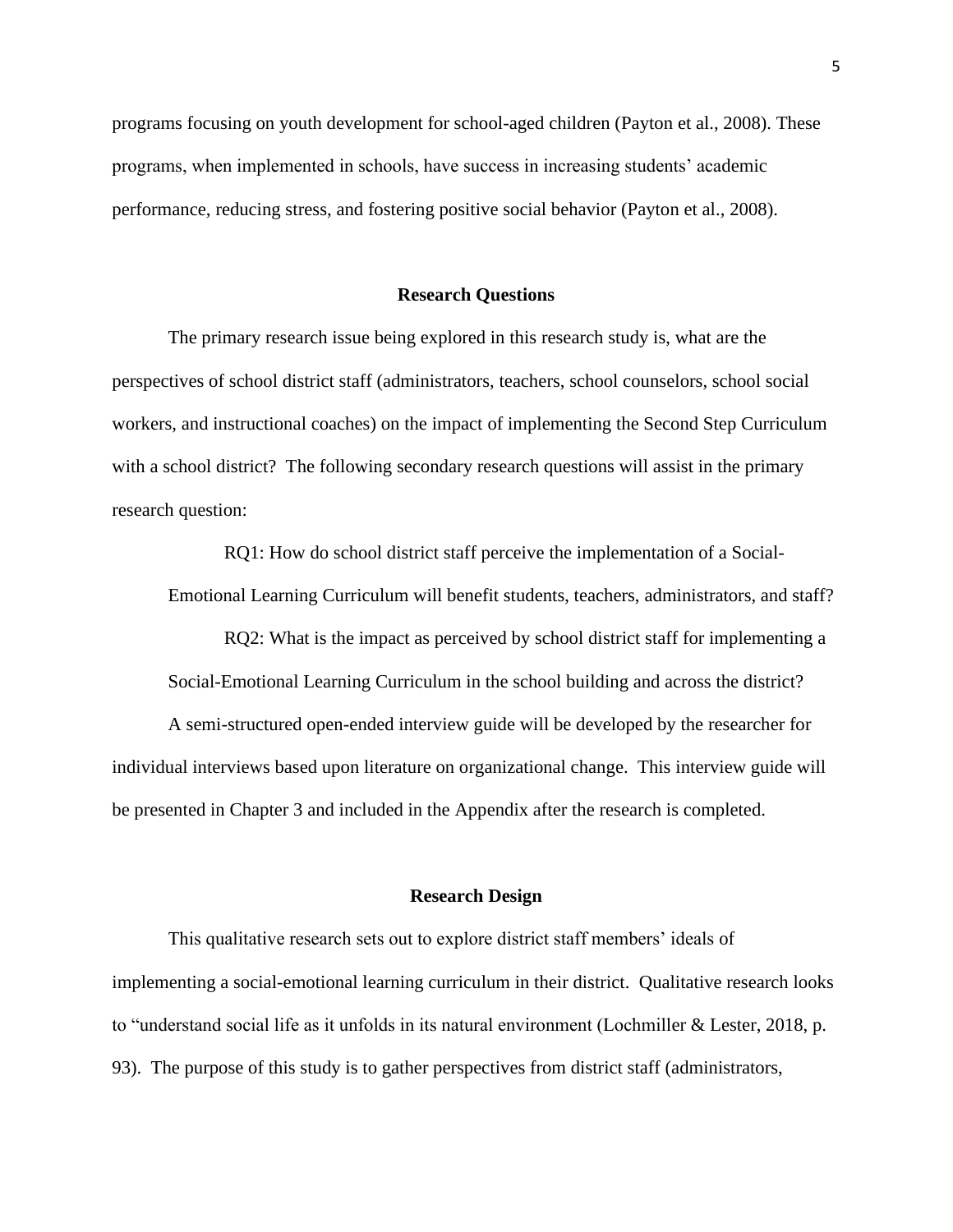programs focusing on youth development for school-aged children (Payton et al., 2008). These programs, when implemented in schools, have success in increasing students' academic performance, reducing stress, and fostering positive social behavior (Payton et al., 2008).

## Research Questions

The primary research issue being explored in this research study is, what are the perspectives of school district staff (administrators, teachers, school counselors, school social workers, and instructional coaches) on the impact of implementing the Second Step Curriculum with a school district? The following secondary research questions will assist in the primary research question:

> RQ1: How do school district staff perceive the implementation of a Social-Emotional Learning Curriculum will benefit students, teachers, administrators, and staff?
>
> RQ2: What is the impact as perceived by school district staff for implementing a Social-Emotional Learning Curriculum in the school building and across the district?

A semi-structured open-ended interview guide will be developed by the researcher for individual interviews based upon literature on organizational change. This interview guide will be presented in Chapter 3 and included in the Appendix after the research is completed.

## Research Design

This qualitative research sets out to explore district staff members' ideals of implementing a social-emotional learning curriculum in their district. Qualitative research looks to "understand social life as it unfolds in its natural environment (Lochmiller & Lester, 2018, p. 93). The purpose of this study is to gather perspectives from district staff (administrators,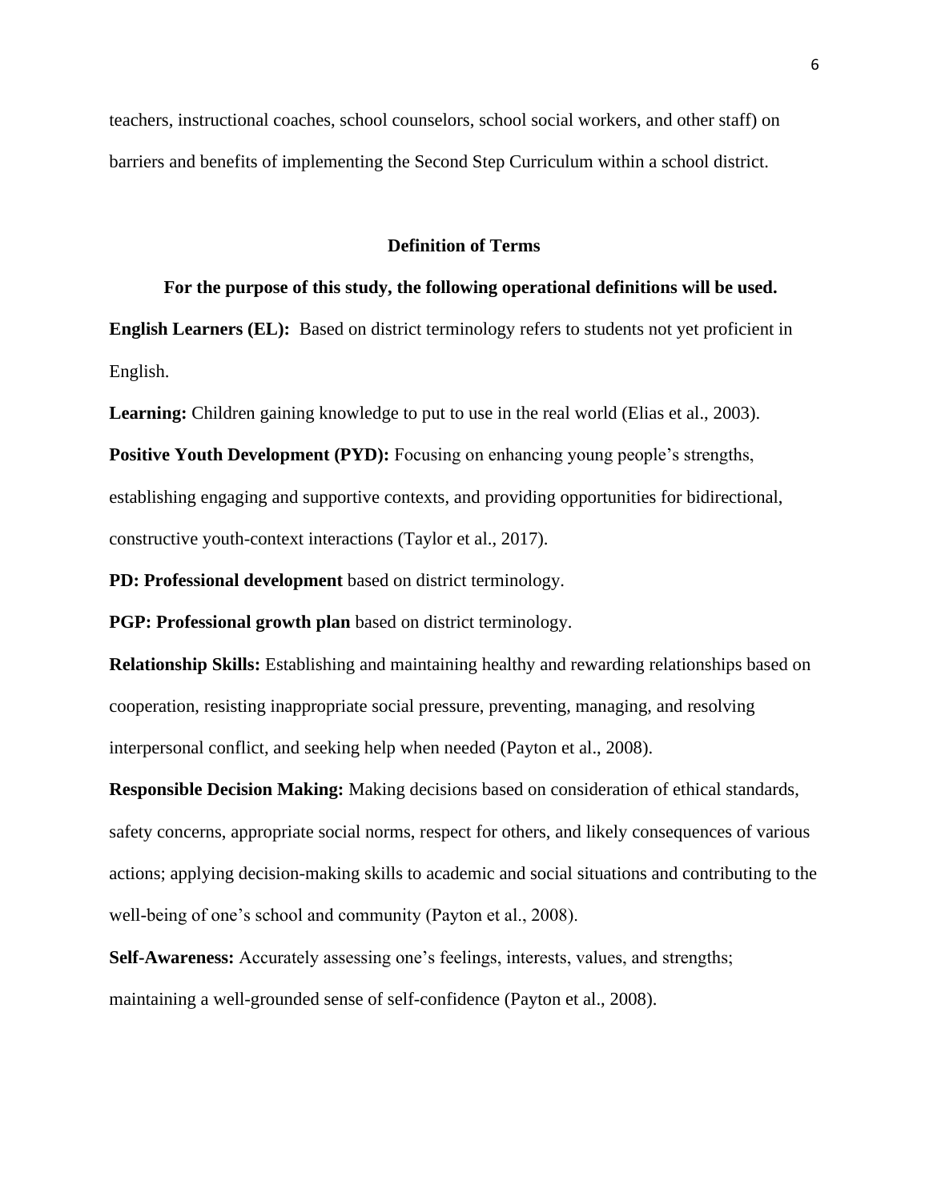teachers, instructional coaches, school counselors, school social workers, and other staff) on barriers and benefits of implementing the Second Step Curriculum within a school district.

## Definition of Terms

**For the purpose of this study, the following operational definitions will be used.**

**English Learners (EL):** Based on district terminology refers to students not yet proficient in English.

**Learning:** Children gaining knowledge to put to use in the real world (Elias et al., 2003).

**Positive Youth Development (PYD):** Focusing on enhancing young people's strengths, establishing engaging and supportive contexts, and providing opportunities for bidirectional, constructive youth-context interactions (Taylor et al., 2017).

**PD: Professional development** based on district terminology.

**PGP: Professional growth plan** based on district terminology.

**Relationship Skills:** Establishing and maintaining healthy and rewarding relationships based on cooperation, resisting inappropriate social pressure, preventing, managing, and resolving interpersonal conflict, and seeking help when needed (Payton et al., 2008).

**Responsible Decision Making:** Making decisions based on consideration of ethical standards, safety concerns, appropriate social norms, respect for others, and likely consequences of various actions; applying decision-making skills to academic and social situations and contributing to the well-being of one's school and community (Payton et al., 2008).

**Self-Awareness:** Accurately assessing one's feelings, interests, values, and strengths; maintaining a well-grounded sense of self-confidence (Payton et al., 2008).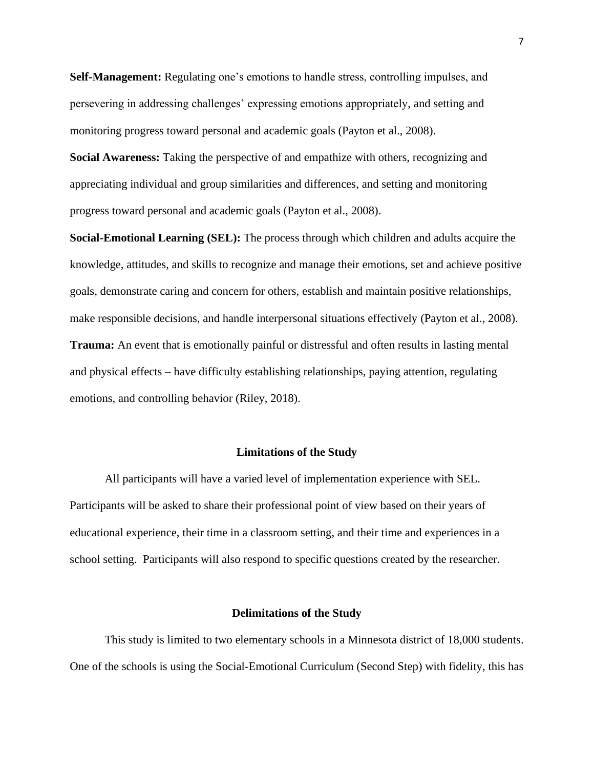**Self-Management:** Regulating one's emotions to handle stress, controlling impulses, and persevering in addressing challenges' expressing emotions appropriately, and setting and monitoring progress toward personal and academic goals (Payton et al., 2008).

**Social Awareness:** Taking the perspective of and empathize with others, recognizing and appreciating individual and group similarities and differences, and setting and monitoring progress toward personal and academic goals (Payton et al., 2008).

**Social-Emotional Learning (SEL):** The process through which children and adults acquire the knowledge, attitudes, and skills to recognize and manage their emotions, set and achieve positive goals, demonstrate caring and concern for others, establish and maintain positive relationships, make responsible decisions, and handle interpersonal situations effectively (Payton et al., 2008).

**Trauma:** An event that is emotionally painful or distressful and often results in lasting mental and physical effects – have difficulty establishing relationships, paying attention, regulating emotions, and controlling behavior (Riley, 2018).

## Limitations of the Study

All participants will have a varied level of implementation experience with SEL. Participants will be asked to share their professional point of view based on their years of educational experience, their time in a classroom setting, and their time and experiences in a school setting. Participants will also respond to specific questions created by the researcher.

## Delimitations of the Study

This study is limited to two elementary schools in a Minnesota district of 18,000 students. One of the schools is using the Social-Emotional Curriculum (Second Step) with fidelity, this has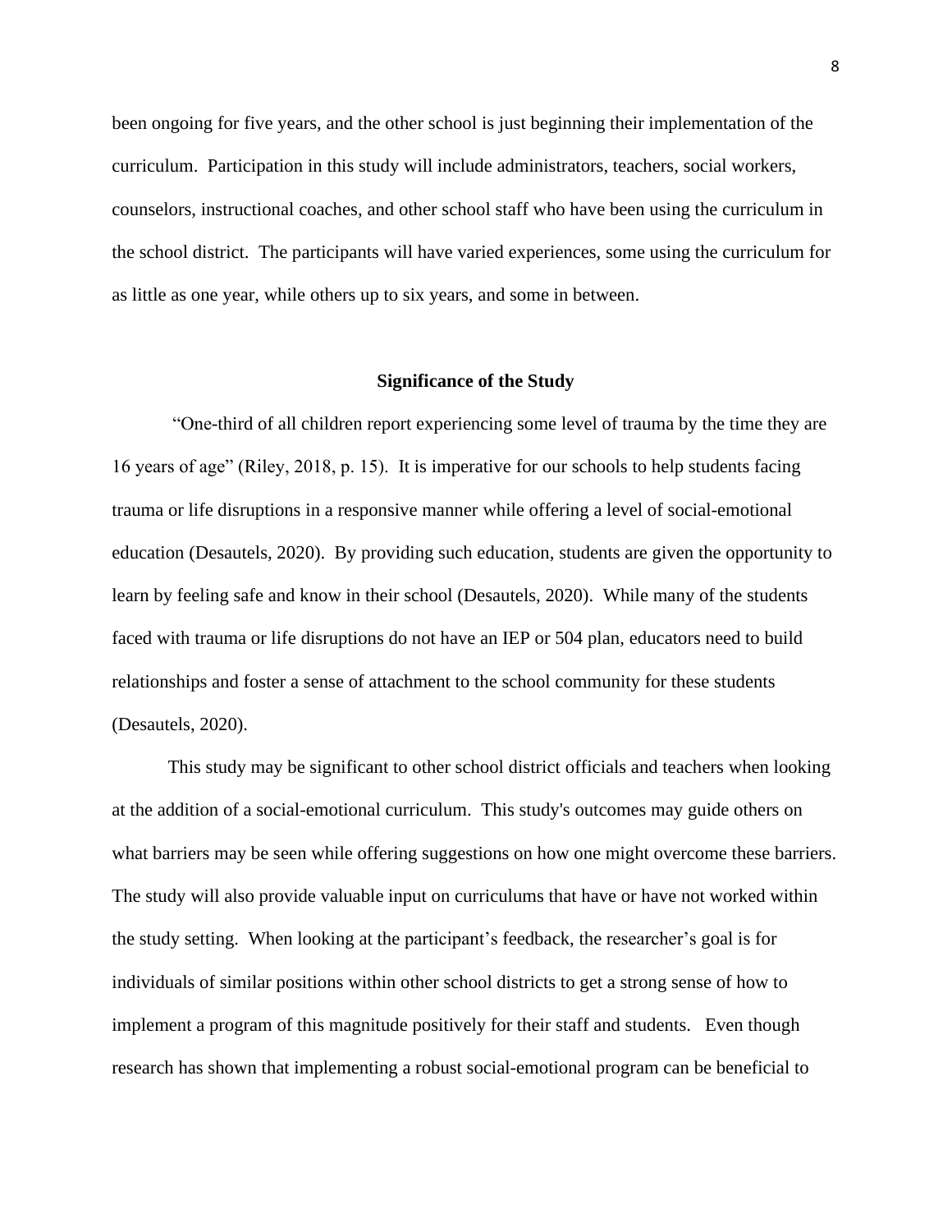been ongoing for five years, and the other school is just beginning their implementation of the curriculum. Participation in this study will include administrators, teachers, social workers, counselors, instructional coaches, and other school staff who have been using the curriculum in the school district. The participants will have varied experiences, some using the curriculum for as little as one year, while others up to six years, and some in between.

## Significance of the Study

"One-third of all children report experiencing some level of trauma by the time they are 16 years of age" (Riley, 2018, p. 15). It is imperative for our schools to help students facing trauma or life disruptions in a responsive manner while offering a level of social-emotional education (Desautels, 2020). By providing such education, students are given the opportunity to learn by feeling safe and know in their school (Desautels, 2020). While many of the students faced with trauma or life disruptions do not have an IEP or 504 plan, educators need to build relationships and foster a sense of attachment to the school community for these students (Desautels, 2020).

This study may be significant to other school district officials and teachers when looking at the addition of a social-emotional curriculum. This study's outcomes may guide others on what barriers may be seen while offering suggestions on how one might overcome these barriers. The study will also provide valuable input on curriculums that have or have not worked within the study setting. When looking at the participant's feedback, the researcher's goal is for individuals of similar positions within other school districts to get a strong sense of how to implement a program of this magnitude positively for their staff and students. Even though research has shown that implementing a robust social-emotional program can be beneficial to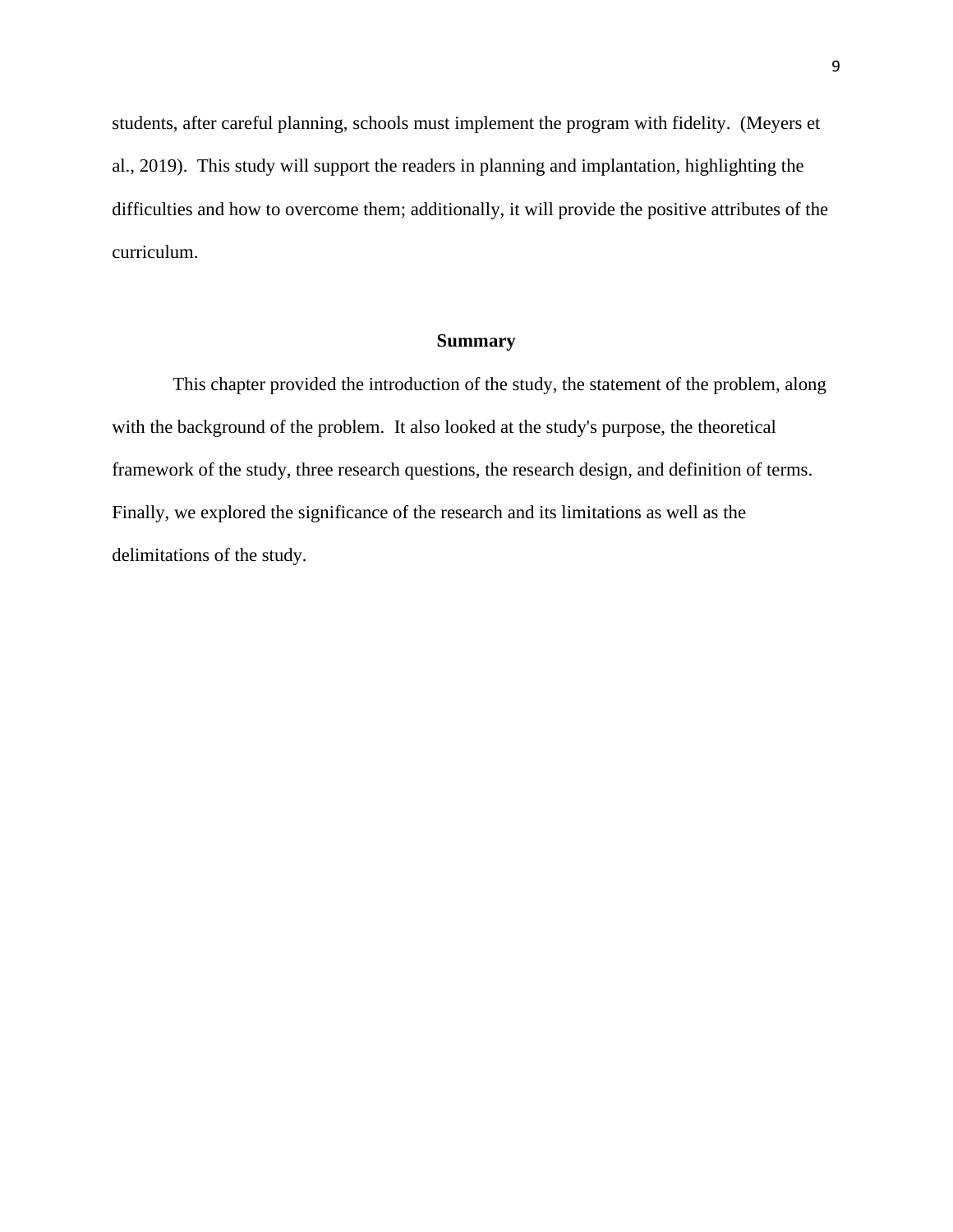students, after careful planning, schools must implement the program with fidelity.  (Meyers et al., 2019).  This study will support the readers in planning and implantation, highlighting the difficulties and how to overcome them; additionally, it will provide the positive attributes of the curriculum.

## Summary

This chapter provided the introduction of the study, the statement of the problem, along with the background of the problem.  It also looked at the study's purpose, the theoretical framework of the study, three research questions, the research design, and definition of terms. Finally, we explored the significance of the research and its limitations as well as the delimitations of the study.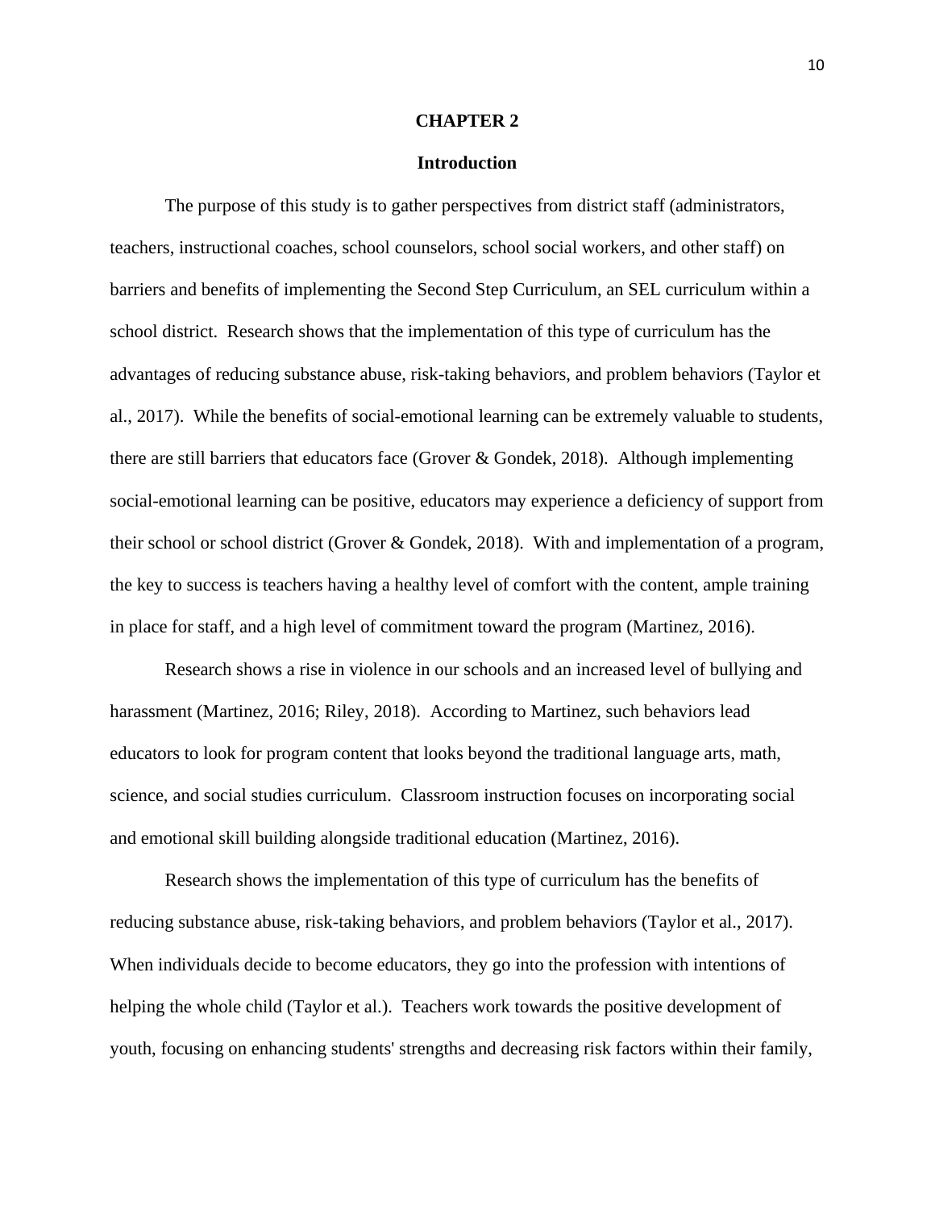# CHAPTER 2

## Introduction

The purpose of this study is to gather perspectives from district staff (administrators, teachers, instructional coaches, school counselors, school social workers, and other staff) on barriers and benefits of implementing the Second Step Curriculum, an SEL curriculum within a school district. Research shows that the implementation of this type of curriculum has the advantages of reducing substance abuse, risk-taking behaviors, and problem behaviors (Taylor et al., 2017). While the benefits of social-emotional learning can be extremely valuable to students, there are still barriers that educators face (Grover & Gondek, 2018). Although implementing social-emotional learning can be positive, educators may experience a deficiency of support from their school or school district (Grover & Gondek, 2018). With and implementation of a program, the key to success is teachers having a healthy level of comfort with the content, ample training in place for staff, and a high level of commitment toward the program (Martinez, 2016).

Research shows a rise in violence in our schools and an increased level of bullying and harassment (Martinez, 2016; Riley, 2018). According to Martinez, such behaviors lead educators to look for program content that looks beyond the traditional language arts, math, science, and social studies curriculum. Classroom instruction focuses on incorporating social and emotional skill building alongside traditional education (Martinez, 2016).

Research shows the implementation of this type of curriculum has the benefits of reducing substance abuse, risk-taking behaviors, and problem behaviors (Taylor et al., 2017). When individuals decide to become educators, they go into the profession with intentions of helping the whole child (Taylor et al.). Teachers work towards the positive development of youth, focusing on enhancing students' strengths and decreasing risk factors within their family,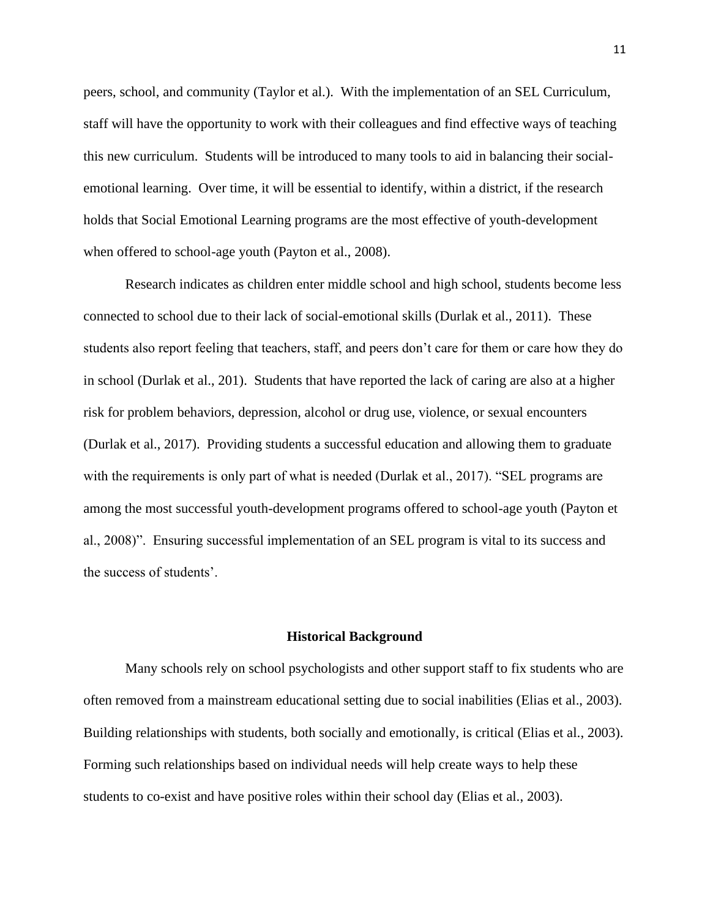peers, school, and community (Taylor et al.). With the implementation of an SEL Curriculum, staff will have the opportunity to work with their colleagues and find effective ways of teaching this new curriculum. Students will be introduced to many tools to aid in balancing their social-emotional learning. Over time, it will be essential to identify, within a district, if the research holds that Social Emotional Learning programs are the most effective of youth-development when offered to school-age youth (Payton et al., 2008).

Research indicates as children enter middle school and high school, students become less connected to school due to their lack of social-emotional skills (Durlak et al., 2011). These students also report feeling that teachers, staff, and peers don't care for them or care how they do in school (Durlak et al., 201). Students that have reported the lack of caring are also at a higher risk for problem behaviors, depression, alcohol or drug use, violence, or sexual encounters (Durlak et al., 2017). Providing students a successful education and allowing them to graduate with the requirements is only part of what is needed (Durlak et al., 2017). "SEL programs are among the most successful youth-development programs offered to school-age youth (Payton et al., 2008)". Ensuring successful implementation of an SEL program is vital to its success and the success of students'.

## Historical Background

Many schools rely on school psychologists and other support staff to fix students who are often removed from a mainstream educational setting due to social inabilities (Elias et al., 2003). Building relationships with students, both socially and emotionally, is critical (Elias et al., 2003). Forming such relationships based on individual needs will help create ways to help these students to co-exist and have positive roles within their school day (Elias et al., 2003).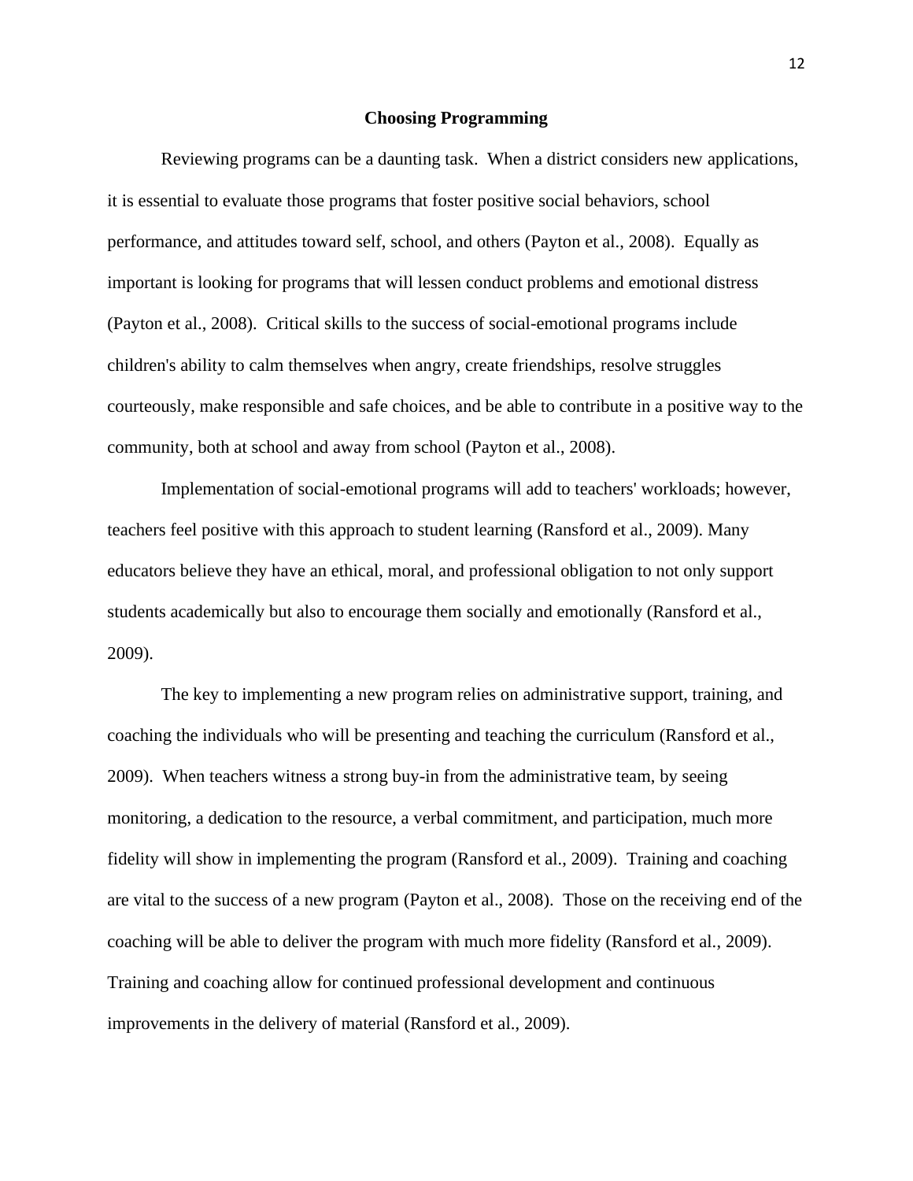## Choosing Programming

Reviewing programs can be a daunting task. When a district considers new applications, it is essential to evaluate those programs that foster positive social behaviors, school performance, and attitudes toward self, school, and others (Payton et al., 2008). Equally as important is looking for programs that will lessen conduct problems and emotional distress (Payton et al., 2008). Critical skills to the success of social-emotional programs include children's ability to calm themselves when angry, create friendships, resolve struggles courteously, make responsible and safe choices, and be able to contribute in a positive way to the community, both at school and away from school (Payton et al., 2008).

Implementation of social-emotional programs will add to teachers' workloads; however, teachers feel positive with this approach to student learning (Ransford et al., 2009). Many educators believe they have an ethical, moral, and professional obligation to not only support students academically but also to encourage them socially and emotionally (Ransford et al., 2009).

The key to implementing a new program relies on administrative support, training, and coaching the individuals who will be presenting and teaching the curriculum (Ransford et al., 2009). When teachers witness a strong buy-in from the administrative team, by seeing monitoring, a dedication to the resource, a verbal commitment, and participation, much more fidelity will show in implementing the program (Ransford et al., 2009). Training and coaching are vital to the success of a new program (Payton et al., 2008). Those on the receiving end of the coaching will be able to deliver the program with much more fidelity (Ransford et al., 2009). Training and coaching allow for continued professional development and continuous improvements in the delivery of material (Ransford et al., 2009).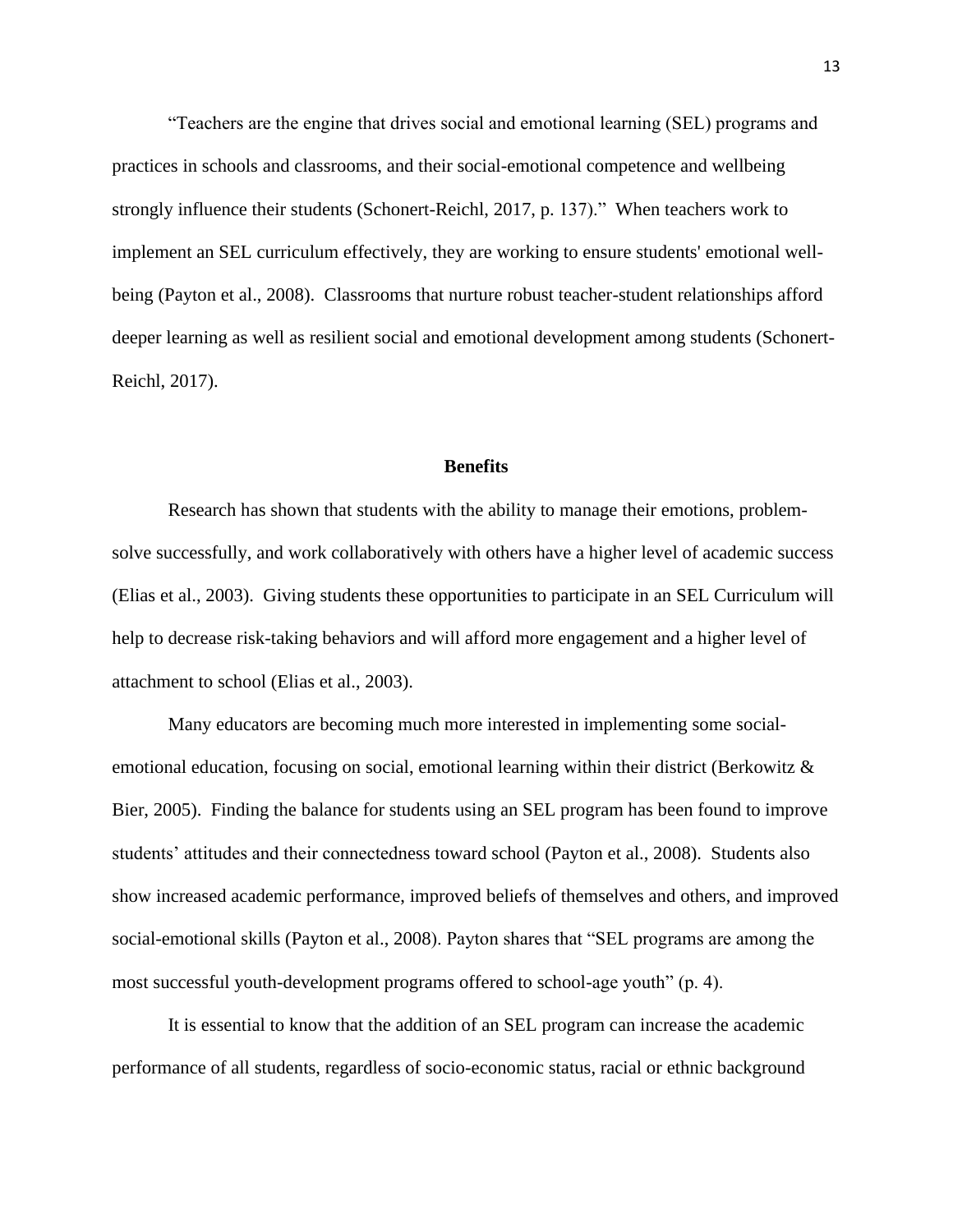"Teachers are the engine that drives social and emotional learning (SEL) programs and practices in schools and classrooms, and their social-emotional competence and wellbeing strongly influence their students (Schonert-Reichl, 2017, p. 137)." When teachers work to implement an SEL curriculum effectively, they are working to ensure students' emotional well-being (Payton et al., 2008). Classrooms that nurture robust teacher-student relationships afford deeper learning as well as resilient social and emotional development among students (Schonert-Reichl, 2017).

## Benefits

Research has shown that students with the ability to manage their emotions, problem-solve successfully, and work collaboratively with others have a higher level of academic success (Elias et al., 2003). Giving students these opportunities to participate in an SEL Curriculum will help to decrease risk-taking behaviors and will afford more engagement and a higher level of attachment to school (Elias et al., 2003).

Many educators are becoming much more interested in implementing some social-emotional education, focusing on social, emotional learning within their district (Berkowitz & Bier, 2005). Finding the balance for students using an SEL program has been found to improve students' attitudes and their connectedness toward school (Payton et al., 2008). Students also show increased academic performance, improved beliefs of themselves and others, and improved social-emotional skills (Payton et al., 2008). Payton shares that "SEL programs are among the most successful youth-development programs offered to school-age youth" (p. 4).

It is essential to know that the addition of an SEL program can increase the academic performance of all students, regardless of socio-economic status, racial or ethnic background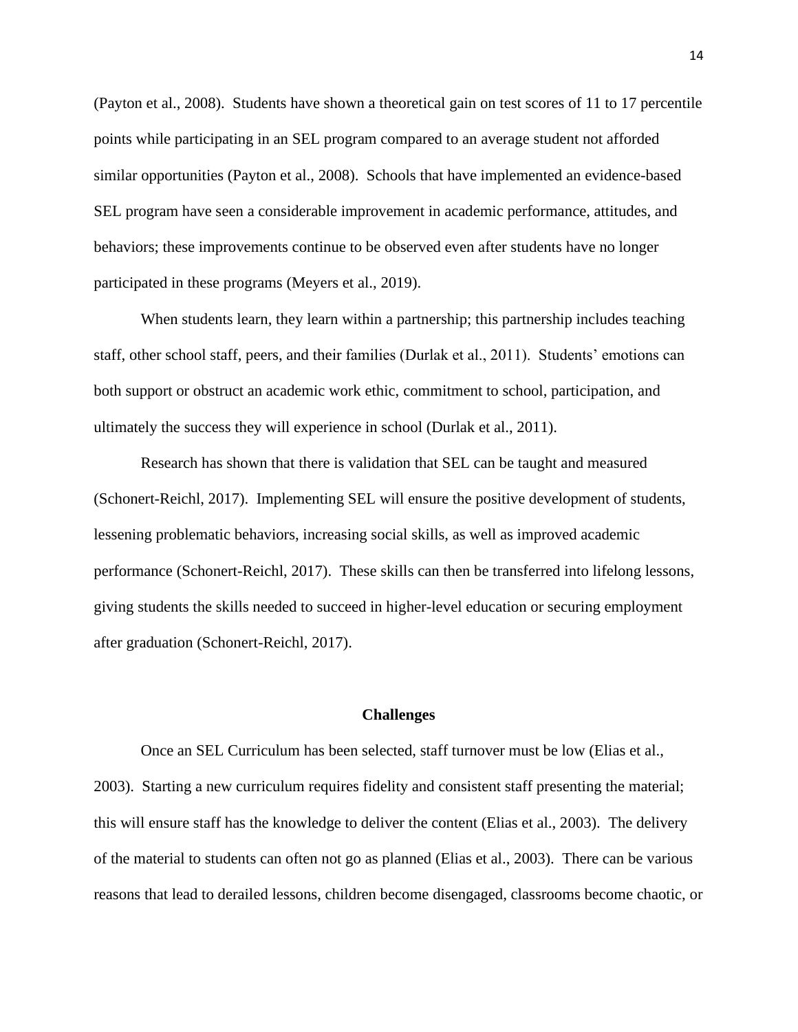(Payton et al., 2008). Students have shown a theoretical gain on test scores of 11 to 17 percentile points while participating in an SEL program compared to an average student not afforded similar opportunities (Payton et al., 2008). Schools that have implemented an evidence-based SEL program have seen a considerable improvement in academic performance, attitudes, and behaviors; these improvements continue to be observed even after students have no longer participated in these programs (Meyers et al., 2019).

When students learn, they learn within a partnership; this partnership includes teaching staff, other school staff, peers, and their families (Durlak et al., 2011). Students' emotions can both support or obstruct an academic work ethic, commitment to school, participation, and ultimately the success they will experience in school (Durlak et al., 2011).

Research has shown that there is validation that SEL can be taught and measured (Schonert-Reichl, 2017). Implementing SEL will ensure the positive development of students, lessening problematic behaviors, increasing social skills, as well as improved academic performance (Schonert-Reichl, 2017). These skills can then be transferred into lifelong lessons, giving students the skills needed to succeed in higher-level education or securing employment after graduation (Schonert-Reichl, 2017).

## Challenges

Once an SEL Curriculum has been selected, staff turnover must be low (Elias et al., 2003). Starting a new curriculum requires fidelity and consistent staff presenting the material; this will ensure staff has the knowledge to deliver the content (Elias et al., 2003). The delivery of the material to students can often not go as planned (Elias et al., 2003). There can be various reasons that lead to derailed lessons, children become disengaged, classrooms become chaotic, or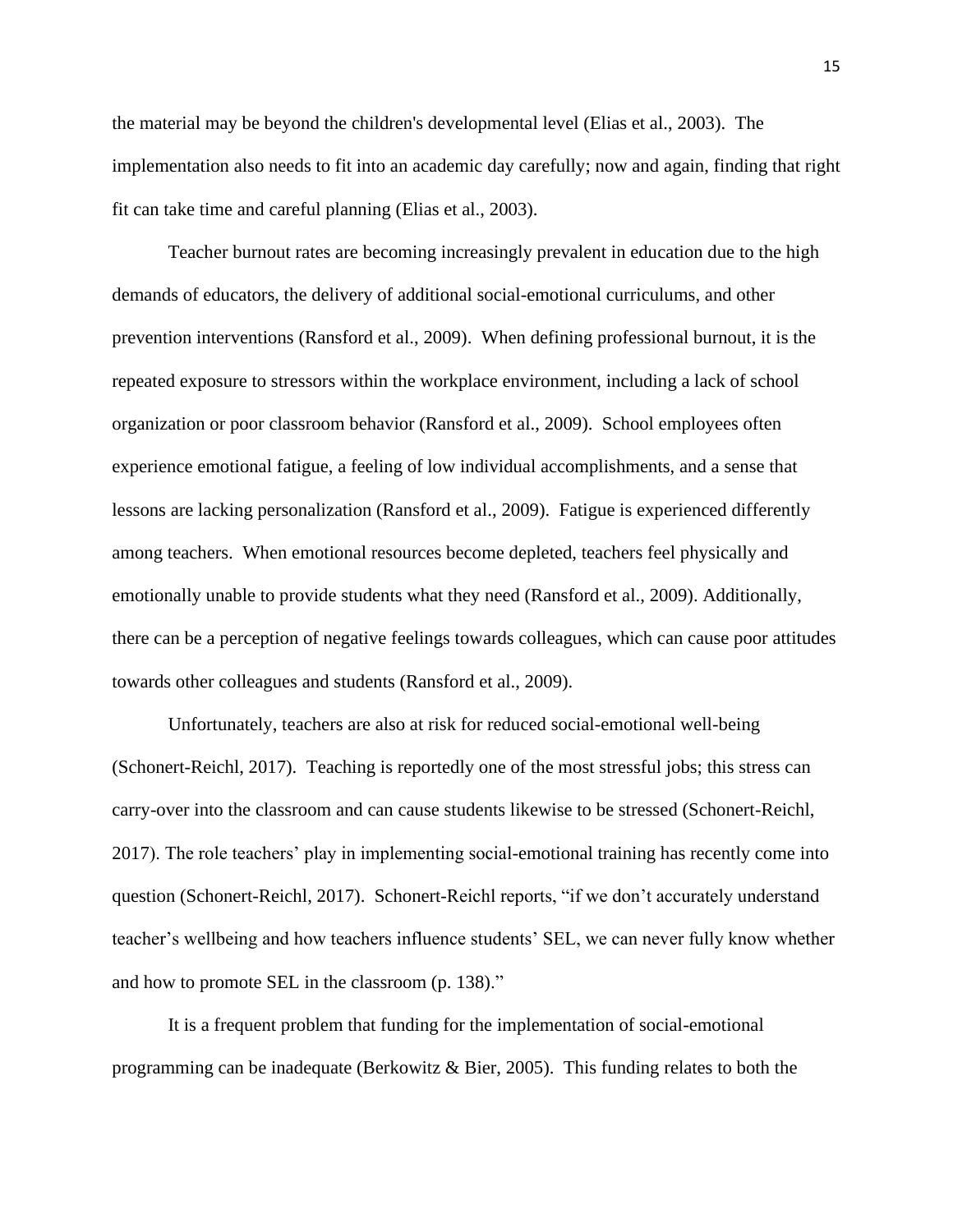the material may be beyond the children's developmental level (Elias et al., 2003). The implementation also needs to fit into an academic day carefully; now and again, finding that right fit can take time and careful planning (Elias et al., 2003).

Teacher burnout rates are becoming increasingly prevalent in education due to the high demands of educators, the delivery of additional social-emotional curriculums, and other prevention interventions (Ransford et al., 2009). When defining professional burnout, it is the repeated exposure to stressors within the workplace environment, including a lack of school organization or poor classroom behavior (Ransford et al., 2009). School employees often experience emotional fatigue, a feeling of low individual accomplishments, and a sense that lessons are lacking personalization (Ransford et al., 2009). Fatigue is experienced differently among teachers. When emotional resources become depleted, teachers feel physically and emotionally unable to provide students what they need (Ransford et al., 2009). Additionally, there can be a perception of negative feelings towards colleagues, which can cause poor attitudes towards other colleagues and students (Ransford et al., 2009).

Unfortunately, teachers are also at risk for reduced social-emotional well-being (Schonert-Reichl, 2017). Teaching is reportedly one of the most stressful jobs; this stress can carry-over into the classroom and can cause students likewise to be stressed (Schonert-Reichl, 2017). The role teachers' play in implementing social-emotional training has recently come into question (Schonert-Reichl, 2017). Schonert-Reichl reports, "if we don't accurately understand teacher's wellbeing and how teachers influence students' SEL, we can never fully know whether and how to promote SEL in the classroom (p. 138)."

It is a frequent problem that funding for the implementation of social-emotional programming can be inadequate (Berkowitz & Bier, 2005). This funding relates to both the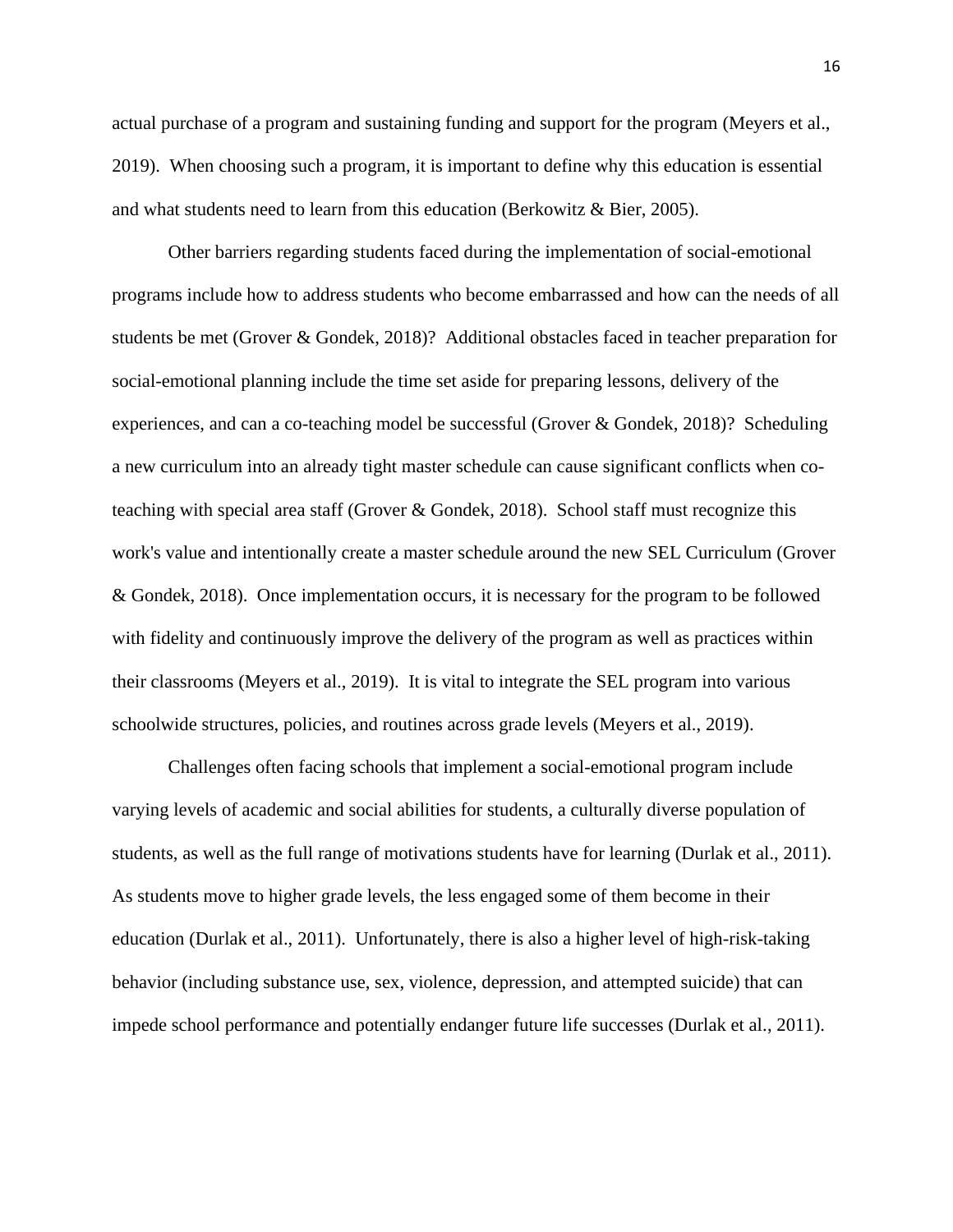actual purchase of a program and sustaining funding and support for the program (Meyers et al., 2019). When choosing such a program, it is important to define why this education is essential and what students need to learn from this education (Berkowitz & Bier, 2005).

Other barriers regarding students faced during the implementation of social-emotional programs include how to address students who become embarrassed and how can the needs of all students be met (Grover & Gondek, 2018)? Additional obstacles faced in teacher preparation for social-emotional planning include the time set aside for preparing lessons, delivery of the experiences, and can a co-teaching model be successful (Grover & Gondek, 2018)? Scheduling a new curriculum into an already tight master schedule can cause significant conflicts when co-teaching with special area staff (Grover & Gondek, 2018). School staff must recognize this work's value and intentionally create a master schedule around the new SEL Curriculum (Grover & Gondek, 2018). Once implementation occurs, it is necessary for the program to be followed with fidelity and continuously improve the delivery of the program as well as practices within their classrooms (Meyers et al., 2019). It is vital to integrate the SEL program into various schoolwide structures, policies, and routines across grade levels (Meyers et al., 2019).

Challenges often facing schools that implement a social-emotional program include varying levels of academic and social abilities for students, a culturally diverse population of students, as well as the full range of motivations students have for learning (Durlak et al., 2011). As students move to higher grade levels, the less engaged some of them become in their education (Durlak et al., 2011). Unfortunately, there is also a higher level of high-risk-taking behavior (including substance use, sex, violence, depression, and attempted suicide) that can impede school performance and potentially endanger future life successes (Durlak et al., 2011).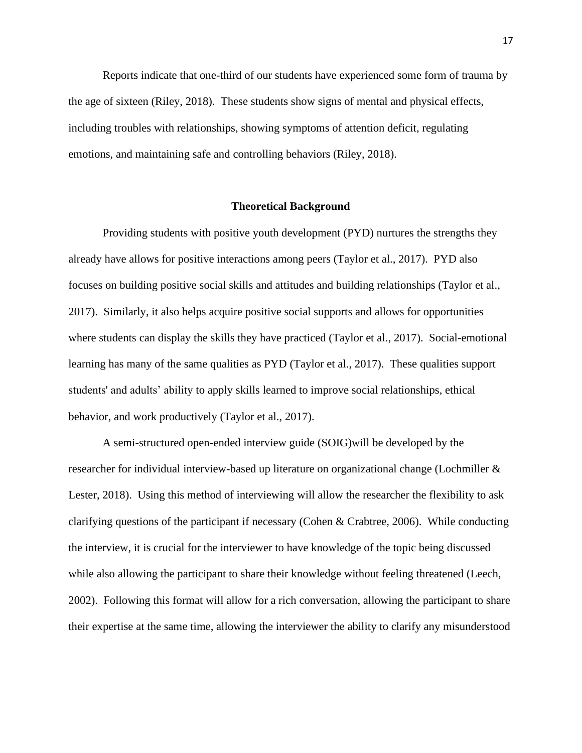Reports indicate that one-third of our students have experienced some form of trauma by the age of sixteen (Riley, 2018). These students show signs of mental and physical effects, including troubles with relationships, showing symptoms of attention deficit, regulating emotions, and maintaining safe and controlling behaviors (Riley, 2018).

## Theoretical Background

Providing students with positive youth development (PYD) nurtures the strengths they already have allows for positive interactions among peers (Taylor et al., 2017). PYD also focuses on building positive social skills and attitudes and building relationships (Taylor et al., 2017). Similarly, it also helps acquire positive social supports and allows for opportunities where students can display the skills they have practiced (Taylor et al., 2017). Social-emotional learning has many of the same qualities as PYD (Taylor et al., 2017). These qualities support students' and adults' ability to apply skills learned to improve social relationships, ethical behavior, and work productively (Taylor et al., 2017).

A semi-structured open-ended interview guide (SOIG)will be developed by the researcher for individual interview-based up literature on organizational change (Lochmiller & Lester, 2018). Using this method of interviewing will allow the researcher the flexibility to ask clarifying questions of the participant if necessary (Cohen & Crabtree, 2006). While conducting the interview, it is crucial for the interviewer to have knowledge of the topic being discussed while also allowing the participant to share their knowledge without feeling threatened (Leech, 2002). Following this format will allow for a rich conversation, allowing the participant to share their expertise at the same time, allowing the interviewer the ability to clarify any misunderstood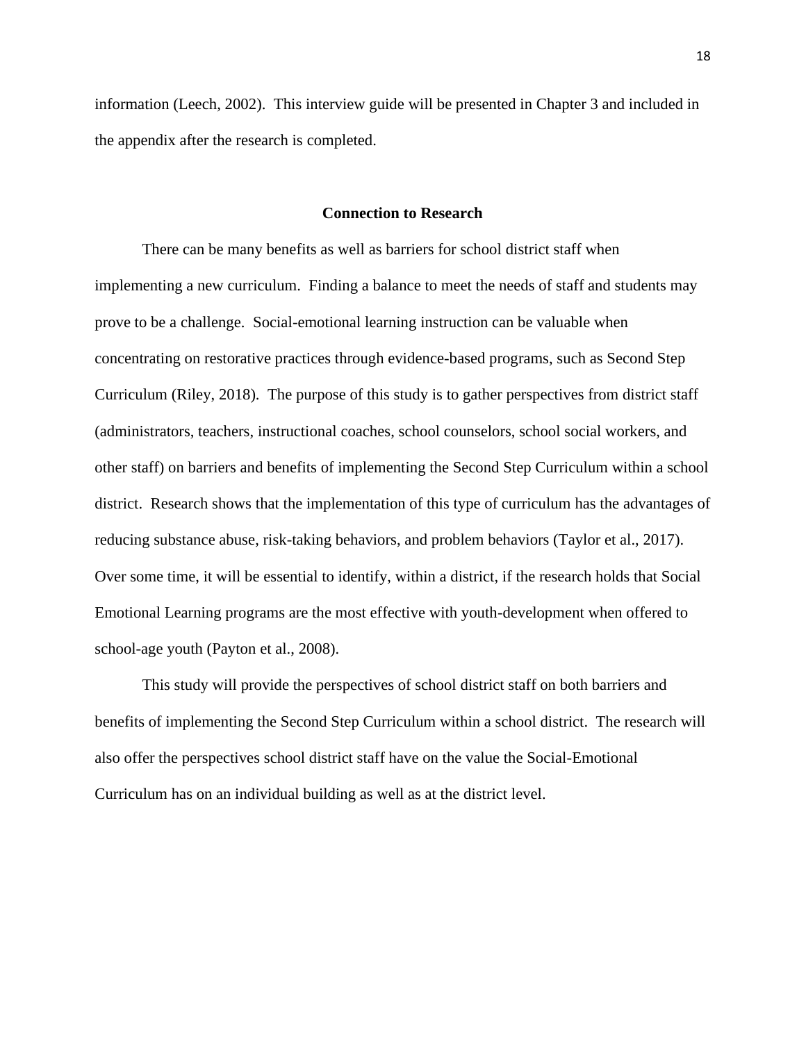information (Leech, 2002). This interview guide will be presented in Chapter 3 and included in the appendix after the research is completed.

## Connection to Research

There can be many benefits as well as barriers for school district staff when implementing a new curriculum. Finding a balance to meet the needs of staff and students may prove to be a challenge. Social-emotional learning instruction can be valuable when concentrating on restorative practices through evidence-based programs, such as Second Step Curriculum (Riley, 2018). The purpose of this study is to gather perspectives from district staff (administrators, teachers, instructional coaches, school counselors, school social workers, and other staff) on barriers and benefits of implementing the Second Step Curriculum within a school district. Research shows that the implementation of this type of curriculum has the advantages of reducing substance abuse, risk-taking behaviors, and problem behaviors (Taylor et al., 2017). Over some time, it will be essential to identify, within a district, if the research holds that Social Emotional Learning programs are the most effective with youth-development when offered to school-age youth (Payton et al., 2008).

This study will provide the perspectives of school district staff on both barriers and benefits of implementing the Second Step Curriculum within a school district. The research will also offer the perspectives school district staff have on the value the Social-Emotional Curriculum has on an individual building as well as at the district level.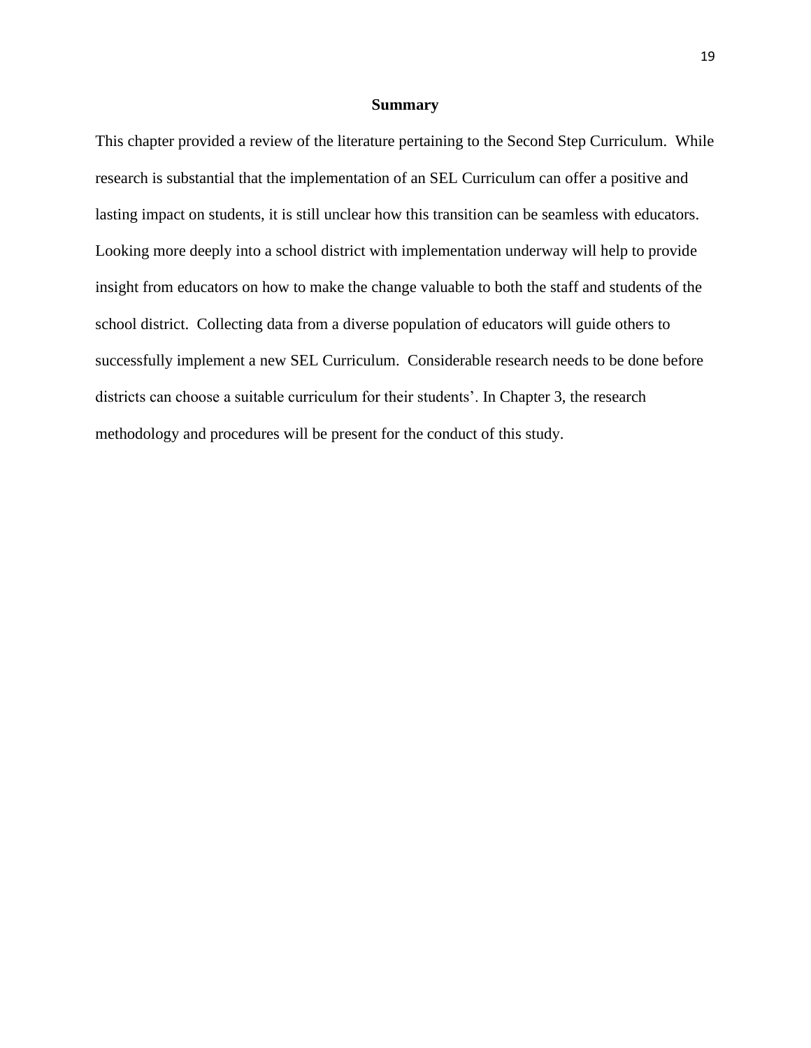## Summary

This chapter provided a review of the literature pertaining to the Second Step Curriculum. While research is substantial that the implementation of an SEL Curriculum can offer a positive and lasting impact on students, it is still unclear how this transition can be seamless with educators. Looking more deeply into a school district with implementation underway will help to provide insight from educators on how to make the change valuable to both the staff and students of the school district. Collecting data from a diverse population of educators will guide others to successfully implement a new SEL Curriculum. Considerable research needs to be done before districts can choose a suitable curriculum for their students'. In Chapter 3, the research methodology and procedures will be present for the conduct of this study.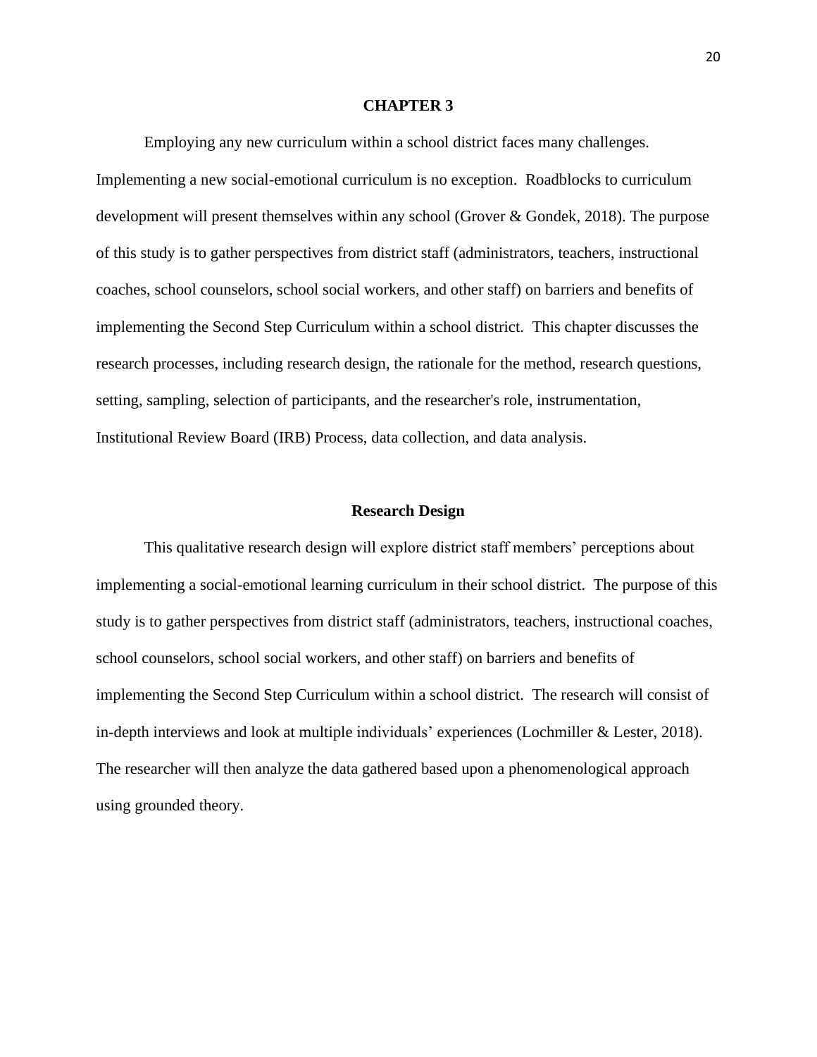# CHAPTER 3

Employing any new curriculum within a school district faces many challenges. Implementing a new social-emotional curriculum is no exception. Roadblocks to curriculum development will present themselves within any school (Grover & Gondek, 2018). The purpose of this study is to gather perspectives from district staff (administrators, teachers, instructional coaches, school counselors, school social workers, and other staff) on barriers and benefits of implementing the Second Step Curriculum within a school district. This chapter discusses the research processes, including research design, the rationale for the method, research questions, setting, sampling, selection of participants, and the researcher's role, instrumentation, Institutional Review Board (IRB) Process, data collection, and data analysis.

## Research Design

This qualitative research design will explore district staff members' perceptions about implementing a social-emotional learning curriculum in their school district. The purpose of this study is to gather perspectives from district staff (administrators, teachers, instructional coaches, school counselors, school social workers, and other staff) on barriers and benefits of implementing the Second Step Curriculum within a school district. The research will consist of in-depth interviews and look at multiple individuals' experiences (Lochmiller & Lester, 2018). The researcher will then analyze the data gathered based upon a phenomenological approach using grounded theory.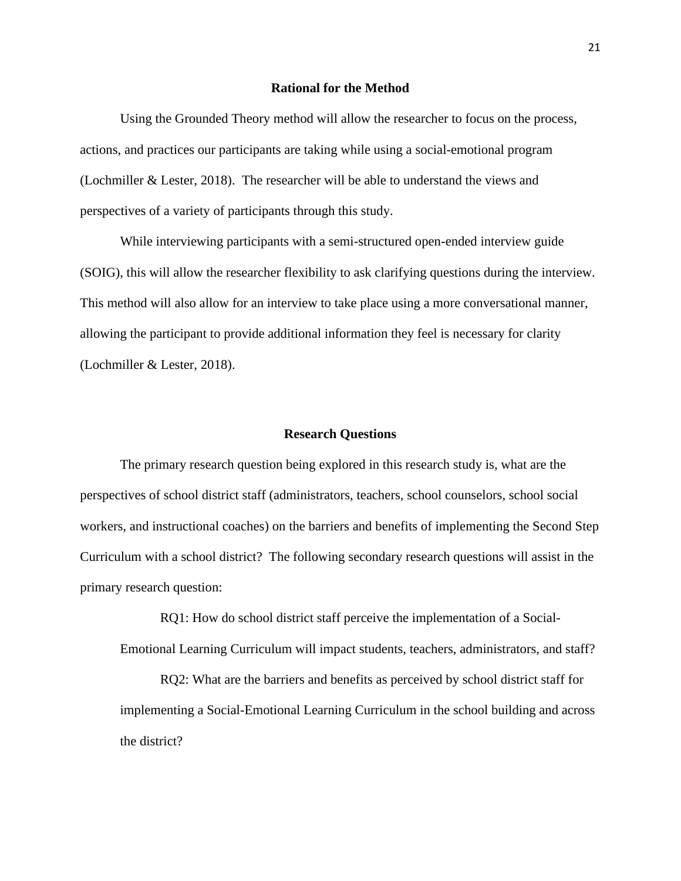## Rational for the Method

Using the Grounded Theory method will allow the researcher to focus on the process, actions, and practices our participants are taking while using a social-emotional program (Lochmiller & Lester, 2018). The researcher will be able to understand the views and perspectives of a variety of participants through this study.

While interviewing participants with a semi-structured open-ended interview guide (SOIG), this will allow the researcher flexibility to ask clarifying questions during the interview. This method will also allow for an interview to take place using a more conversational manner, allowing the participant to provide additional information they feel is necessary for clarity (Lochmiller & Lester, 2018).

## Research Questions

The primary research question being explored in this research study is, what are the perspectives of school district staff (administrators, teachers, school counselors, school social workers, and instructional coaches) on the barriers and benefits of implementing the Second Step Curriculum with a school district? The following secondary research questions will assist in the primary research question:

> RQ1: How do school district staff perceive the implementation of a Social-Emotional Learning Curriculum will impact students, teachers, administrators, and staff?
>
> RQ2: What are the barriers and benefits as perceived by school district staff for implementing a Social-Emotional Learning Curriculum in the school building and across the district?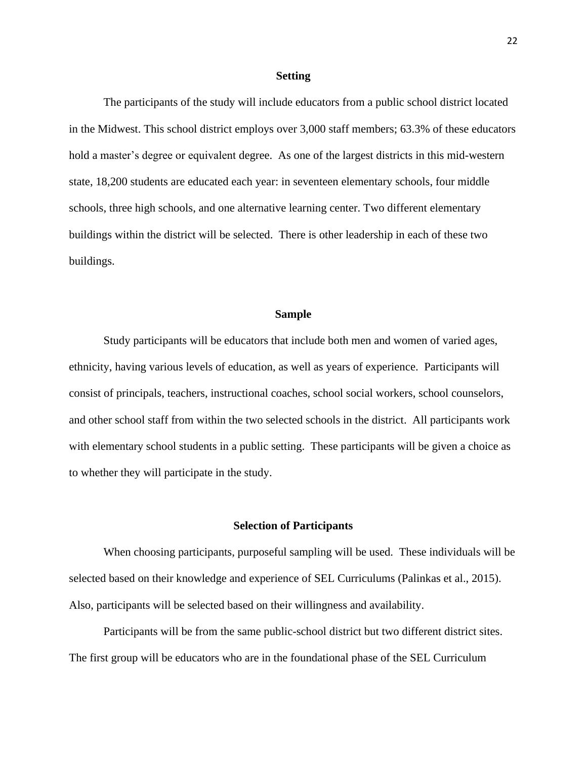## Setting

The participants of the study will include educators from a public school district located in the Midwest. This school district employs over 3,000 staff members; 63.3% of these educators hold a master's degree or equivalent degree. As one of the largest districts in this mid-western state, 18,200 students are educated each year: in seventeen elementary schools, four middle schools, three high schools, and one alternative learning center. Two different elementary buildings within the district will be selected. There is other leadership in each of these two buildings.

## Sample

Study participants will be educators that include both men and women of varied ages, ethnicity, having various levels of education, as well as years of experience. Participants will consist of principals, teachers, instructional coaches, school social workers, school counselors, and other school staff from within the two selected schools in the district. All participants work with elementary school students in a public setting. These participants will be given a choice as to whether they will participate in the study.

## Selection of Participants

When choosing participants, purposeful sampling will be used. These individuals will be selected based on their knowledge and experience of SEL Curriculums (Palinkas et al., 2015). Also, participants will be selected based on their willingness and availability.

Participants will be from the same public-school district but two different district sites. The first group will be educators who are in the foundational phase of the SEL Curriculum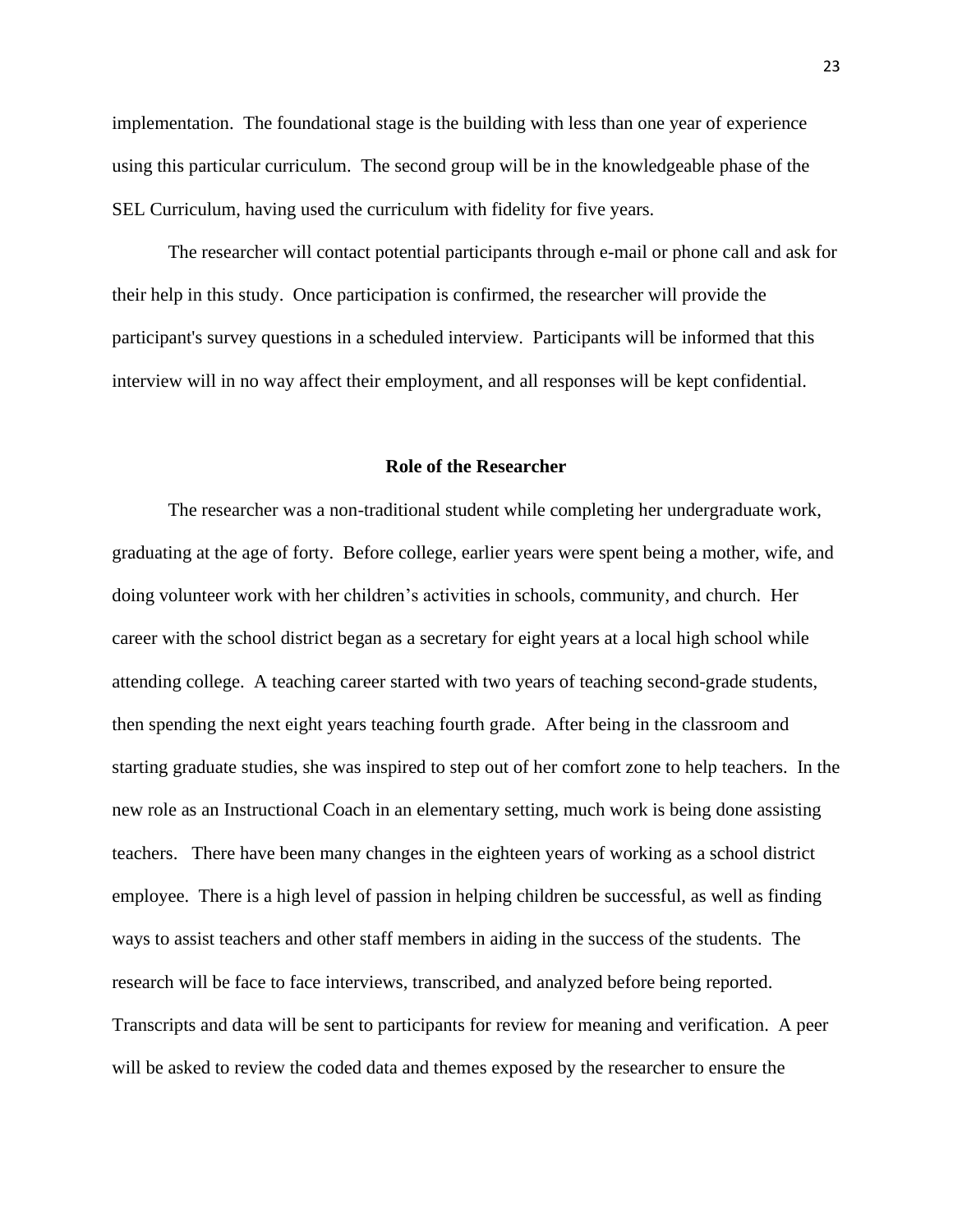implementation. The foundational stage is the building with less than one year of experience using this particular curriculum. The second group will be in the knowledgeable phase of the SEL Curriculum, having used the curriculum with fidelity for five years.

The researcher will contact potential participants through e-mail or phone call and ask for their help in this study. Once participation is confirmed, the researcher will provide the participant's survey questions in a scheduled interview. Participants will be informed that this interview will in no way affect their employment, and all responses will be kept confidential.

## Role of the Researcher

The researcher was a non-traditional student while completing her undergraduate work, graduating at the age of forty. Before college, earlier years were spent being a mother, wife, and doing volunteer work with her children's activities in schools, community, and church. Her career with the school district began as a secretary for eight years at a local high school while attending college. A teaching career started with two years of teaching second-grade students, then spending the next eight years teaching fourth grade. After being in the classroom and starting graduate studies, she was inspired to step out of her comfort zone to help teachers. In the new role as an Instructional Coach in an elementary setting, much work is being done assisting teachers. There have been many changes in the eighteen years of working as a school district employee. There is a high level of passion in helping children be successful, as well as finding ways to assist teachers and other staff members in aiding in the success of the students. The research will be face to face interviews, transcribed, and analyzed before being reported. Transcripts and data will be sent to participants for review for meaning and verification. A peer will be asked to review the coded data and themes exposed by the researcher to ensure the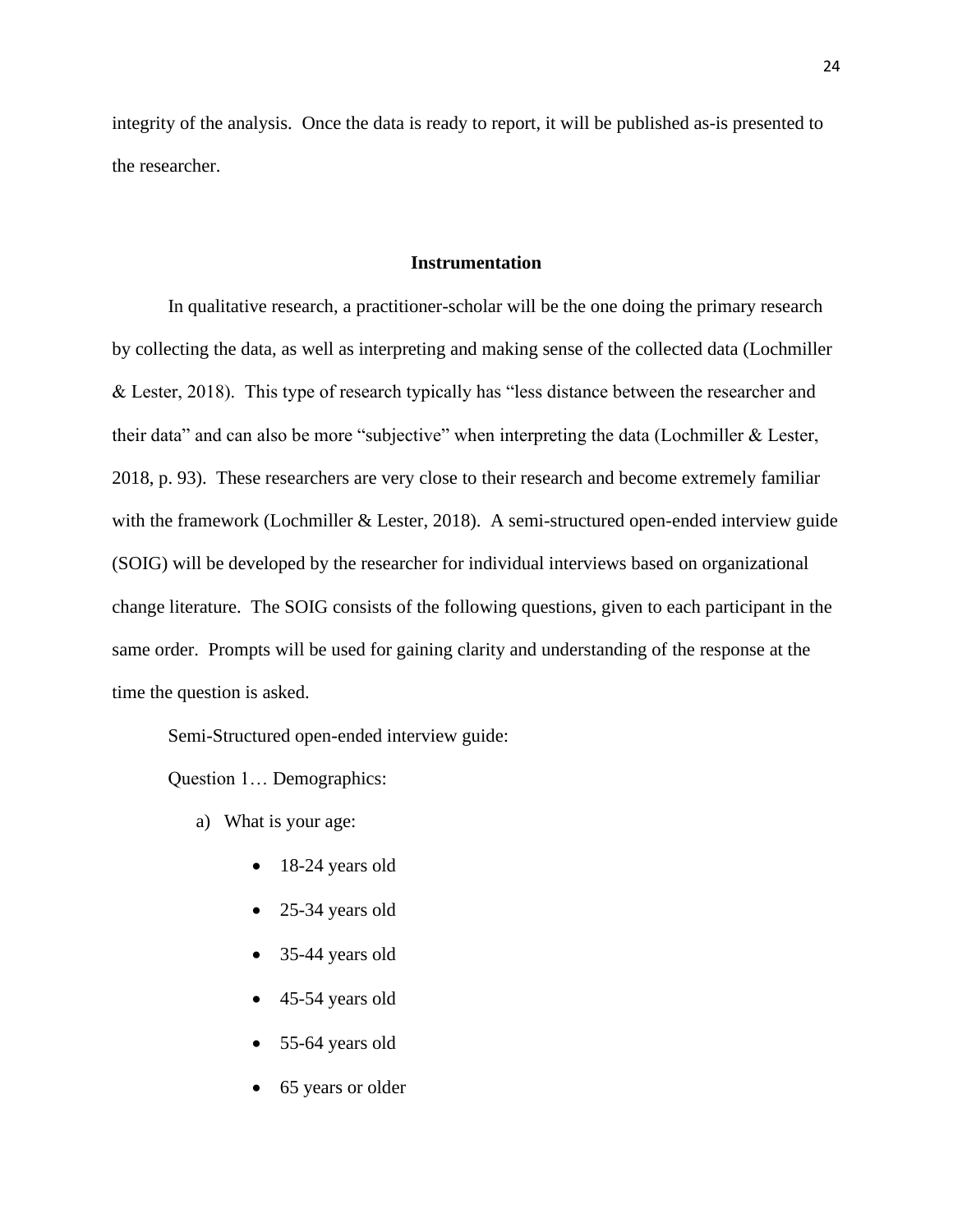integrity of the analysis.  Once the data is ready to report, it will be published as-is presented to the researcher.

## Instrumentation

In qualitative research, a practitioner-scholar will be the one doing the primary research by collecting the data, as well as interpreting and making sense of the collected data (Lochmiller & Lester, 2018).  This type of research typically has "less distance between the researcher and their data" and can also be more "subjective" when interpreting the data (Lochmiller & Lester, 2018, p. 93).  These researchers are very close to their research and become extremely familiar with the framework (Lochmiller & Lester, 2018).  A semi-structured open-ended interview guide (SOIG) will be developed by the researcher for individual interviews based on organizational change literature.  The SOIG consists of the following questions, given to each participant in the same order.  Prompts will be used for gaining clarity and understanding of the response at the time the question is asked.

Semi-Structured open-ended interview guide:

Question 1… Demographics:

a) What is your age:
    - 18-24 years old
    - 25-34 years old
    - 35-44 years old
    - 45-54 years old
    - 55-64 years old
    - 65 years or older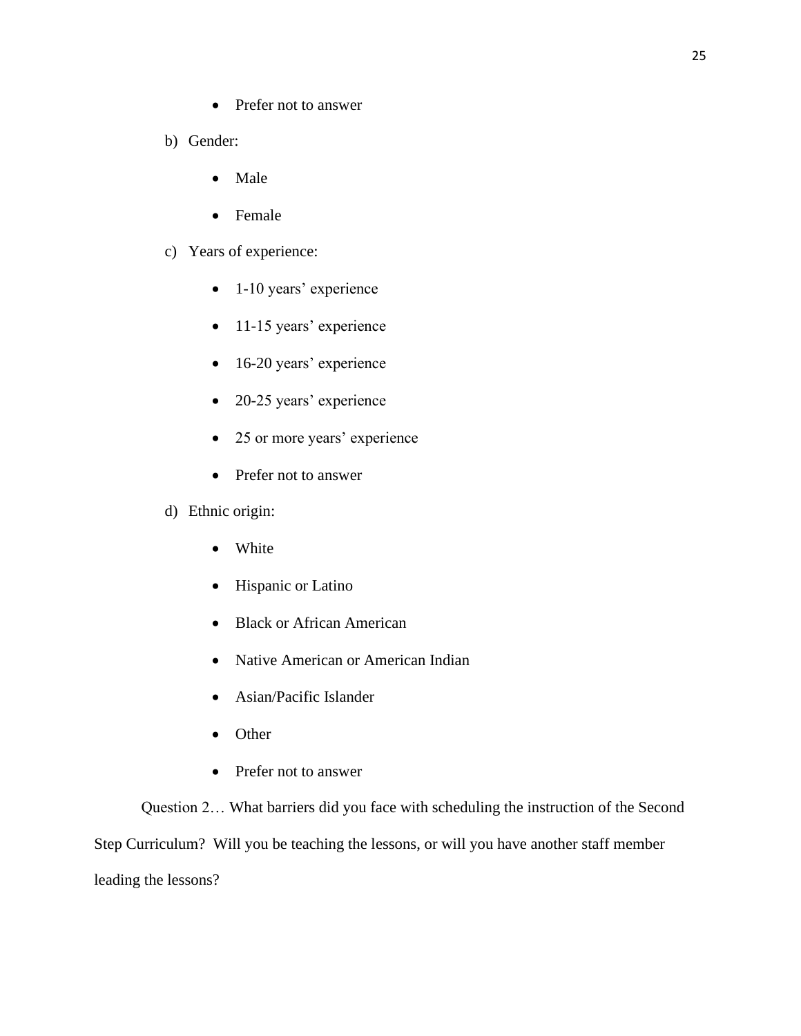- Prefer not to answer

b) Gender:

- Male
- Female

c) Years of experience:

- 1-10 years' experience
- 11-15 years' experience
- 16-20 years' experience
- 20-25 years' experience
- 25 or more years' experience
- Prefer not to answer

d) Ethnic origin:

- White
- Hispanic or Latino
- Black or African American
- Native American or American Indian
- Asian/Pacific Islander
- Other
- Prefer not to answer

Question 2… What barriers did you face with scheduling the instruction of the Second Step Curriculum? Will you be teaching the lessons, or will you have another staff member leading the lessons?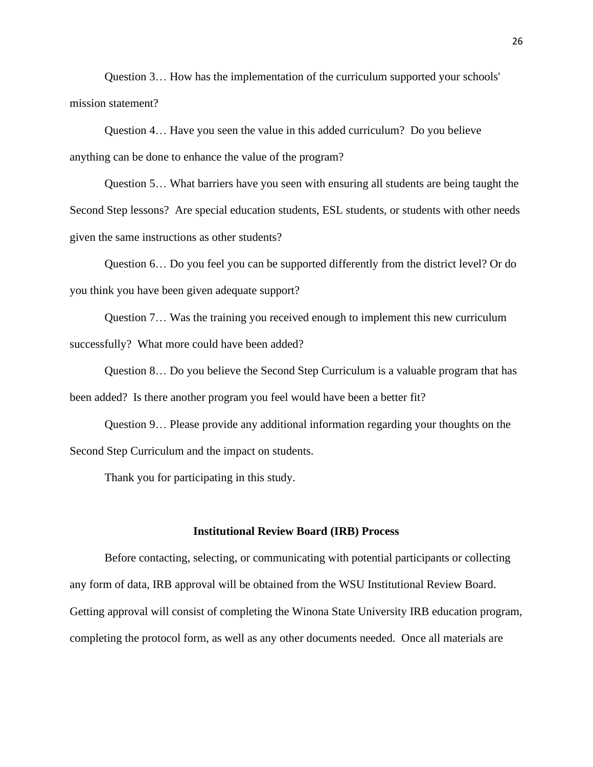Question 3… How has the implementation of the curriculum supported your schools' mission statement?

Question 4… Have you seen the value in this added curriculum? Do you believe anything can be done to enhance the value of the program?

Question 5… What barriers have you seen with ensuring all students are being taught the Second Step lessons? Are special education students, ESL students, or students with other needs given the same instructions as other students?

Question 6… Do you feel you can be supported differently from the district level? Or do you think you have been given adequate support?

Question 7… Was the training you received enough to implement this new curriculum successfully? What more could have been added?

Question 8… Do you believe the Second Step Curriculum is a valuable program that has been added? Is there another program you feel would have been a better fit?

Question 9… Please provide any additional information regarding your thoughts on the Second Step Curriculum and the impact on students.

Thank you for participating in this study.

## Institutional Review Board (IRB) Process

Before contacting, selecting, or communicating with potential participants or collecting any form of data, IRB approval will be obtained from the WSU Institutional Review Board. Getting approval will consist of completing the Winona State University IRB education program, completing the protocol form, as well as any other documents needed. Once all materials are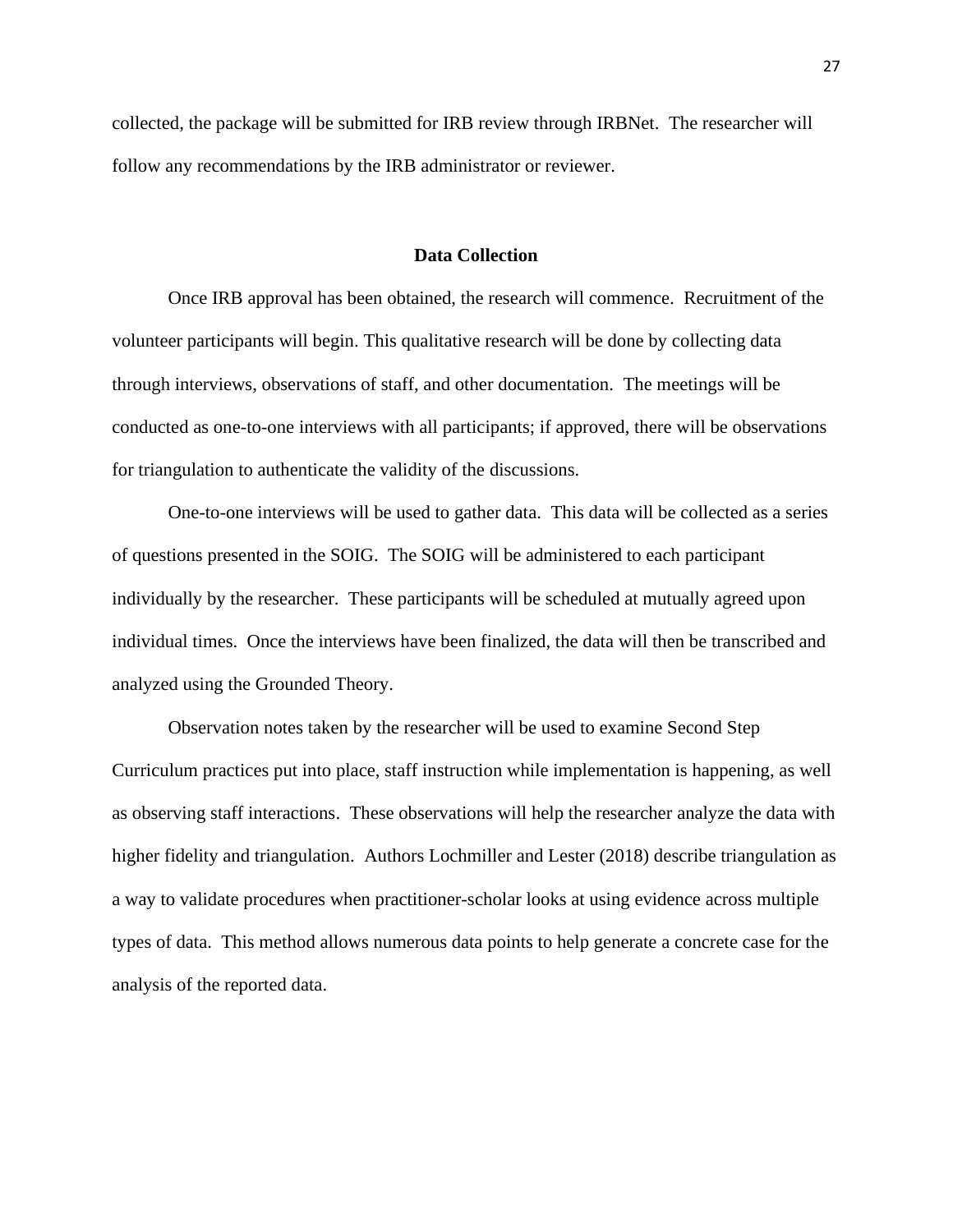collected, the package will be submitted for IRB review through IRBNet. The researcher will follow any recommendations by the IRB administrator or reviewer.

## Data Collection

Once IRB approval has been obtained, the research will commence. Recruitment of the volunteer participants will begin. This qualitative research will be done by collecting data through interviews, observations of staff, and other documentation. The meetings will be conducted as one-to-one interviews with all participants; if approved, there will be observations for triangulation to authenticate the validity of the discussions.

One-to-one interviews will be used to gather data. This data will be collected as a series of questions presented in the SOIG. The SOIG will be administered to each participant individually by the researcher. These participants will be scheduled at mutually agreed upon individual times. Once the interviews have been finalized, the data will then be transcribed and analyzed using the Grounded Theory.

Observation notes taken by the researcher will be used to examine Second Step Curriculum practices put into place, staff instruction while implementation is happening, as well as observing staff interactions. These observations will help the researcher analyze the data with higher fidelity and triangulation. Authors Lochmiller and Lester (2018) describe triangulation as a way to validate procedures when practitioner-scholar looks at using evidence across multiple types of data. This method allows numerous data points to help generate a concrete case for the analysis of the reported data.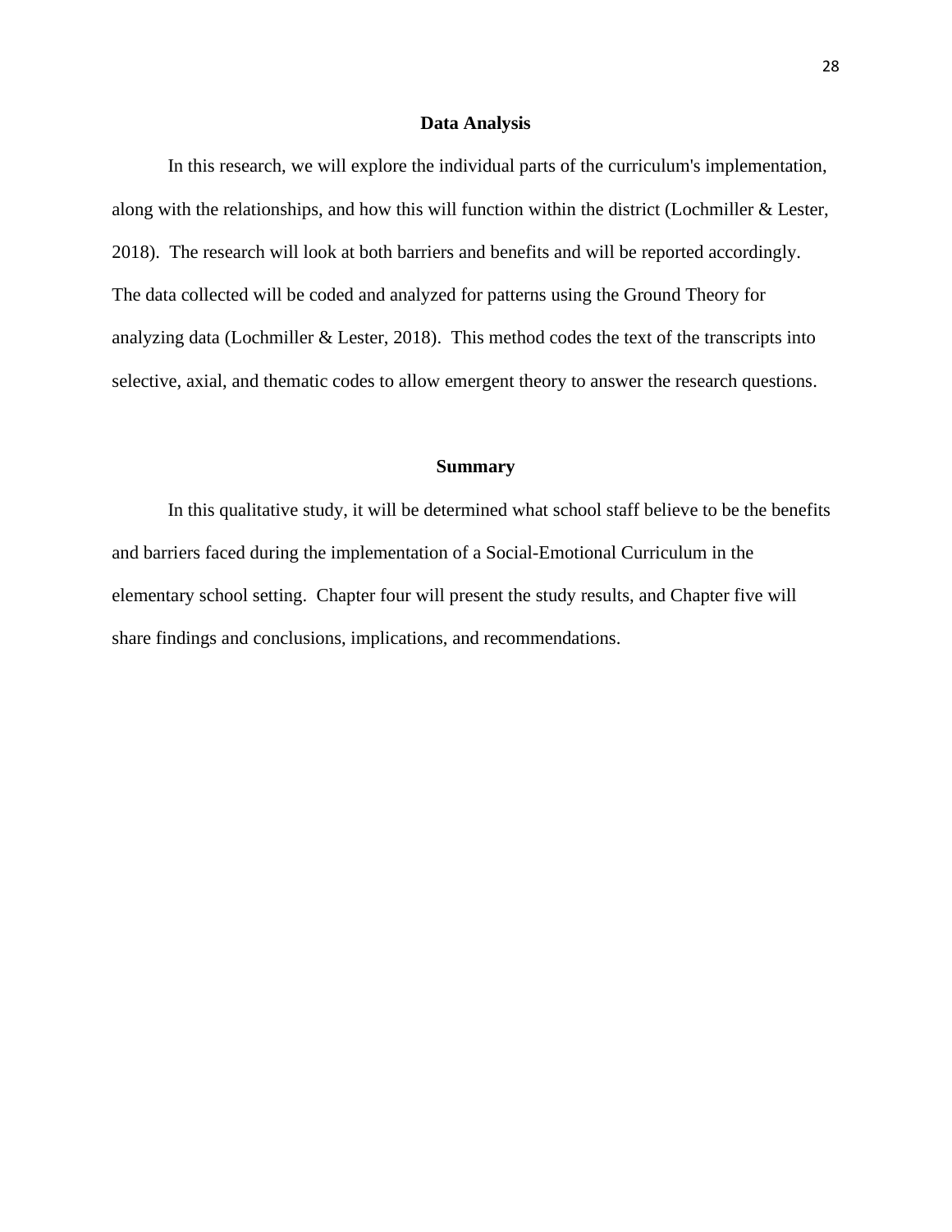## Data Analysis

In this research, we will explore the individual parts of the curriculum's implementation, along with the relationships, and how this will function within the district (Lochmiller & Lester, 2018). The research will look at both barriers and benefits and will be reported accordingly. The data collected will be coded and analyzed for patterns using the Ground Theory for analyzing data (Lochmiller & Lester, 2018). This method codes the text of the transcripts into selective, axial, and thematic codes to allow emergent theory to answer the research questions.

## Summary

In this qualitative study, it will be determined what school staff believe to be the benefits and barriers faced during the implementation of a Social-Emotional Curriculum in the elementary school setting. Chapter four will present the study results, and Chapter five will share findings and conclusions, implications, and recommendations.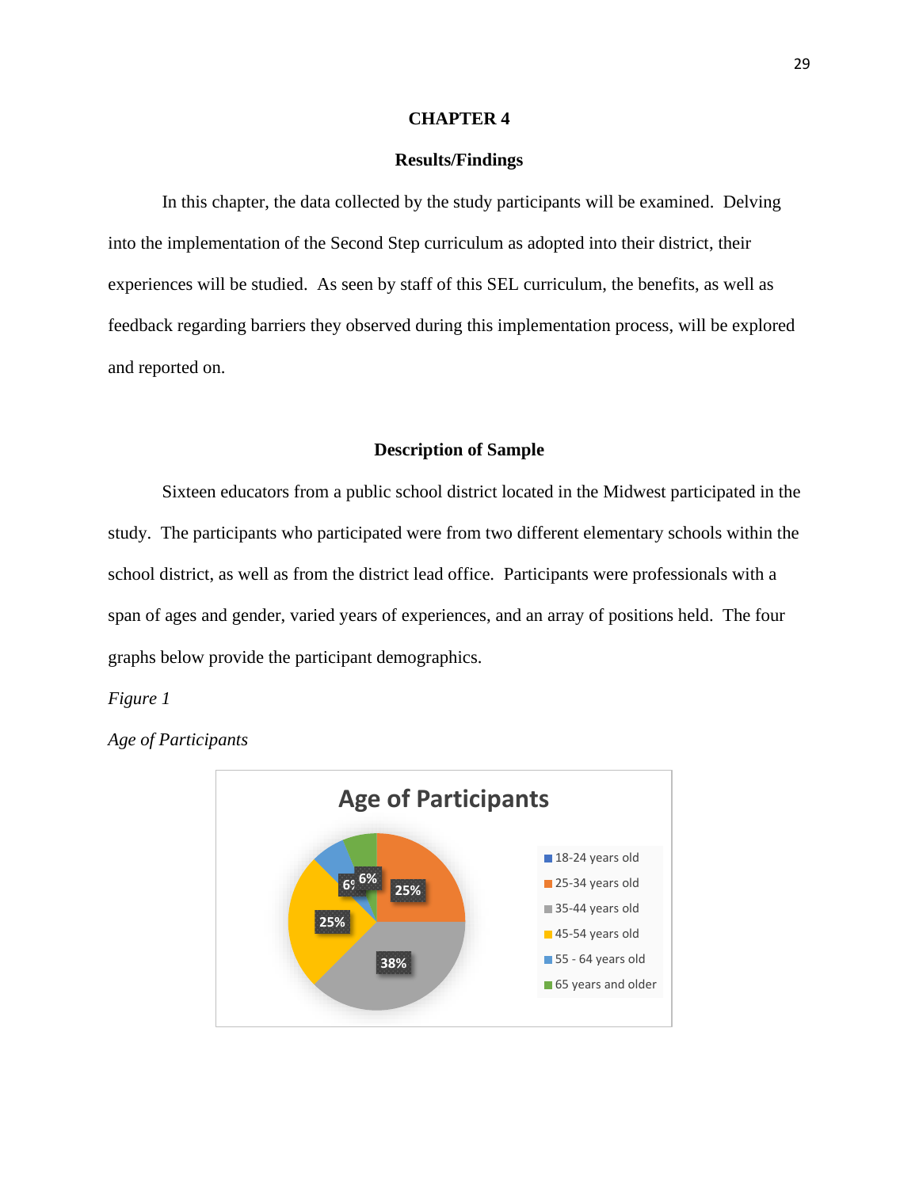# CHAPTER 4

## Results/Findings

In this chapter, the data collected by the study participants will be examined. Delving into the implementation of the Second Step curriculum as adopted into their district, their experiences will be studied. As seen by staff of this SEL curriculum, the benefits, as well as feedback regarding barriers they observed during this implementation process, will be explored and reported on.

## Description of Sample

Sixteen educators from a public school district located in the Midwest participated in the study. The participants who participated were from two different elementary schools within the school district, as well as from the district lead office. Participants were professionals with a span of ages and gender, varied years of experiences, and an array of positions held. The four graphs below provide the participant demographics.

*Figure 1*

*Age of Participants*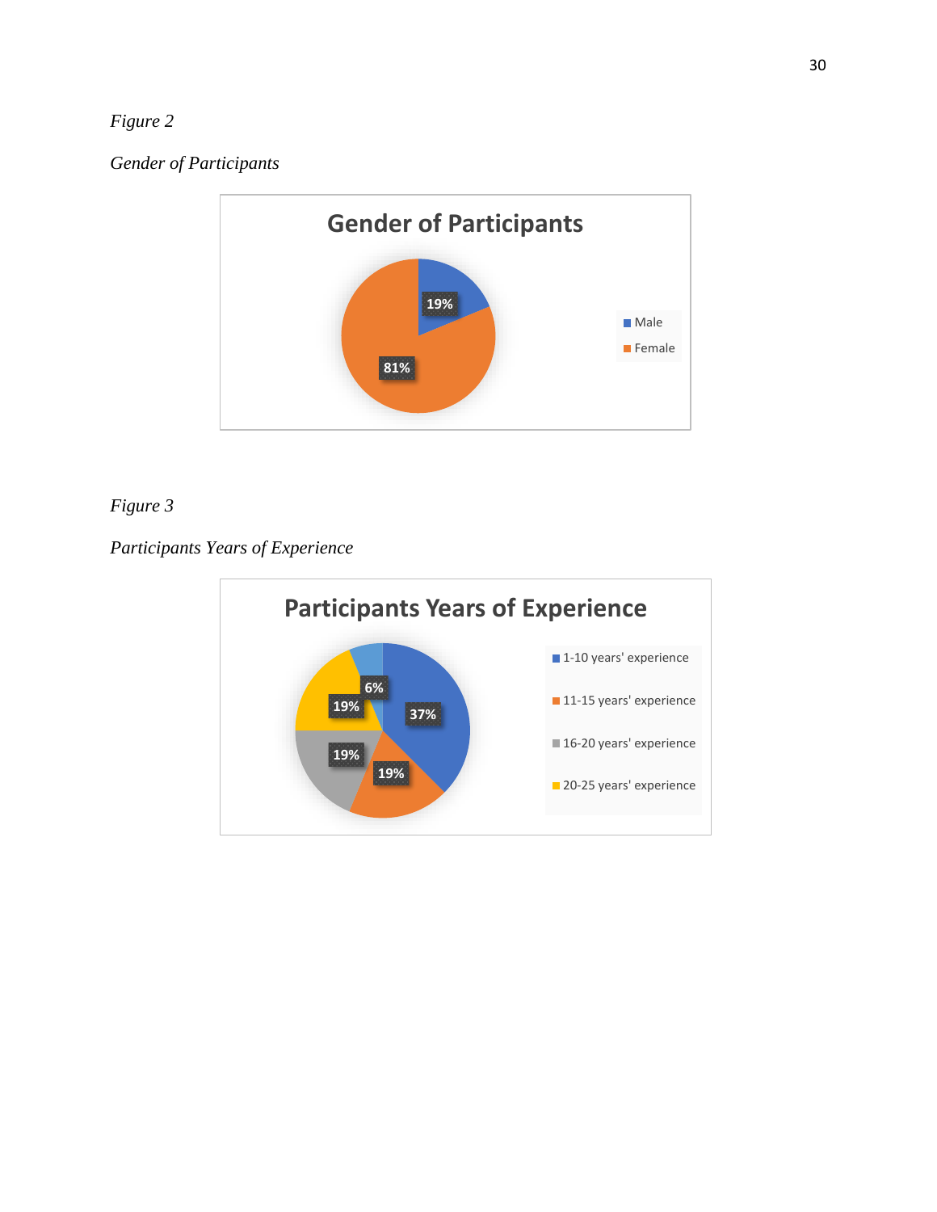*Figure 2*

*Gender of Participants*

*Figure 3*

*Participants Years of Experience*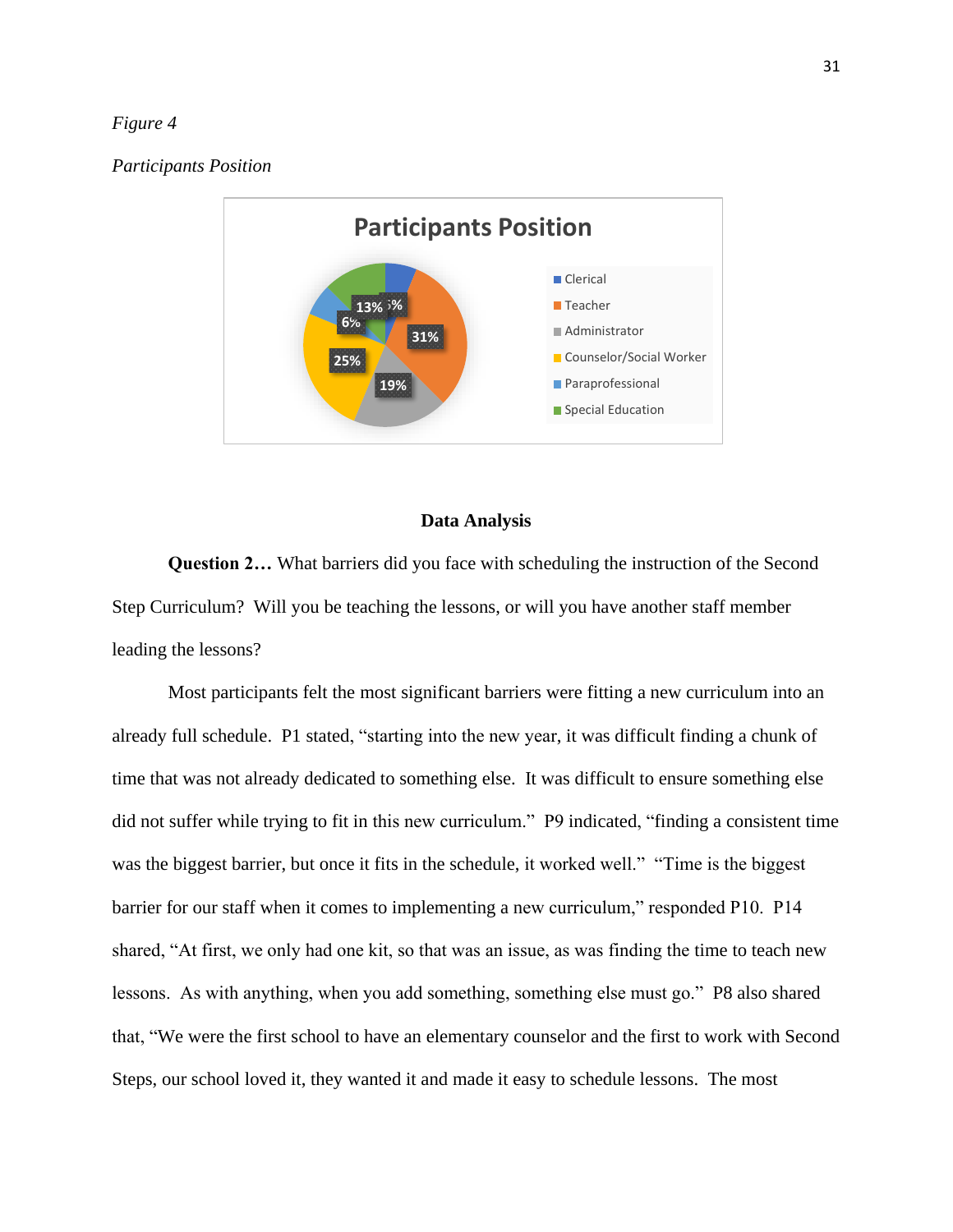*Figure 4*

*Participants Position*

Participants Position

- Clerical
- Teacher
- Administrator
- Counselor/Social Worker
- Paraprofessional
- Special Education

31%, 19%, 25%, 6%, 13%, 6%

## Data Analysis

**Question 2…** What barriers did you face with scheduling the instruction of the Second Step Curriculum? Will you be teaching the lessons, or will you have another staff member leading the lessons?

Most participants felt the most significant barriers were fitting a new curriculum into an already full schedule. P1 stated, "starting into the new year, it was difficult finding a chunk of time that was not already dedicated to something else. It was difficult to ensure something else did not suffer while trying to fit in this new curriculum." P9 indicated, "finding a consistent time was the biggest barrier, but once it fits in the schedule, it worked well." "Time is the biggest barrier for our staff when it comes to implementing a new curriculum," responded P10. P14 shared, "At first, we only had one kit, so that was an issue, as was finding the time to teach new lessons. As with anything, when you add something, something else must go." P8 also shared that, "We were the first school to have an elementary counselor and the first to work with Second Steps, our school loved it, they wanted it and made it easy to schedule lessons. The most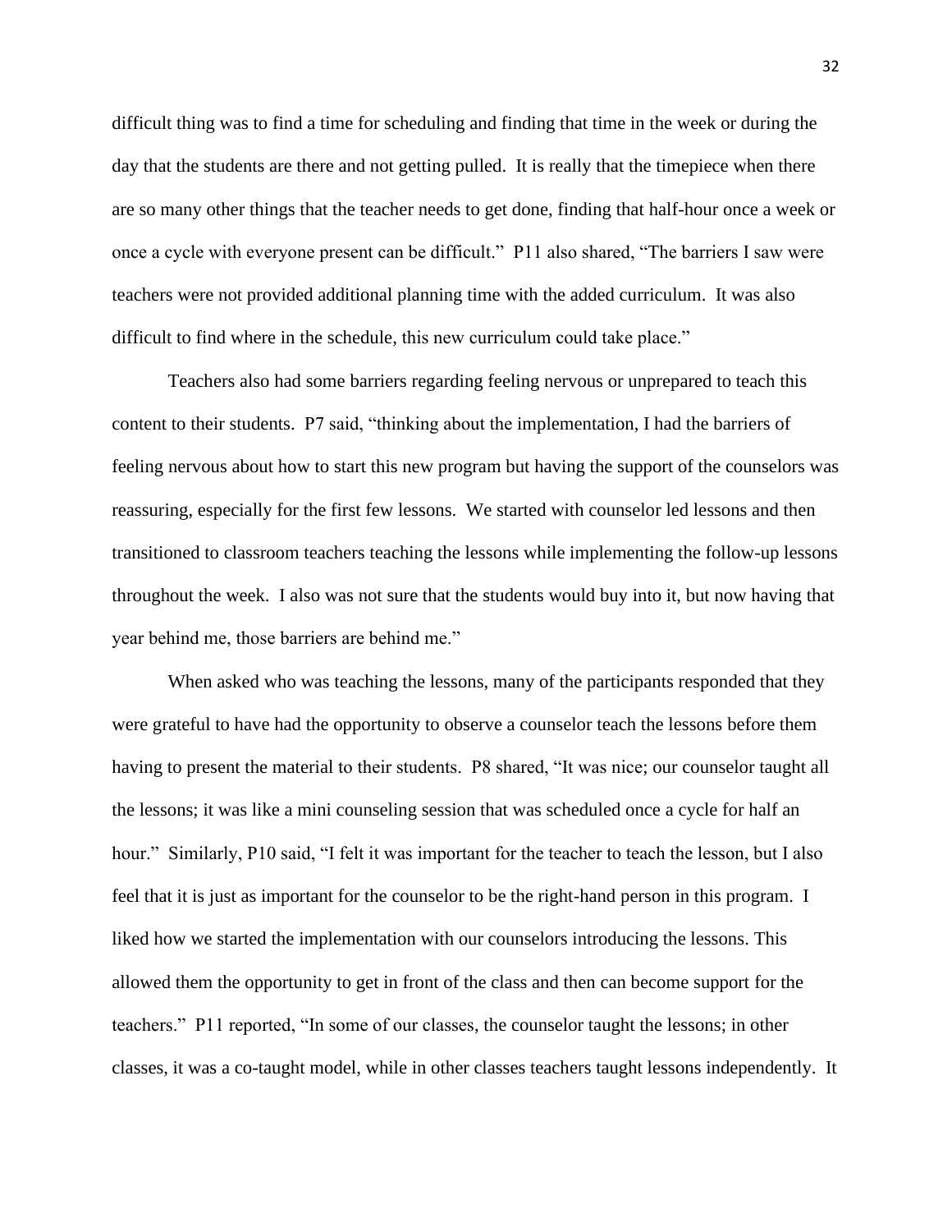difficult thing was to find a time for scheduling and finding that time in the week or during the day that the students are there and not getting pulled. It is really that the timepiece when there are so many other things that the teacher needs to get done, finding that half-hour once a week or once a cycle with everyone present can be difficult." P11 also shared, "The barriers I saw were teachers were not provided additional planning time with the added curriculum. It was also difficult to find where in the schedule, this new curriculum could take place."

Teachers also had some barriers regarding feeling nervous or unprepared to teach this content to their students. P7 said, "thinking about the implementation, I had the barriers of feeling nervous about how to start this new program but having the support of the counselors was reassuring, especially for the first few lessons. We started with counselor led lessons and then transitioned to classroom teachers teaching the lessons while implementing the follow-up lessons throughout the week. I also was not sure that the students would buy into it, but now having that year behind me, those barriers are behind me."

When asked who was teaching the lessons, many of the participants responded that they were grateful to have had the opportunity to observe a counselor teach the lessons before them having to present the material to their students. P8 shared, "It was nice; our counselor taught all the lessons; it was like a mini counseling session that was scheduled once a cycle for half an hour." Similarly, P10 said, "I felt it was important for the teacher to teach the lesson, but I also feel that it is just as important for the counselor to be the right-hand person in this program. I liked how we started the implementation with our counselors introducing the lessons. This allowed them the opportunity to get in front of the class and then can become support for the teachers." P11 reported, "In some of our classes, the counselor taught the lessons; in other classes, it was a co-taught model, while in other classes teachers taught lessons independently. It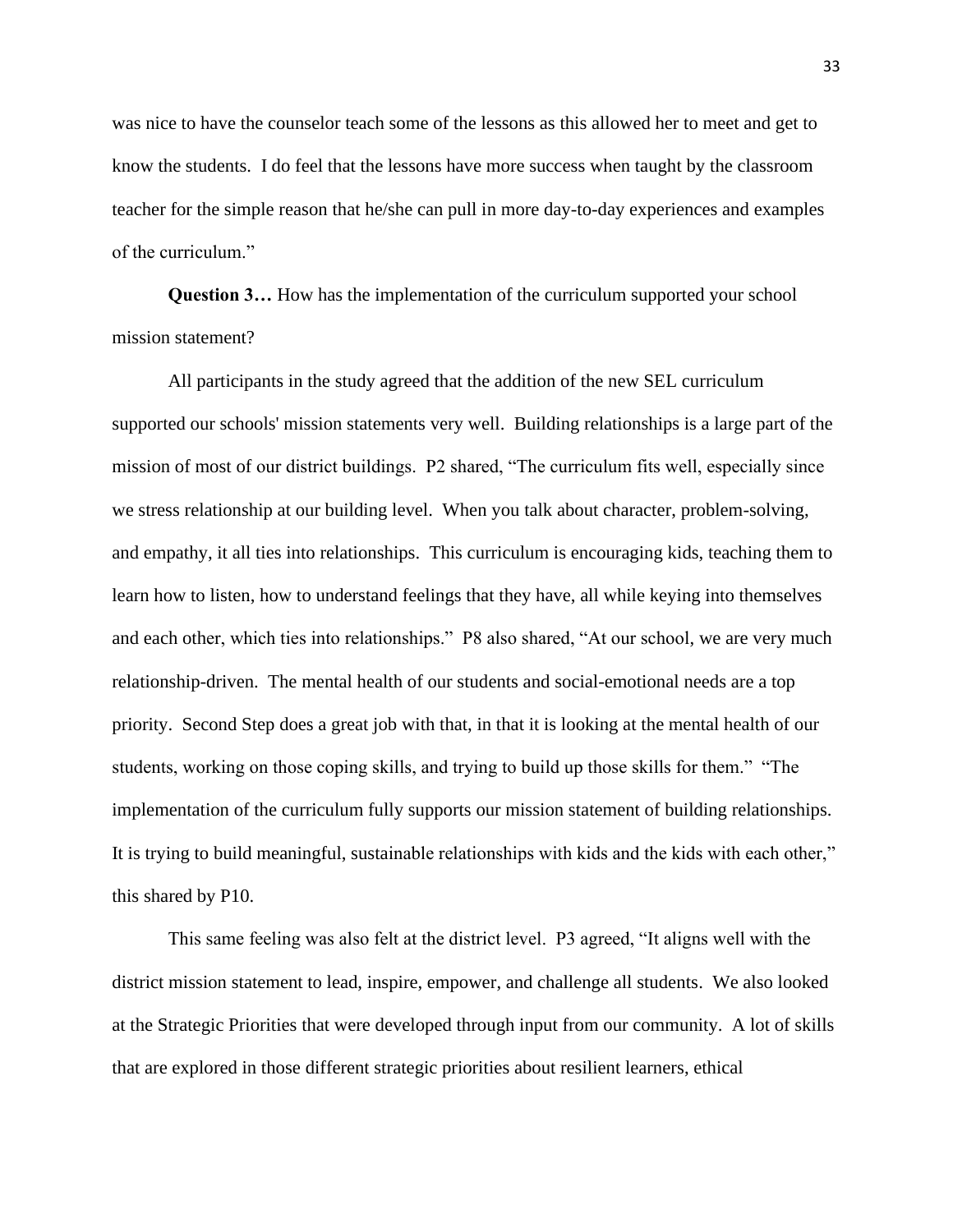was nice to have the counselor teach some of the lessons as this allowed her to meet and get to know the students. I do feel that the lessons have more success when taught by the classroom teacher for the simple reason that he/she can pull in more day-to-day experiences and examples of the curriculum."

**Question 3…** How has the implementation of the curriculum supported your school mission statement?

All participants in the study agreed that the addition of the new SEL curriculum supported our schools' mission statements very well. Building relationships is a large part of the mission of most of our district buildings. P2 shared, "The curriculum fits well, especially since we stress relationship at our building level. When you talk about character, problem-solving, and empathy, it all ties into relationships. This curriculum is encouraging kids, teaching them to learn how to listen, how to understand feelings that they have, all while keying into themselves and each other, which ties into relationships." P8 also shared, "At our school, we are very much relationship-driven. The mental health of our students and social-emotional needs are a top priority. Second Step does a great job with that, in that it is looking at the mental health of our students, working on those coping skills, and trying to build up those skills for them." "The implementation of the curriculum fully supports our mission statement of building relationships. It is trying to build meaningful, sustainable relationships with kids and the kids with each other," this shared by P10.

This same feeling was also felt at the district level. P3 agreed, "It aligns well with the district mission statement to lead, inspire, empower, and challenge all students. We also looked at the Strategic Priorities that were developed through input from our community. A lot of skills that are explored in those different strategic priorities about resilient learners, ethical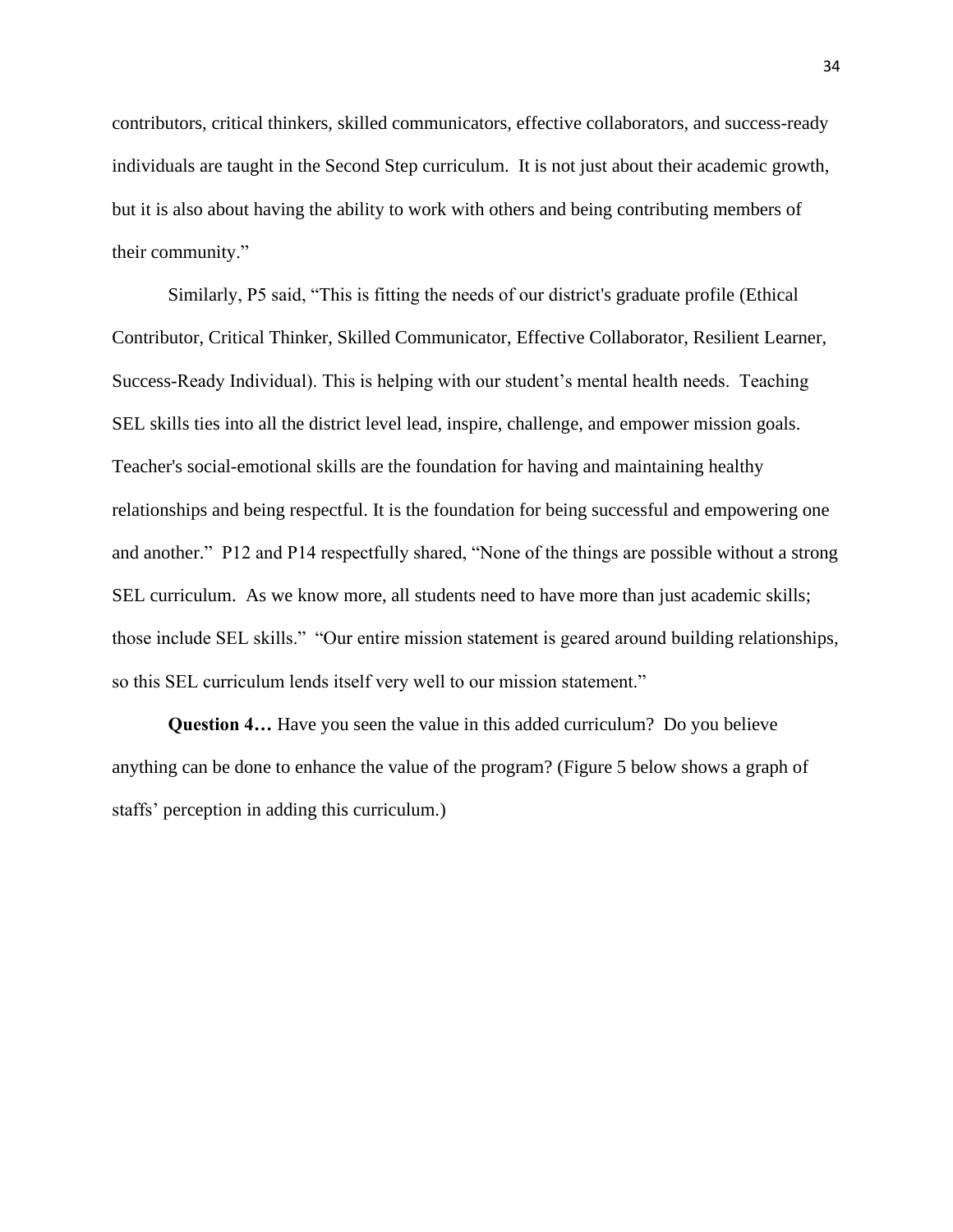contributors, critical thinkers, skilled communicators, effective collaborators, and success-ready individuals are taught in the Second Step curriculum. It is not just about their academic growth, but it is also about having the ability to work with others and being contributing members of their community."

Similarly, P5 said, "This is fitting the needs of our district's graduate profile (Ethical Contributor, Critical Thinker, Skilled Communicator, Effective Collaborator, Resilient Learner, Success-Ready Individual). This is helping with our student's mental health needs. Teaching SEL skills ties into all the district level lead, inspire, challenge, and empower mission goals. Teacher's social-emotional skills are the foundation for having and maintaining healthy relationships and being respectful. It is the foundation for being successful and empowering one and another." P12 and P14 respectfully shared, "None of the things are possible without a strong SEL curriculum. As we know more, all students need to have more than just academic skills; those include SEL skills." "Our entire mission statement is geared around building relationships, so this SEL curriculum lends itself very well to our mission statement."

**Question 4…** Have you seen the value in this added curriculum? Do you believe anything can be done to enhance the value of the program? (Figure 5 below shows a graph of staffs' perception in adding this curriculum.)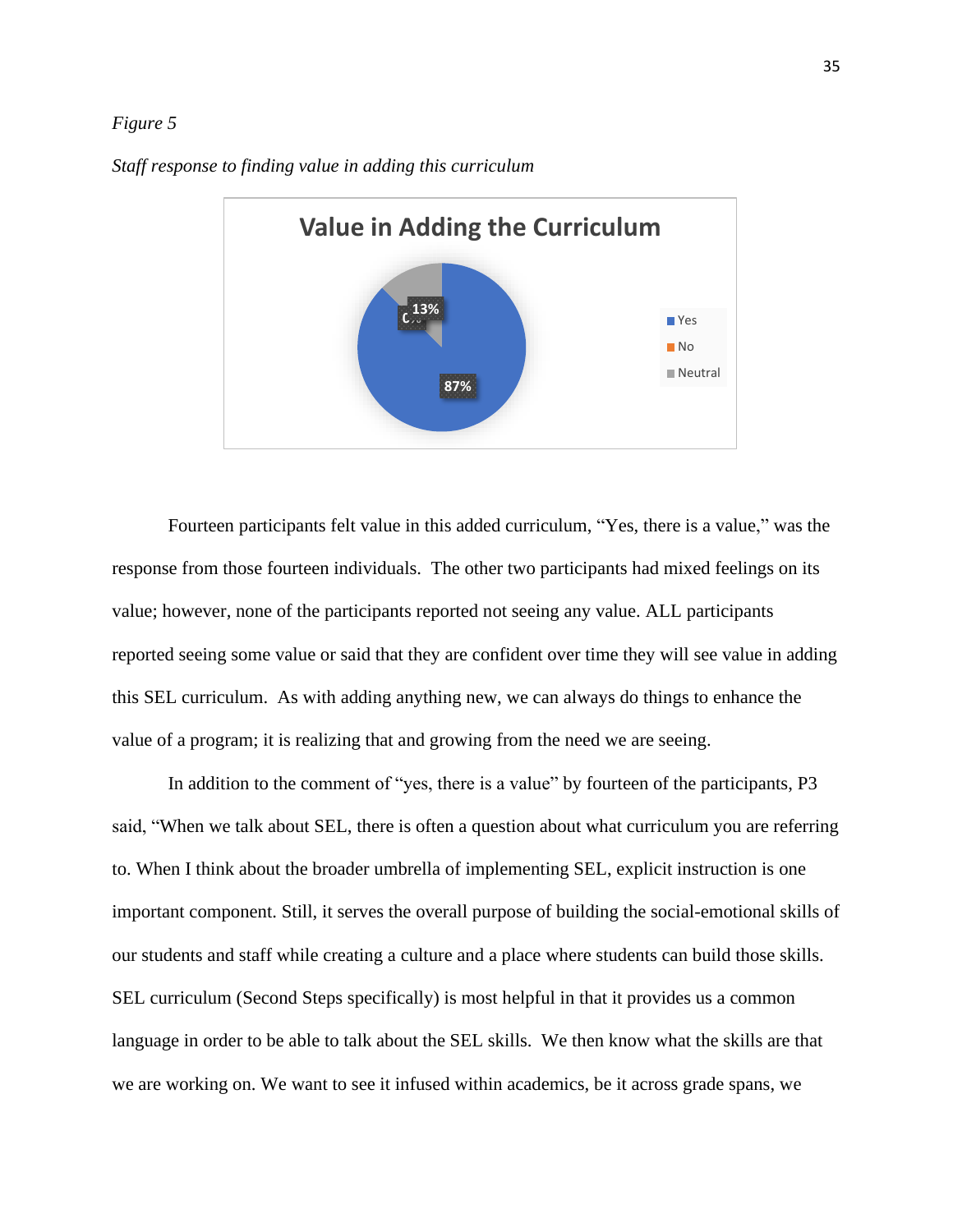*Figure 5*

*Staff response to finding value in adding this curriculum*

Fourteen participants felt value in this added curriculum, "Yes, there is a value," was the response from those fourteen individuals. The other two participants had mixed feelings on its value; however, none of the participants reported not seeing any value. ALL participants reported seeing some value or said that they are confident over time they will see value in adding this SEL curriculum. As with adding anything new, we can always do things to enhance the value of a program; it is realizing that and growing from the need we are seeing.

In addition to the comment of "yes, there is a value" by fourteen of the participants, P3 said, "When we talk about SEL, there is often a question about what curriculum you are referring to. When I think about the broader umbrella of implementing SEL, explicit instruction is one important component. Still, it serves the overall purpose of building the social-emotional skills of our students and staff while creating a culture and a place where students can build those skills. SEL curriculum (Second Steps specifically) is most helpful in that it provides us a common language in order to be able to talk about the SEL skills. We then know what the skills are that we are working on. We want to see it infused within academics, be it across grade spans, we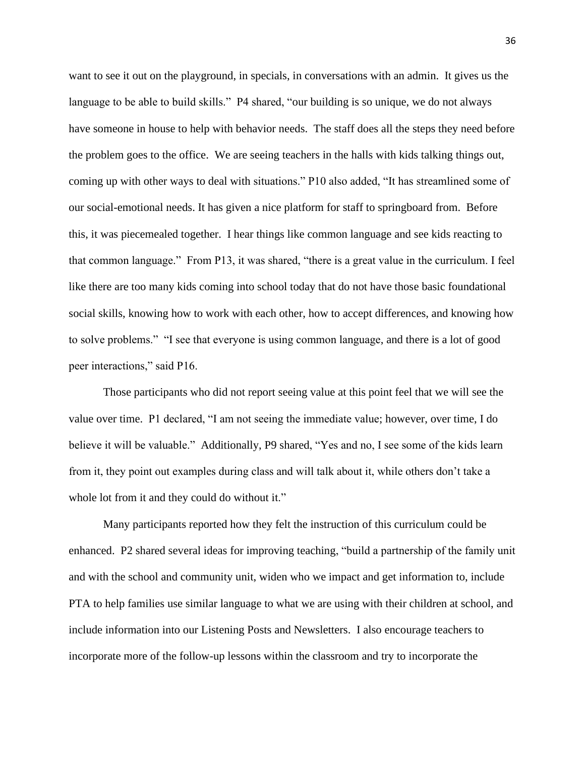want to see it out on the playground, in specials, in conversations with an admin.  It gives us the language to be able to build skills."  P4 shared, "our building is so unique, we do not always have someone in house to help with behavior needs.  The staff does all the steps they need before the problem goes to the office.  We are seeing teachers in the halls with kids talking things out, coming up with other ways to deal with situations." P10 also added, "It has streamlined some of our social-emotional needs. It has given a nice platform for staff to springboard from.  Before this, it was piecemealed together.  I hear things like common language and see kids reacting to that common language."  From P13, it was shared, "there is a great value in the curriculum. I feel like there are too many kids coming into school today that do not have those basic foundational social skills, knowing how to work with each other, how to accept differences, and knowing how to solve problems."  "I see that everyone is using common language, and there is a lot of good peer interactions," said P16.

Those participants who did not report seeing value at this point feel that we will see the value over time.  P1 declared, "I am not seeing the immediate value; however, over time, I do believe it will be valuable."  Additionally, P9 shared, "Yes and no, I see some of the kids learn from it, they point out examples during class and will talk about it, while others don't take a whole lot from it and they could do without it."

Many participants reported how they felt the instruction of this curriculum could be enhanced.  P2 shared several ideas for improving teaching, "build a partnership of the family unit and with the school and community unit, widen who we impact and get information to, include PTA to help families use similar language to what we are using with their children at school, and include information into our Listening Posts and Newsletters.  I also encourage teachers to incorporate more of the follow-up lessons within the classroom and try to incorporate the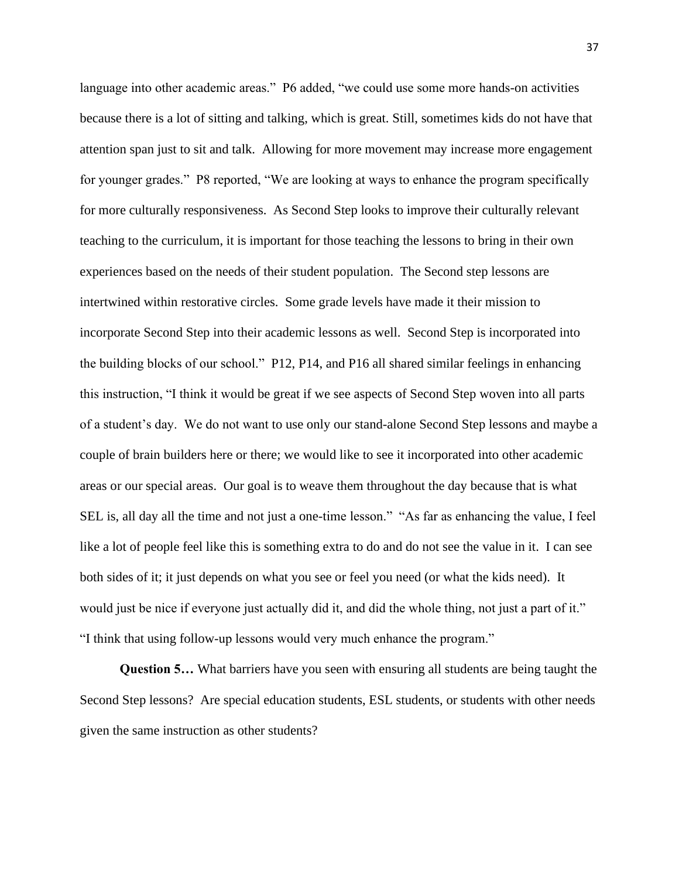language into other academic areas." P6 added, "we could use some more hands-on activities because there is a lot of sitting and talking, which is great. Still, sometimes kids do not have that attention span just to sit and talk. Allowing for more movement may increase more engagement for younger grades." P8 reported, "We are looking at ways to enhance the program specifically for more culturally responsiveness. As Second Step looks to improve their culturally relevant teaching to the curriculum, it is important for those teaching the lessons to bring in their own experiences based on the needs of their student population. The Second step lessons are intertwined within restorative circles. Some grade levels have made it their mission to incorporate Second Step into their academic lessons as well. Second Step is incorporated into the building blocks of our school." P12, P14, and P16 all shared similar feelings in enhancing this instruction, "I think it would be great if we see aspects of Second Step woven into all parts of a student's day. We do not want to use only our stand-alone Second Step lessons and maybe a couple of brain builders here or there; we would like to see it incorporated into other academic areas or our special areas. Our goal is to weave them throughout the day because that is what SEL is, all day all the time and not just a one-time lesson." "As far as enhancing the value, I feel like a lot of people feel like this is something extra to do and do not see the value in it. I can see both sides of it; it just depends on what you see or feel you need (or what the kids need). It would just be nice if everyone just actually did it, and did the whole thing, not just a part of it." "I think that using follow-up lessons would very much enhance the program."

**Question 5…** What barriers have you seen with ensuring all students are being taught the Second Step lessons? Are special education students, ESL students, or students with other needs given the same instruction as other students?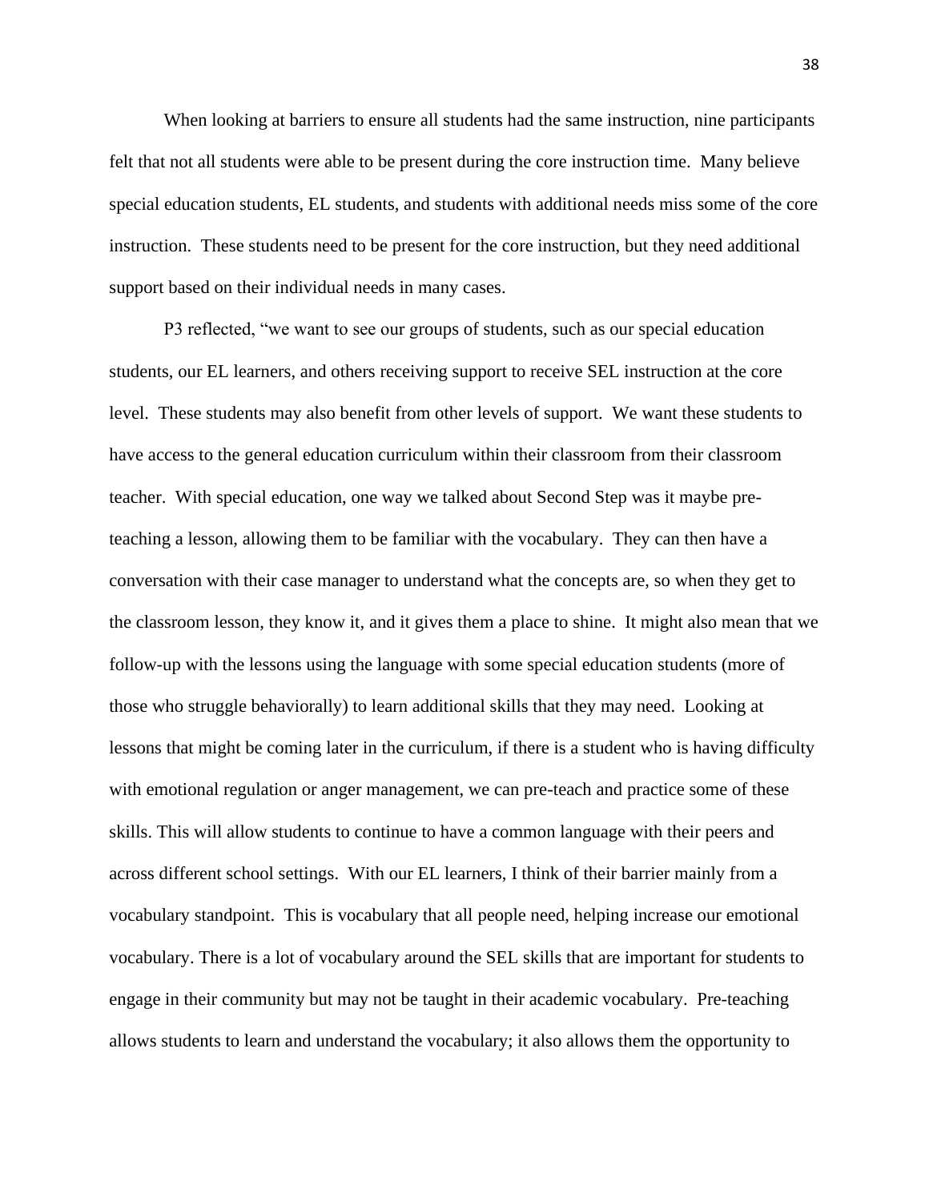When looking at barriers to ensure all students had the same instruction, nine participants felt that not all students were able to be present during the core instruction time. Many believe special education students, EL students, and students with additional needs miss some of the core instruction. These students need to be present for the core instruction, but they need additional support based on their individual needs in many cases.

P3 reflected, "we want to see our groups of students, such as our special education students, our EL learners, and others receiving support to receive SEL instruction at the core level. These students may also benefit from other levels of support. We want these students to have access to the general education curriculum within their classroom from their classroom teacher. With special education, one way we talked about Second Step was it maybe pre-teaching a lesson, allowing them to be familiar with the vocabulary. They can then have a conversation with their case manager to understand what the concepts are, so when they get to the classroom lesson, they know it, and it gives them a place to shine. It might also mean that we follow-up with the lessons using the language with some special education students (more of those who struggle behaviorally) to learn additional skills that they may need. Looking at lessons that might be coming later in the curriculum, if there is a student who is having difficulty with emotional regulation or anger management, we can pre-teach and practice some of these skills. This will allow students to continue to have a common language with their peers and across different school settings. With our EL learners, I think of their barrier mainly from a vocabulary standpoint. This is vocabulary that all people need, helping increase our emotional vocabulary. There is a lot of vocabulary around the SEL skills that are important for students to engage in their community but may not be taught in their academic vocabulary. Pre-teaching allows students to learn and understand the vocabulary; it also allows them the opportunity to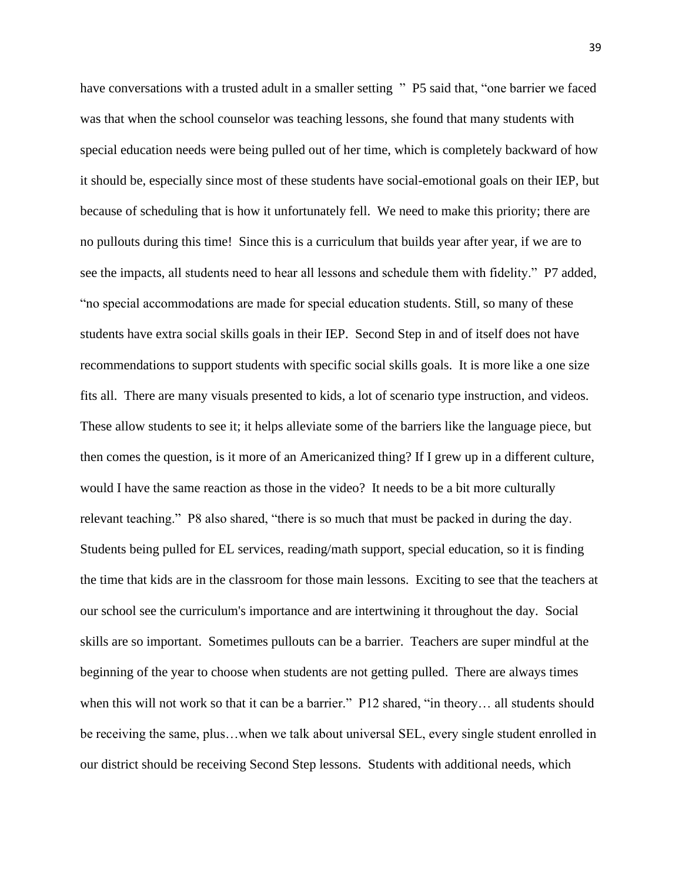have conversations with a trusted adult in a smaller setting " P5 said that, "one barrier we faced was that when the school counselor was teaching lessons, she found that many students with special education needs were being pulled out of her time, which is completely backward of how it should be, especially since most of these students have social-emotional goals on their IEP, but because of scheduling that is how it unfortunately fell. We need to make this priority; there are no pullouts during this time! Since this is a curriculum that builds year after year, if we are to see the impacts, all students need to hear all lessons and schedule them with fidelity." P7 added, "no special accommodations are made for special education students. Still, so many of these students have extra social skills goals in their IEP. Second Step in and of itself does not have recommendations to support students with specific social skills goals. It is more like a one size fits all. There are many visuals presented to kids, a lot of scenario type instruction, and videos. These allow students to see it; it helps alleviate some of the barriers like the language piece, but then comes the question, is it more of an Americanized thing? If I grew up in a different culture, would I have the same reaction as those in the video? It needs to be a bit more culturally relevant teaching." P8 also shared, "there is so much that must be packed in during the day. Students being pulled for EL services, reading/math support, special education, so it is finding the time that kids are in the classroom for those main lessons. Exciting to see that the teachers at our school see the curriculum's importance and are intertwining it throughout the day. Social skills are so important. Sometimes pullouts can be a barrier. Teachers are super mindful at the beginning of the year to choose when students are not getting pulled. There are always times when this will not work so that it can be a barrier." P12 shared, "in theory… all students should be receiving the same, plus…when we talk about universal SEL, every single student enrolled in our district should be receiving Second Step lessons. Students with additional needs, which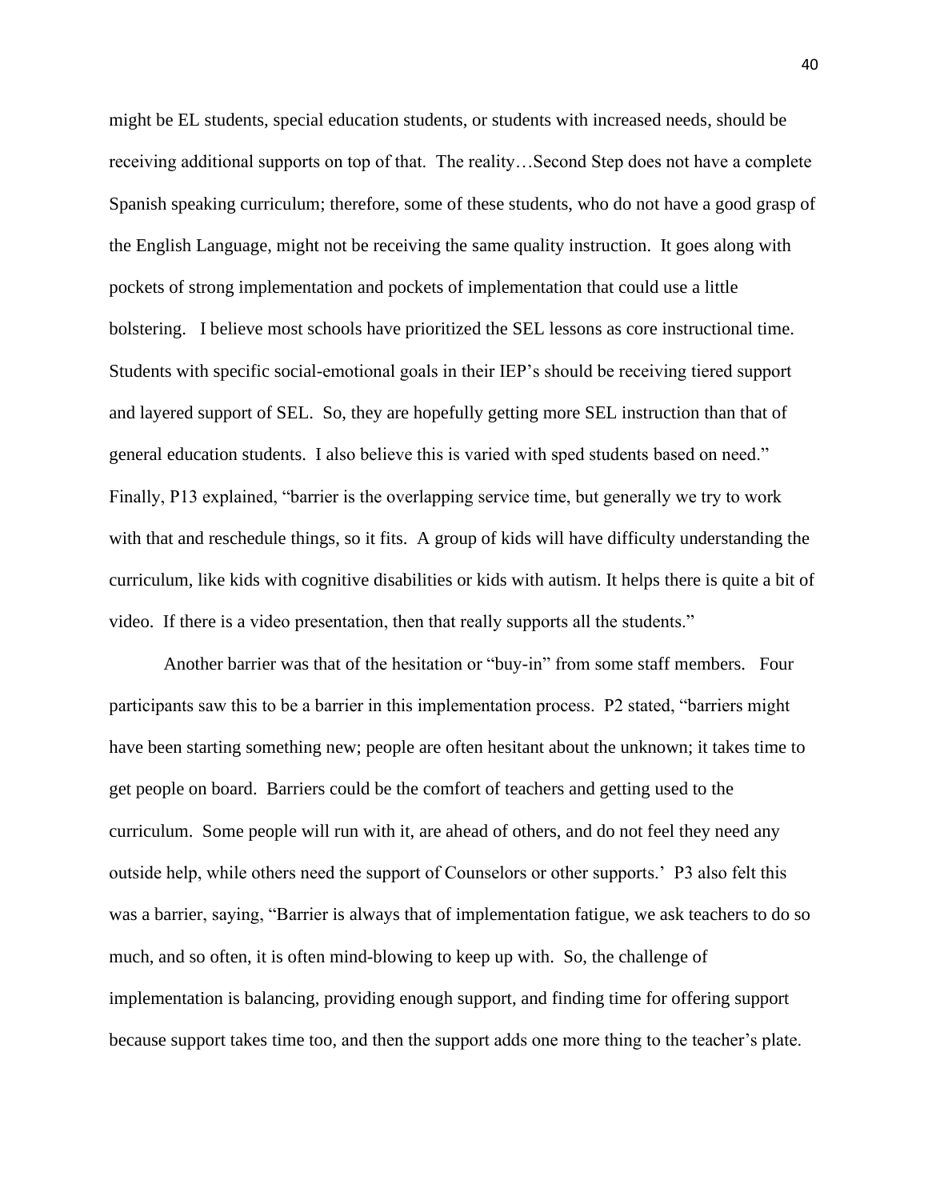might be EL students, special education students, or students with increased needs, should be receiving additional supports on top of that. The reality…Second Step does not have a complete Spanish speaking curriculum; therefore, some of these students, who do not have a good grasp of the English Language, might not be receiving the same quality instruction. It goes along with pockets of strong implementation and pockets of implementation that could use a little bolstering. I believe most schools have prioritized the SEL lessons as core instructional time. Students with specific social-emotional goals in their IEP's should be receiving tiered support and layered support of SEL. So, they are hopefully getting more SEL instruction than that of general education students. I also believe this is varied with sped students based on need." Finally, P13 explained, "barrier is the overlapping service time, but generally we try to work with that and reschedule things, so it fits. A group of kids will have difficulty understanding the curriculum, like kids with cognitive disabilities or kids with autism. It helps there is quite a bit of video. If there is a video presentation, then that really supports all the students."

Another barrier was that of the hesitation or "buy-in" from some staff members. Four participants saw this to be a barrier in this implementation process. P2 stated, "barriers might have been starting something new; people are often hesitant about the unknown; it takes time to get people on board. Barriers could be the comfort of teachers and getting used to the curriculum. Some people will run with it, are ahead of others, and do not feel they need any outside help, while others need the support of Counselors or other supports.' P3 also felt this was a barrier, saying, "Barrier is always that of implementation fatigue, we ask teachers to do so much, and so often, it is often mind-blowing to keep up with. So, the challenge of implementation is balancing, providing enough support, and finding time for offering support because support takes time too, and then the support adds one more thing to the teacher's plate.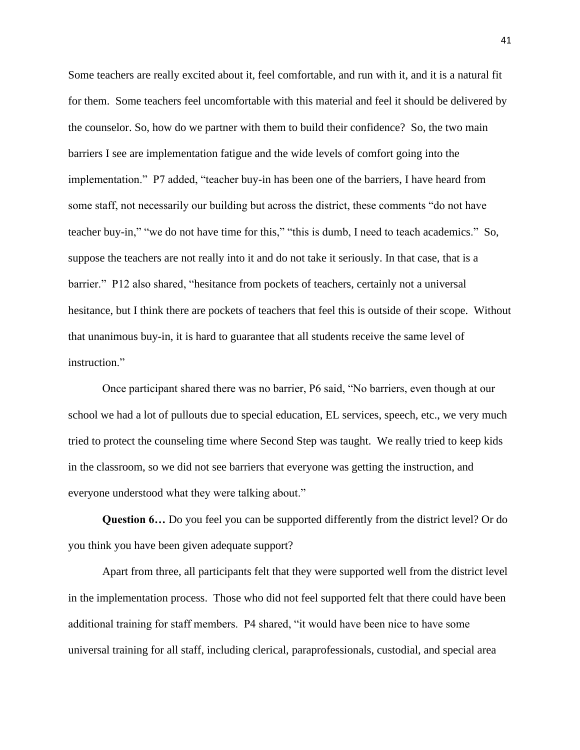Some teachers are really excited about it, feel comfortable, and run with it, and it is a natural fit for them. Some teachers feel uncomfortable with this material and feel it should be delivered by the counselor. So, how do we partner with them to build their confidence? So, the two main barriers I see are implementation fatigue and the wide levels of comfort going into the implementation." P7 added, "teacher buy-in has been one of the barriers, I have heard from some staff, not necessarily our building but across the district, these comments "do not have teacher buy-in," "we do not have time for this," "this is dumb, I need to teach academics." So, suppose the teachers are not really into it and do not take it seriously. In that case, that is a barrier." P12 also shared, "hesitance from pockets of teachers, certainly not a universal hesitance, but I think there are pockets of teachers that feel this is outside of their scope. Without that unanimous buy-in, it is hard to guarantee that all students receive the same level of instruction."

Once participant shared there was no barrier, P6 said, "No barriers, even though at our school we had a lot of pullouts due to special education, EL services, speech, etc., we very much tried to protect the counseling time where Second Step was taught. We really tried to keep kids in the classroom, so we did not see barriers that everyone was getting the instruction, and everyone understood what they were talking about."

**Question 6…** Do you feel you can be supported differently from the district level? Or do you think you have been given adequate support?

Apart from three, all participants felt that they were supported well from the district level in the implementation process. Those who did not feel supported felt that there could have been additional training for staff members. P4 shared, "it would have been nice to have some universal training for all staff, including clerical, paraprofessionals, custodial, and special area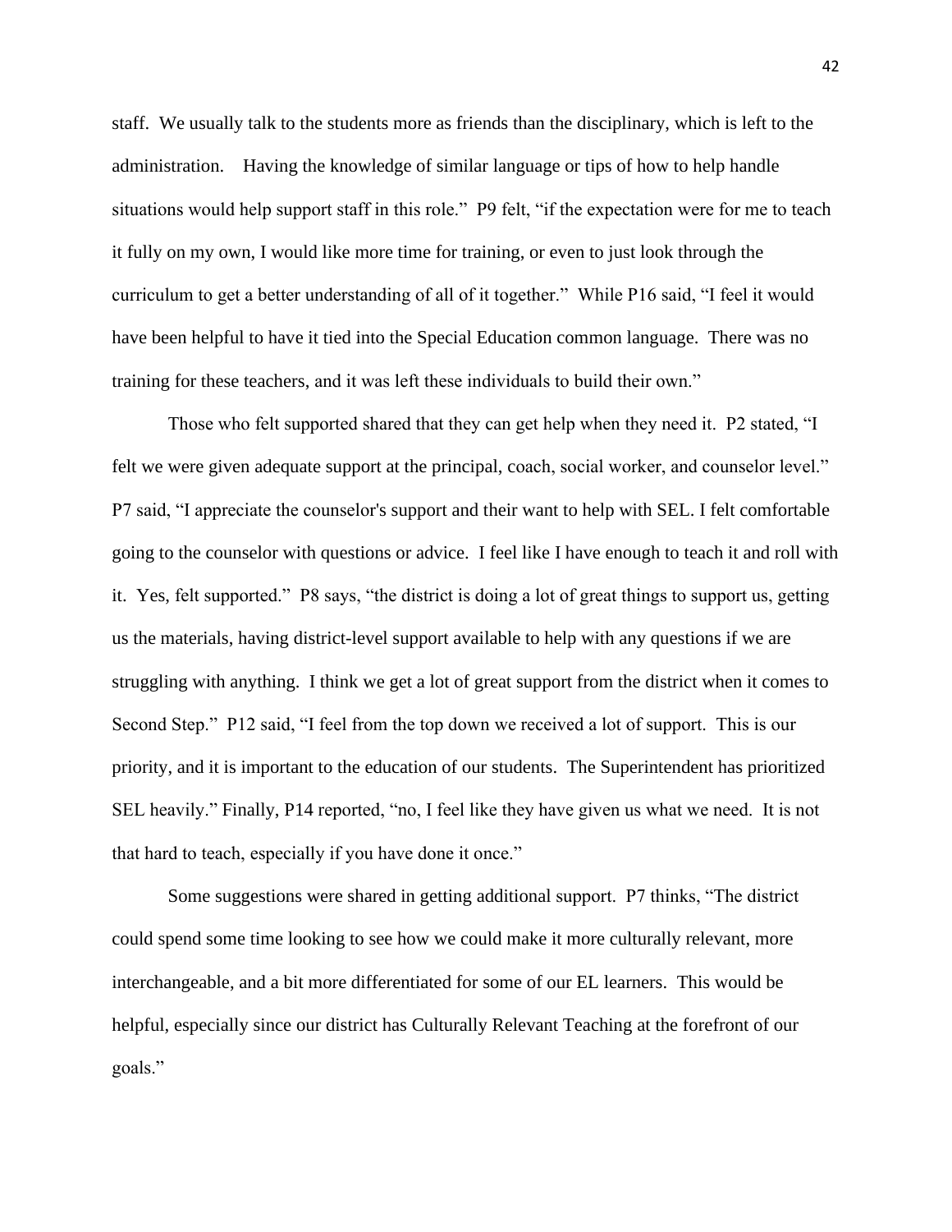staff. We usually talk to the students more as friends than the disciplinary, which is left to the administration. Having the knowledge of similar language or tips of how to help handle situations would help support staff in this role." P9 felt, "if the expectation were for me to teach it fully on my own, I would like more time for training, or even to just look through the curriculum to get a better understanding of all of it together." While P16 said, "I feel it would have been helpful to have it tied into the Special Education common language. There was no training for these teachers, and it was left these individuals to build their own."

Those who felt supported shared that they can get help when they need it. P2 stated, "I felt we were given adequate support at the principal, coach, social worker, and counselor level." P7 said, "I appreciate the counselor's support and their want to help with SEL. I felt comfortable going to the counselor with questions or advice. I feel like I have enough to teach it and roll with it. Yes, felt supported." P8 says, "the district is doing a lot of great things to support us, getting us the materials, having district-level support available to help with any questions if we are struggling with anything. I think we get a lot of great support from the district when it comes to Second Step." P12 said, "I feel from the top down we received a lot of support. This is our priority, and it is important to the education of our students. The Superintendent has prioritized SEL heavily." Finally, P14 reported, "no, I feel like they have given us what we need. It is not that hard to teach, especially if you have done it once."

Some suggestions were shared in getting additional support. P7 thinks, "The district could spend some time looking to see how we could make it more culturally relevant, more interchangeable, and a bit more differentiated for some of our EL learners. This would be helpful, especially since our district has Culturally Relevant Teaching at the forefront of our goals."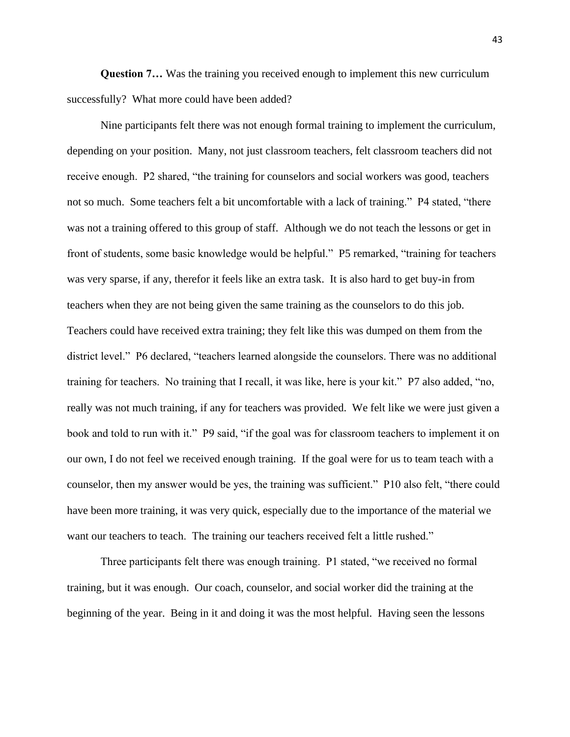**Question 7…** Was the training you received enough to implement this new curriculum successfully? What more could have been added?

Nine participants felt there was not enough formal training to implement the curriculum, depending on your position. Many, not just classroom teachers, felt classroom teachers did not receive enough. P2 shared, "the training for counselors and social workers was good, teachers not so much. Some teachers felt a bit uncomfortable with a lack of training." P4 stated, "there was not a training offered to this group of staff. Although we do not teach the lessons or get in front of students, some basic knowledge would be helpful." P5 remarked, "training for teachers was very sparse, if any, therefor it feels like an extra task. It is also hard to get buy-in from teachers when they are not being given the same training as the counselors to do this job. Teachers could have received extra training; they felt like this was dumped on them from the district level." P6 declared, "teachers learned alongside the counselors. There was no additional training for teachers. No training that I recall, it was like, here is your kit." P7 also added, "no, really was not much training, if any for teachers was provided. We felt like we were just given a book and told to run with it." P9 said, "if the goal was for classroom teachers to implement it on our own, I do not feel we received enough training. If the goal were for us to team teach with a counselor, then my answer would be yes, the training was sufficient." P10 also felt, "there could have been more training, it was very quick, especially due to the importance of the material we want our teachers to teach. The training our teachers received felt a little rushed."

Three participants felt there was enough training. P1 stated, "we received no formal training, but it was enough. Our coach, counselor, and social worker did the training at the beginning of the year. Being in it and doing it was the most helpful. Having seen the lessons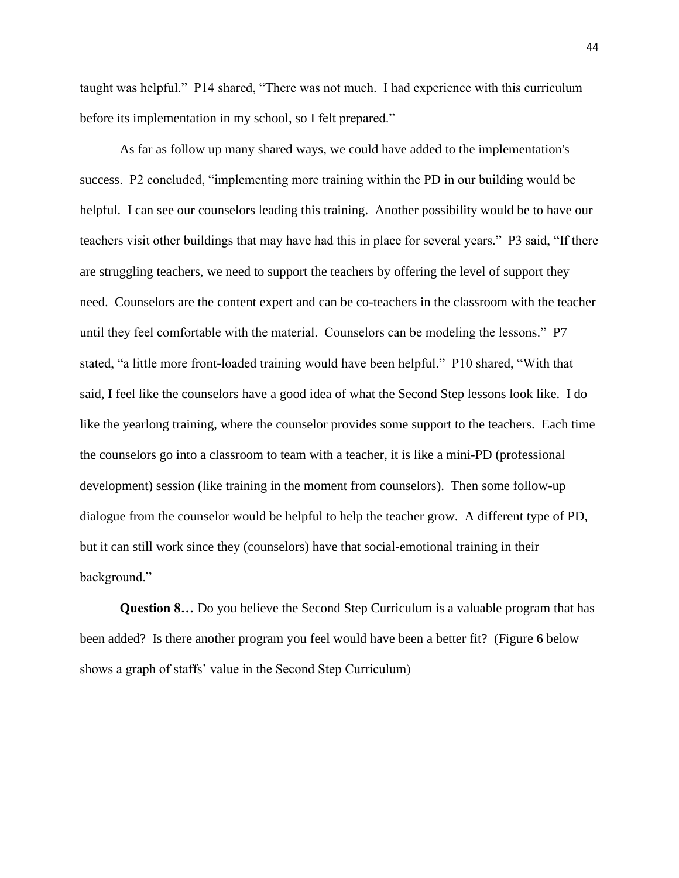taught was helpful." P14 shared, "There was not much. I had experience with this curriculum before its implementation in my school, so I felt prepared."

As far as follow up many shared ways, we could have added to the implementation's success. P2 concluded, "implementing more training within the PD in our building would be helpful. I can see our counselors leading this training. Another possibility would be to have our teachers visit other buildings that may have had this in place for several years." P3 said, "If there are struggling teachers, we need to support the teachers by offering the level of support they need. Counselors are the content expert and can be co-teachers in the classroom with the teacher until they feel comfortable with the material. Counselors can be modeling the lessons." P7 stated, "a little more front-loaded training would have been helpful." P10 shared, "With that said, I feel like the counselors have a good idea of what the Second Step lessons look like. I do like the yearlong training, where the counselor provides some support to the teachers. Each time the counselors go into a classroom to team with a teacher, it is like a mini-PD (professional development) session (like training in the moment from counselors). Then some follow-up dialogue from the counselor would be helpful to help the teacher grow. A different type of PD, but it can still work since they (counselors) have that social-emotional training in their background."

**Question 8…** Do you believe the Second Step Curriculum is a valuable program that has been added? Is there another program you feel would have been a better fit? (Figure 6 below shows a graph of staffs' value in the Second Step Curriculum)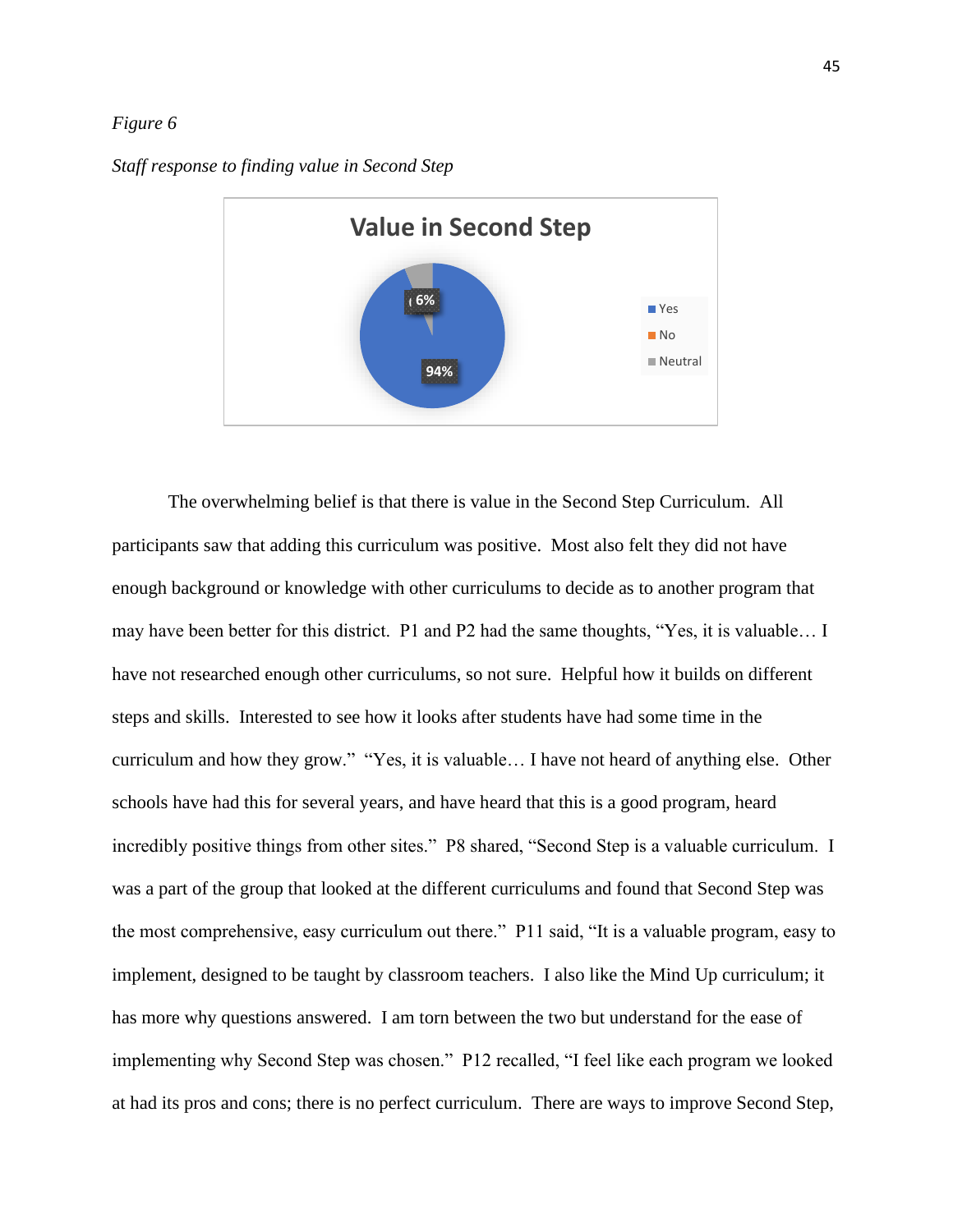*Figure 6*

*Staff response to finding value in Second Step*

The overwhelming belief is that there is value in the Second Step Curriculum. All participants saw that adding this curriculum was positive. Most also felt they did not have enough background or knowledge with other curriculums to decide as to another program that may have been better for this district. P1 and P2 had the same thoughts, "Yes, it is valuable… I have not researched enough other curriculums, so not sure. Helpful how it builds on different steps and skills. Interested to see how it looks after students have had some time in the curriculum and how they grow." "Yes, it is valuable… I have not heard of anything else. Other schools have had this for several years, and have heard that this is a good program, heard incredibly positive things from other sites." P8 shared, "Second Step is a valuable curriculum. I was a part of the group that looked at the different curriculums and found that Second Step was the most comprehensive, easy curriculum out there." P11 said, "It is a valuable program, easy to implement, designed to be taught by classroom teachers. I also like the Mind Up curriculum; it has more why questions answered. I am torn between the two but understand for the ease of implementing why Second Step was chosen." P12 recalled, "I feel like each program we looked at had its pros and cons; there is no perfect curriculum. There are ways to improve Second Step,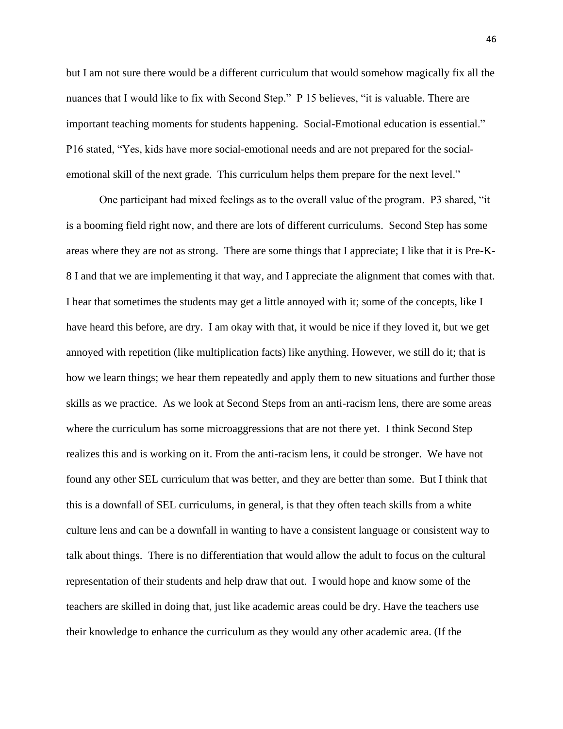but I am not sure there would be a different curriculum that would somehow magically fix all the nuances that I would like to fix with Second Step." P 15 believes, "it is valuable. There are important teaching moments for students happening. Social-Emotional education is essential." P16 stated, "Yes, kids have more social-emotional needs and are not prepared for the social-emotional skill of the next grade. This curriculum helps them prepare for the next level."

One participant had mixed feelings as to the overall value of the program. P3 shared, "it is a booming field right now, and there are lots of different curriculums. Second Step has some areas where they are not as strong. There are some things that I appreciate; I like that it is Pre-K-8 I and that we are implementing it that way, and I appreciate the alignment that comes with that. I hear that sometimes the students may get a little annoyed with it; some of the concepts, like I have heard this before, are dry. I am okay with that, it would be nice if they loved it, but we get annoyed with repetition (like multiplication facts) like anything. However, we still do it; that is how we learn things; we hear them repeatedly and apply them to new situations and further those skills as we practice. As we look at Second Steps from an anti-racism lens, there are some areas where the curriculum has some microaggressions that are not there yet. I think Second Step realizes this and is working on it. From the anti-racism lens, it could be stronger. We have not found any other SEL curriculum that was better, and they are better than some. But I think that this is a downfall of SEL curriculums, in general, is that they often teach skills from a white culture lens and can be a downfall in wanting to have a consistent language or consistent way to talk about things. There is no differentiation that would allow the adult to focus on the cultural representation of their students and help draw that out. I would hope and know some of the teachers are skilled in doing that, just like academic areas could be dry. Have the teachers use their knowledge to enhance the curriculum as they would any other academic area. (If the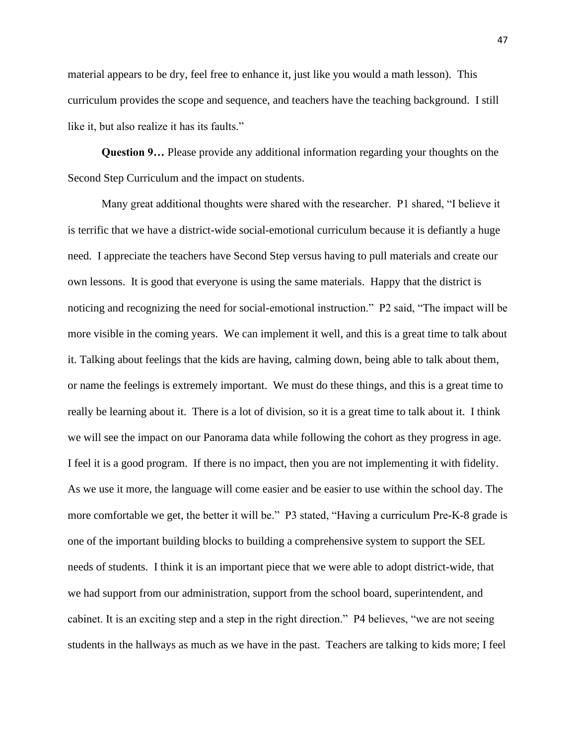material appears to be dry, feel free to enhance it, just like you would a math lesson). This curriculum provides the scope and sequence, and teachers have the teaching background. I still like it, but also realize it has its faults."

**Question 9…** Please provide any additional information regarding your thoughts on the Second Step Curriculum and the impact on students.

Many great additional thoughts were shared with the researcher. P1 shared, "I believe it is terrific that we have a district-wide social-emotional curriculum because it is defiantly a huge need. I appreciate the teachers have Second Step versus having to pull materials and create our own lessons. It is good that everyone is using the same materials. Happy that the district is noticing and recognizing the need for social-emotional instruction." P2 said, "The impact will be more visible in the coming years. We can implement it well, and this is a great time to talk about it. Talking about feelings that the kids are having, calming down, being able to talk about them, or name the feelings is extremely important. We must do these things, and this is a great time to really be learning about it. There is a lot of division, so it is a great time to talk about it. I think we will see the impact on our Panorama data while following the cohort as they progress in age. I feel it is a good program. If there is no impact, then you are not implementing it with fidelity. As we use it more, the language will come easier and be easier to use within the school day. The more comfortable we get, the better it will be." P3 stated, "Having a curriculum Pre-K-8 grade is one of the important building blocks to building a comprehensive system to support the SEL needs of students. I think it is an important piece that we were able to adopt district-wide, that we had support from our administration, support from the school board, superintendent, and cabinet. It is an exciting step and a step in the right direction." P4 believes, "we are not seeing students in the hallways as much as we have in the past. Teachers are talking to kids more; I feel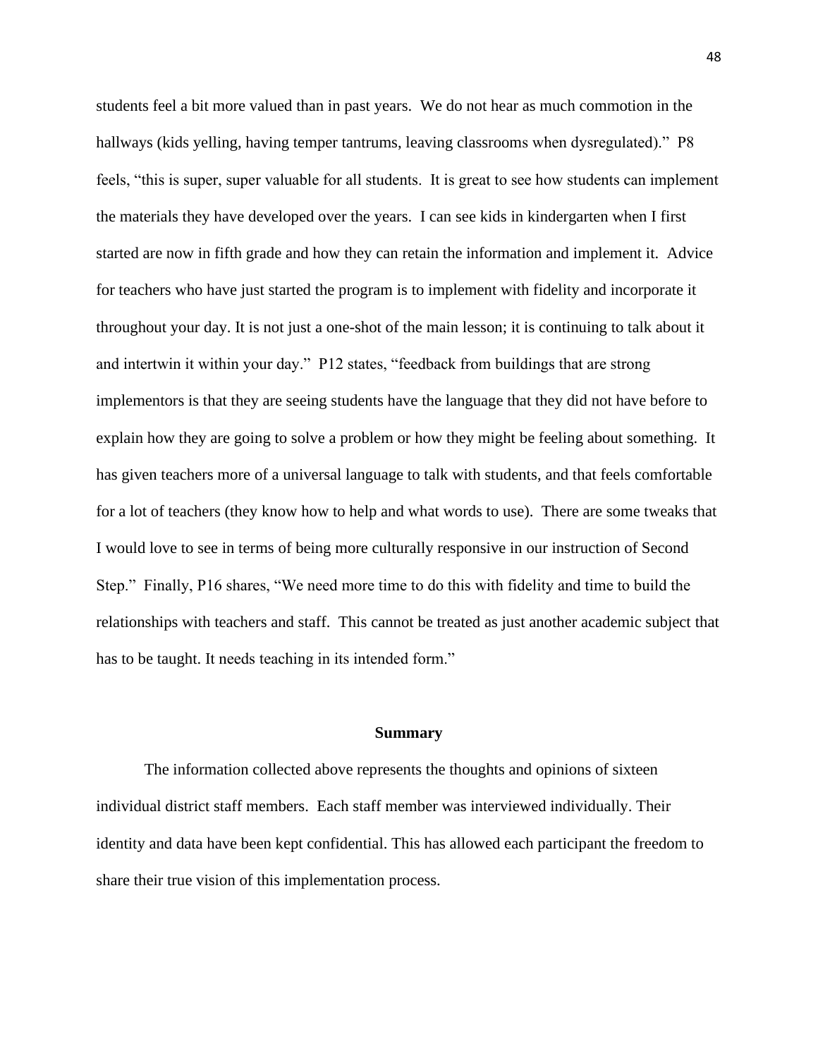students feel a bit more valued than in past years. We do not hear as much commotion in the hallways (kids yelling, having temper tantrums, leaving classrooms when dysregulated)." P8 feels, "this is super, super valuable for all students. It is great to see how students can implement the materials they have developed over the years. I can see kids in kindergarten when I first started are now in fifth grade and how they can retain the information and implement it. Advice for teachers who have just started the program is to implement with fidelity and incorporate it throughout your day. It is not just a one-shot of the main lesson; it is continuing to talk about it and intertwin it within your day." P12 states, "feedback from buildings that are strong implementors is that they are seeing students have the language that they did not have before to explain how they are going to solve a problem or how they might be feeling about something. It has given teachers more of a universal language to talk with students, and that feels comfortable for a lot of teachers (they know how to help and what words to use). There are some tweaks that I would love to see in terms of being more culturally responsive in our instruction of Second Step." Finally, P16 shares, "We need more time to do this with fidelity and time to build the relationships with teachers and staff. This cannot be treated as just another academic subject that has to be taught. It needs teaching in its intended form."

## Summary

The information collected above represents the thoughts and opinions of sixteen individual district staff members. Each staff member was interviewed individually. Their identity and data have been kept confidential. This has allowed each participant the freedom to share their true vision of this implementation process.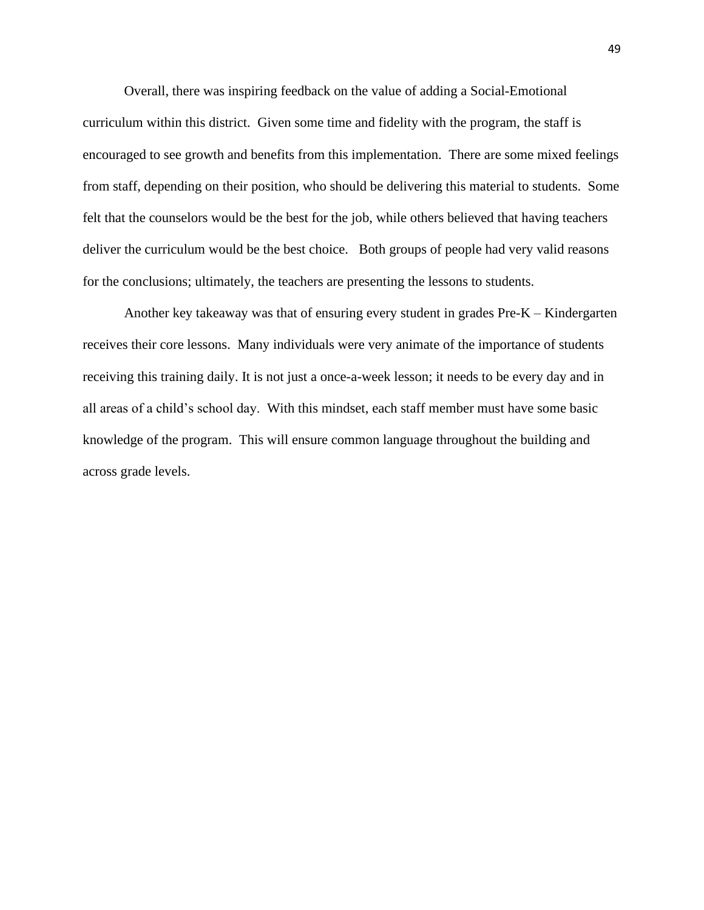Overall, there was inspiring feedback on the value of adding a Social-Emotional curriculum within this district. Given some time and fidelity with the program, the staff is encouraged to see growth and benefits from this implementation. There are some mixed feelings from staff, depending on their position, who should be delivering this material to students. Some felt that the counselors would be the best for the job, while others believed that having teachers deliver the curriculum would be the best choice. Both groups of people had very valid reasons for the conclusions; ultimately, the teachers are presenting the lessons to students.

Another key takeaway was that of ensuring every student in grades Pre-K – Kindergarten receives their core lessons. Many individuals were very animate of the importance of students receiving this training daily. It is not just a once-a-week lesson; it needs to be every day and in all areas of a child's school day. With this mindset, each staff member must have some basic knowledge of the program. This will ensure common language throughout the building and across grade levels.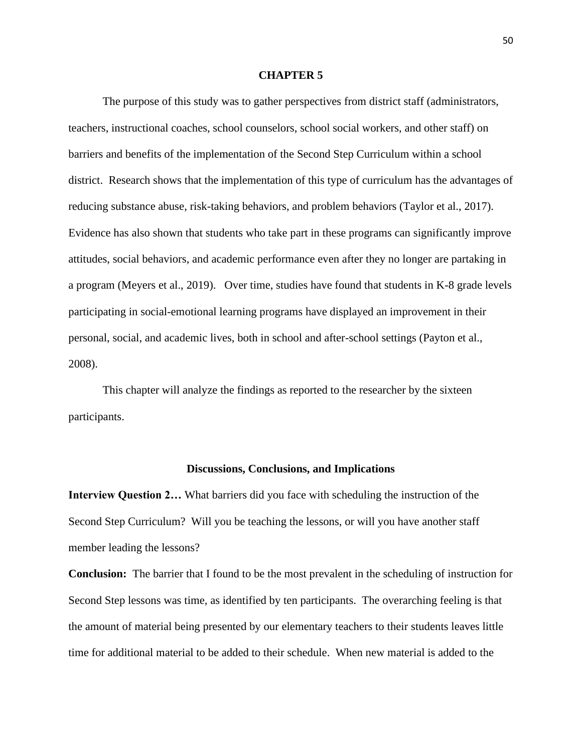# CHAPTER 5

The purpose of this study was to gather perspectives from district staff (administrators, teachers, instructional coaches, school counselors, school social workers, and other staff) on barriers and benefits of the implementation of the Second Step Curriculum within a school district. Research shows that the implementation of this type of curriculum has the advantages of reducing substance abuse, risk-taking behaviors, and problem behaviors (Taylor et al., 2017). Evidence has also shown that students who take part in these programs can significantly improve attitudes, social behaviors, and academic performance even after they no longer are partaking in a program (Meyers et al., 2019). Over time, studies have found that students in K-8 grade levels participating in social-emotional learning programs have displayed an improvement in their personal, social, and academic lives, both in school and after-school settings (Payton et al., 2008).

This chapter will analyze the findings as reported to the researcher by the sixteen participants.

## Discussions, Conclusions, and Implications

**Interview Question 2…** What barriers did you face with scheduling the instruction of the Second Step Curriculum? Will you be teaching the lessons, or will you have another staff member leading the lessons?

**Conclusion:** The barrier that I found to be the most prevalent in the scheduling of instruction for Second Step lessons was time, as identified by ten participants. The overarching feeling is that the amount of material being presented by our elementary teachers to their students leaves little time for additional material to be added to their schedule. When new material is added to the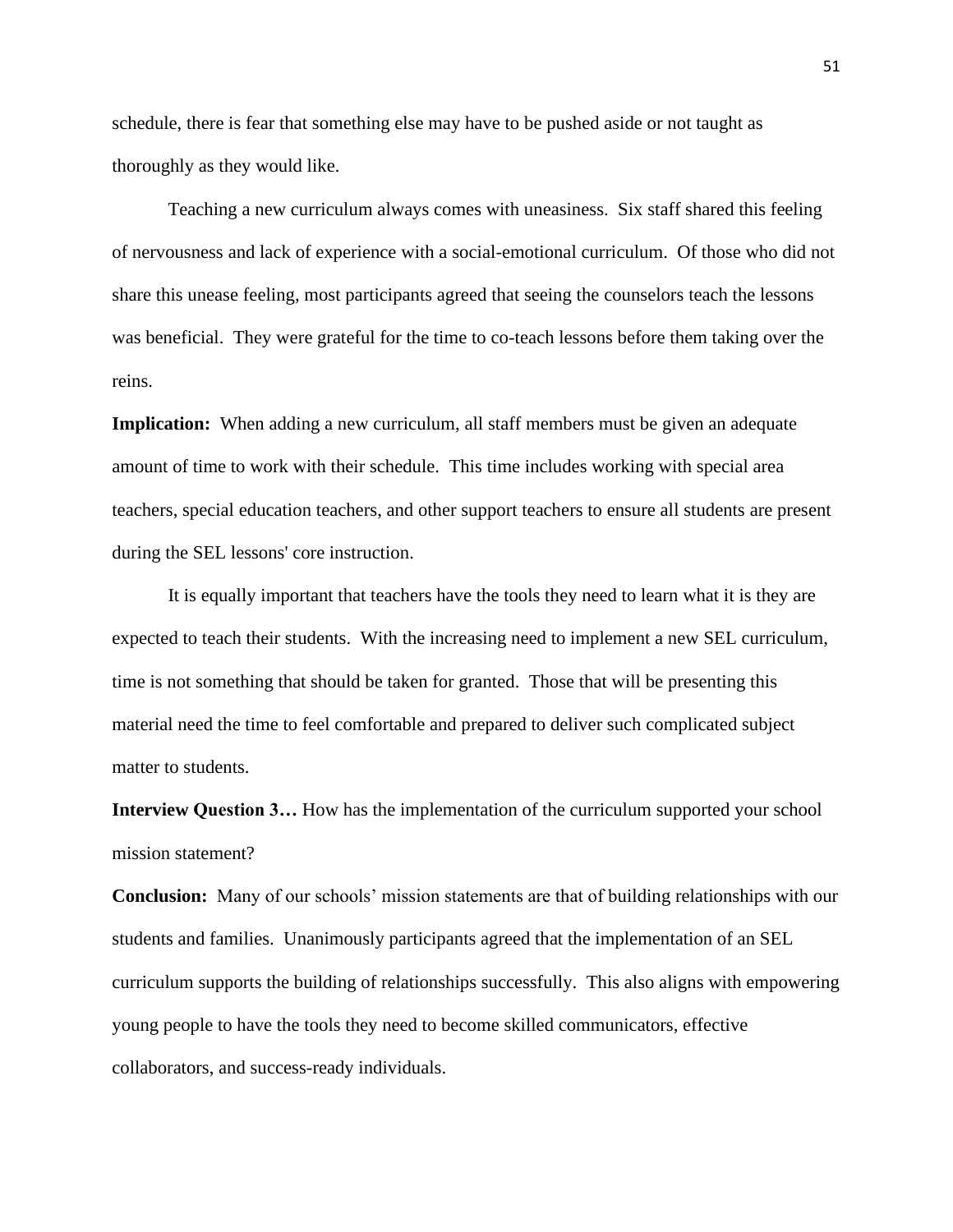schedule, there is fear that something else may have to be pushed aside or not taught as thoroughly as they would like.

Teaching a new curriculum always comes with uneasiness. Six staff shared this feeling of nervousness and lack of experience with a social-emotional curriculum. Of those who did not share this unease feeling, most participants agreed that seeing the counselors teach the lessons was beneficial. They were grateful for the time to co-teach lessons before them taking over the reins.

**Implication:** When adding a new curriculum, all staff members must be given an adequate amount of time to work with their schedule. This time includes working with special area teachers, special education teachers, and other support teachers to ensure all students are present during the SEL lessons' core instruction.

It is equally important that teachers have the tools they need to learn what it is they are expected to teach their students. With the increasing need to implement a new SEL curriculum, time is not something that should be taken for granted. Those that will be presenting this material need the time to feel comfortable and prepared to deliver such complicated subject matter to students.

**Interview Question 3…** How has the implementation of the curriculum supported your school mission statement?

**Conclusion:** Many of our schools' mission statements are that of building relationships with our students and families. Unanimously participants agreed that the implementation of an SEL curriculum supports the building of relationships successfully. This also aligns with empowering young people to have the tools they need to become skilled communicators, effective collaborators, and success-ready individuals.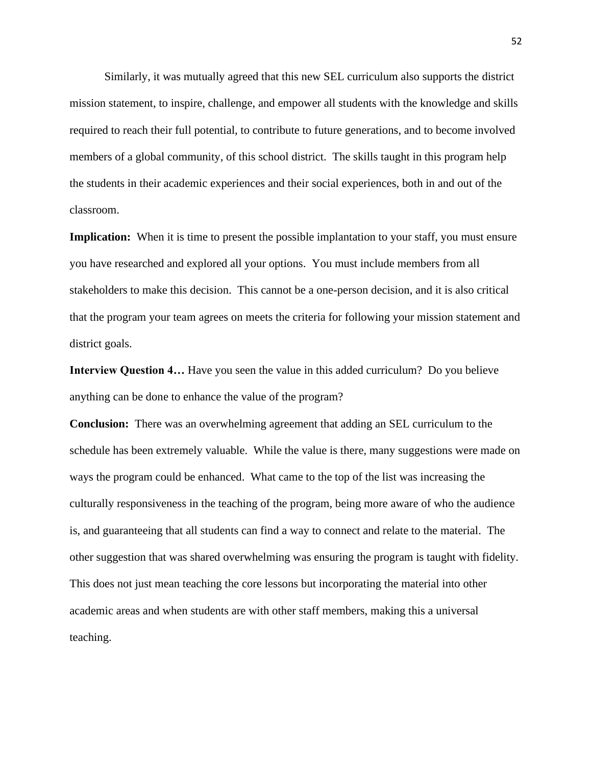Similarly, it was mutually agreed that this new SEL curriculum also supports the district mission statement, to inspire, challenge, and empower all students with the knowledge and skills required to reach their full potential, to contribute to future generations, and to become involved members of a global community, of this school district. The skills taught in this program help the students in their academic experiences and their social experiences, both in and out of the classroom.

**Implication:** When it is time to present the possible implantation to your staff, you must ensure you have researched and explored all your options. You must include members from all stakeholders to make this decision. This cannot be a one-person decision, and it is also critical that the program your team agrees on meets the criteria for following your mission statement and district goals.

**Interview Question 4…** Have you seen the value in this added curriculum? Do you believe anything can be done to enhance the value of the program?

**Conclusion:** There was an overwhelming agreement that adding an SEL curriculum to the schedule has been extremely valuable. While the value is there, many suggestions were made on ways the program could be enhanced. What came to the top of the list was increasing the culturally responsiveness in the teaching of the program, being more aware of who the audience is, and guaranteeing that all students can find a way to connect and relate to the material. The other suggestion that was shared overwhelming was ensuring the program is taught with fidelity. This does not just mean teaching the core lessons but incorporating the material into other academic areas and when students are with other staff members, making this a universal teaching.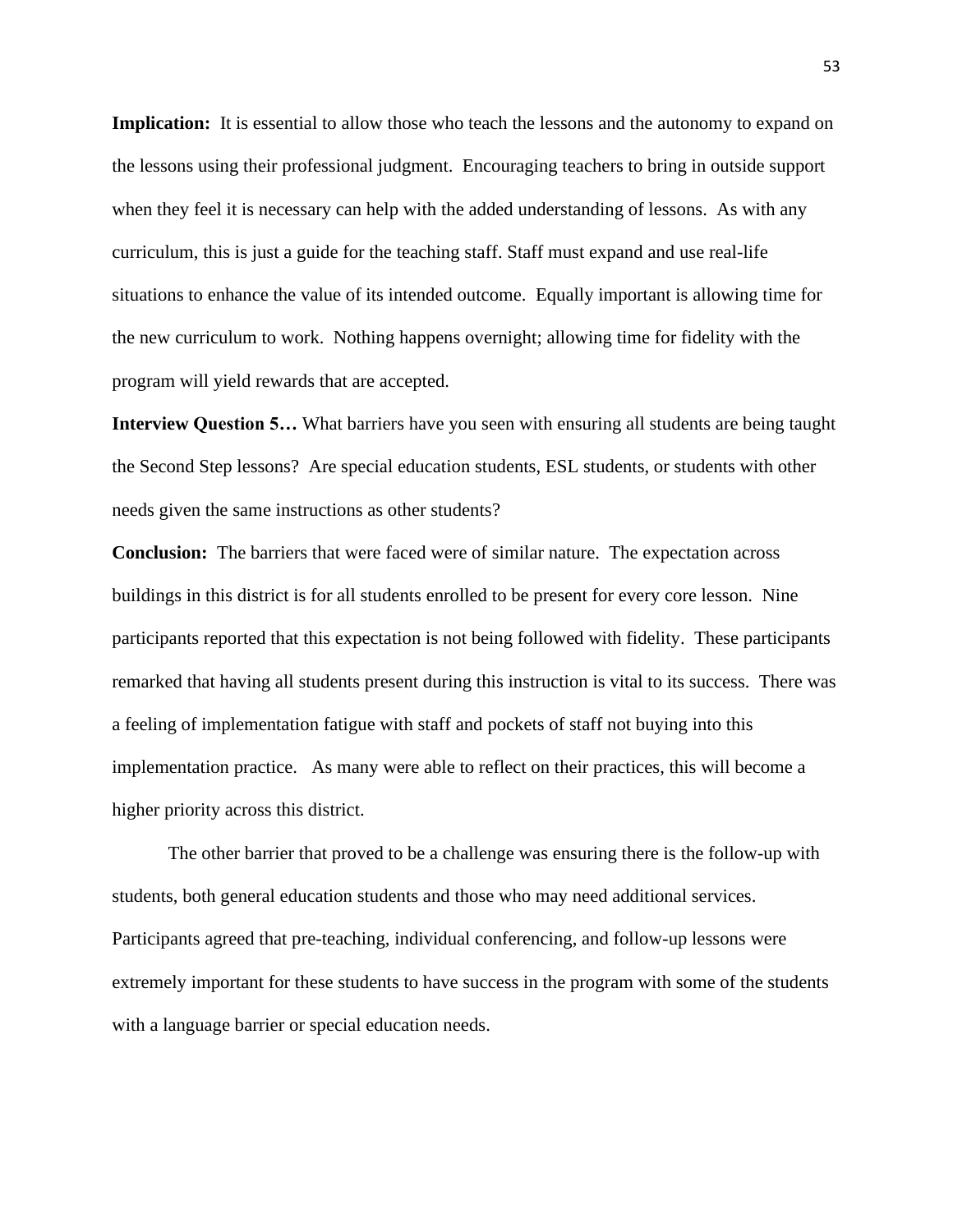**Implication:** It is essential to allow those who teach the lessons and the autonomy to expand on the lessons using their professional judgment. Encouraging teachers to bring in outside support when they feel it is necessary can help with the added understanding of lessons. As with any curriculum, this is just a guide for the teaching staff. Staff must expand and use real-life situations to enhance the value of its intended outcome. Equally important is allowing time for the new curriculum to work. Nothing happens overnight; allowing time for fidelity with the program will yield rewards that are accepted.

**Interview Question 5…** What barriers have you seen with ensuring all students are being taught the Second Step lessons? Are special education students, ESL students, or students with other needs given the same instructions as other students?

**Conclusion:** The barriers that were faced were of similar nature. The expectation across buildings in this district is for all students enrolled to be present for every core lesson. Nine participants reported that this expectation is not being followed with fidelity. These participants remarked that having all students present during this instruction is vital to its success. There was a feeling of implementation fatigue with staff and pockets of staff not buying into this implementation practice. As many were able to reflect on their practices, this will become a higher priority across this district.

The other barrier that proved to be a challenge was ensuring there is the follow-up with students, both general education students and those who may need additional services. Participants agreed that pre-teaching, individual conferencing, and follow-up lessons were extremely important for these students to have success in the program with some of the students with a language barrier or special education needs.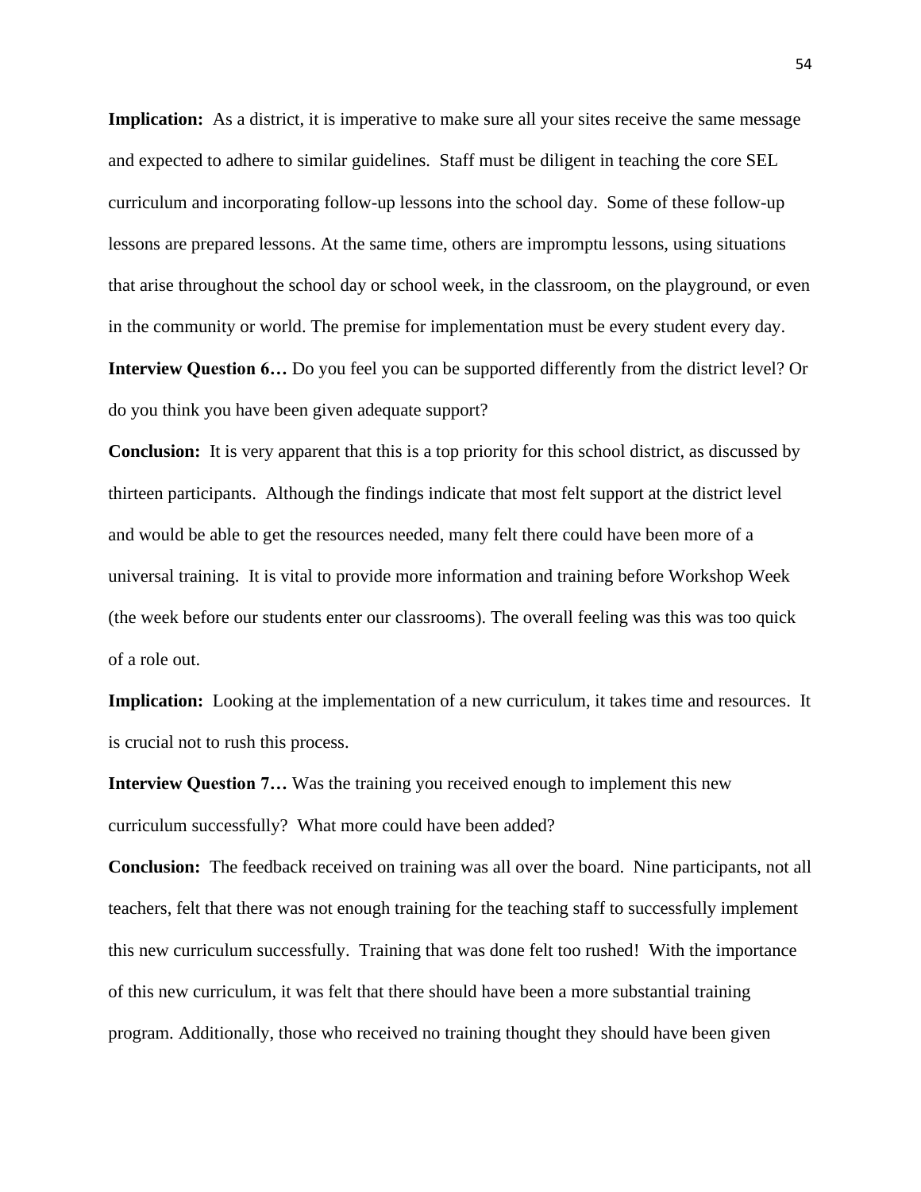**Implication:** As a district, it is imperative to make sure all your sites receive the same message and expected to adhere to similar guidelines. Staff must be diligent in teaching the core SEL curriculum and incorporating follow-up lessons into the school day. Some of these follow-up lessons are prepared lessons. At the same time, others are impromptu lessons, using situations that arise throughout the school day or school week, in the classroom, on the playground, or even in the community or world. The premise for implementation must be every student every day.

**Interview Question 6…** Do you feel you can be supported differently from the district level? Or do you think you have been given adequate support?

**Conclusion:** It is very apparent that this is a top priority for this school district, as discussed by thirteen participants. Although the findings indicate that most felt support at the district level and would be able to get the resources needed, many felt there could have been more of a universal training. It is vital to provide more information and training before Workshop Week (the week before our students enter our classrooms). The overall feeling was this was too quick of a role out.

**Implication:** Looking at the implementation of a new curriculum, it takes time and resources. It is crucial not to rush this process.

**Interview Question 7…** Was the training you received enough to implement this new curriculum successfully? What more could have been added?

**Conclusion:** The feedback received on training was all over the board. Nine participants, not all teachers, felt that there was not enough training for the teaching staff to successfully implement this new curriculum successfully. Training that was done felt too rushed! With the importance of this new curriculum, it was felt that there should have been a more substantial training program. Additionally, those who received no training thought they should have been given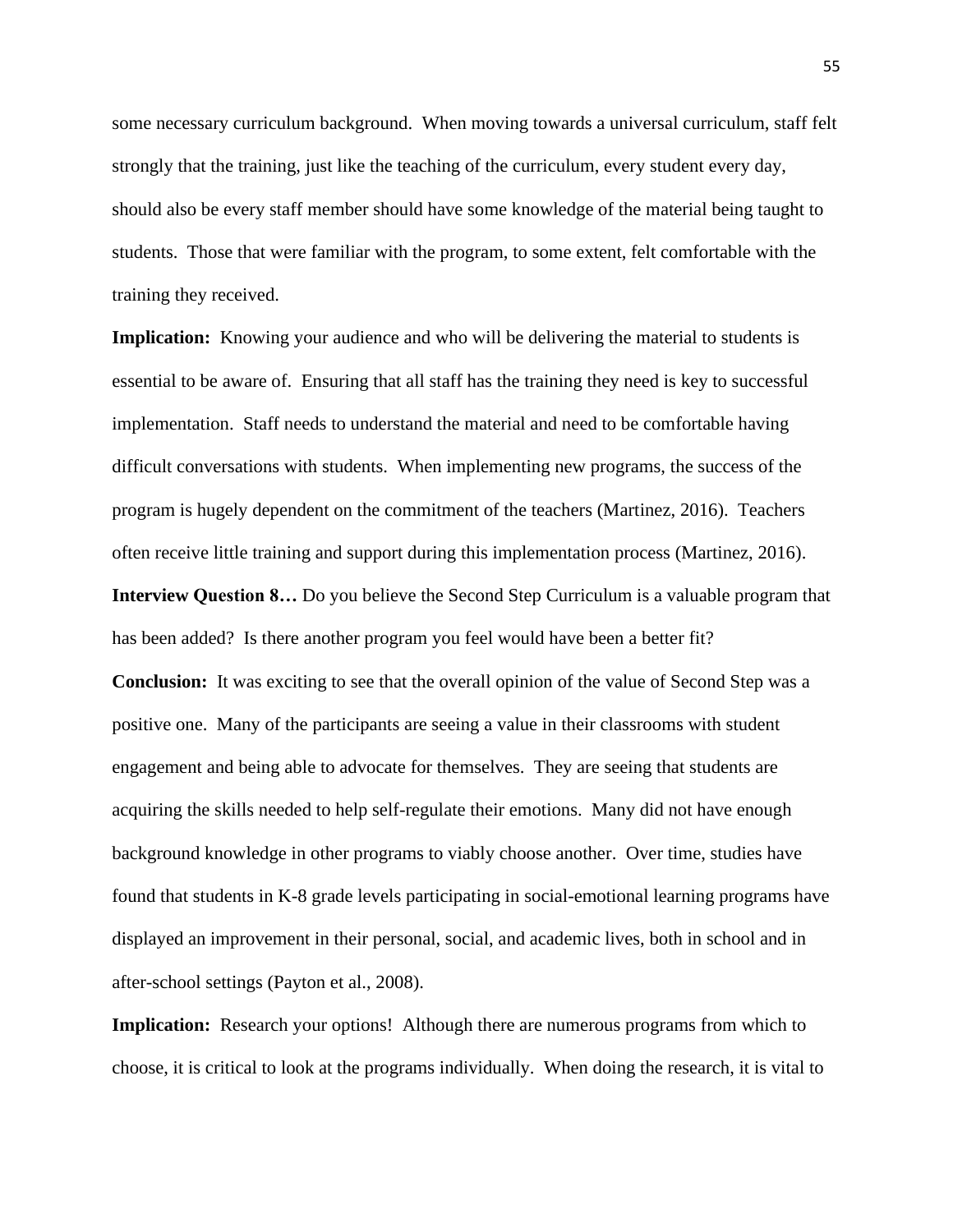some necessary curriculum background. When moving towards a universal curriculum, staff felt strongly that the training, just like the teaching of the curriculum, every student every day, should also be every staff member should have some knowledge of the material being taught to students. Those that were familiar with the program, to some extent, felt comfortable with the training they received.

**Implication:** Knowing your audience and who will be delivering the material to students is essential to be aware of. Ensuring that all staff has the training they need is key to successful implementation. Staff needs to understand the material and need to be comfortable having difficult conversations with students. When implementing new programs, the success of the program is hugely dependent on the commitment of the teachers (Martinez, 2016). Teachers often receive little training and support during this implementation process (Martinez, 2016).

**Interview Question 8…** Do you believe the Second Step Curriculum is a valuable program that has been added? Is there another program you feel would have been a better fit?

**Conclusion:** It was exciting to see that the overall opinion of the value of Second Step was a positive one. Many of the participants are seeing a value in their classrooms with student engagement and being able to advocate for themselves. They are seeing that students are acquiring the skills needed to help self-regulate their emotions. Many did not have enough background knowledge in other programs to viably choose another. Over time, studies have found that students in K-8 grade levels participating in social-emotional learning programs have displayed an improvement in their personal, social, and academic lives, both in school and in after-school settings (Payton et al., 2008).

**Implication:** Research your options! Although there are numerous programs from which to choose, it is critical to look at the programs individually. When doing the research, it is vital to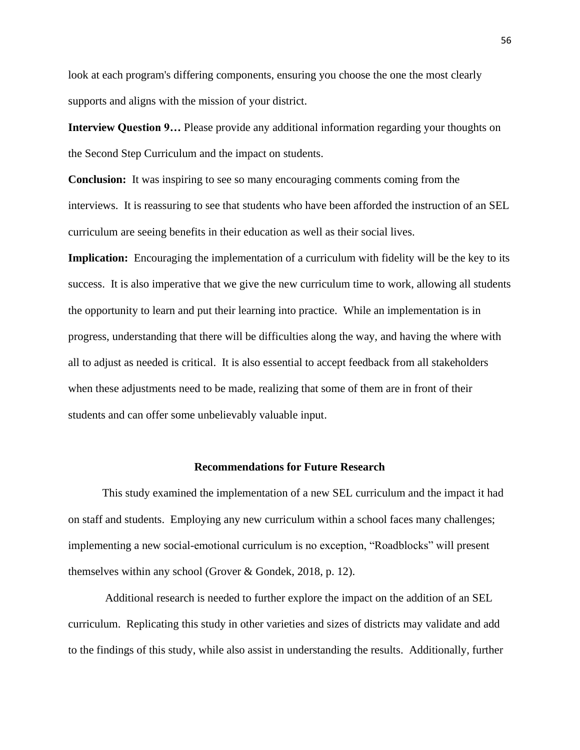look at each program's differing components, ensuring you choose the one the most clearly supports and aligns with the mission of your district.

**Interview Question 9…** Please provide any additional information regarding your thoughts on the Second Step Curriculum and the impact on students.

**Conclusion:** It was inspiring to see so many encouraging comments coming from the interviews. It is reassuring to see that students who have been afforded the instruction of an SEL curriculum are seeing benefits in their education as well as their social lives.

**Implication:** Encouraging the implementation of a curriculum with fidelity will be the key to its success. It is also imperative that we give the new curriculum time to work, allowing all students the opportunity to learn and put their learning into practice. While an implementation is in progress, understanding that there will be difficulties along the way, and having the where with all to adjust as needed is critical. It is also essential to accept feedback from all stakeholders when these adjustments need to be made, realizing that some of them are in front of their students and can offer some unbelievably valuable input.

## Recommendations for Future Research

This study examined the implementation of a new SEL curriculum and the impact it had on staff and students. Employing any new curriculum within a school faces many challenges; implementing a new social-emotional curriculum is no exception, "Roadblocks" will present themselves within any school (Grover & Gondek, 2018, p. 12).

Additional research is needed to further explore the impact on the addition of an SEL curriculum. Replicating this study in other varieties and sizes of districts may validate and add to the findings of this study, while also assist in understanding the results. Additionally, further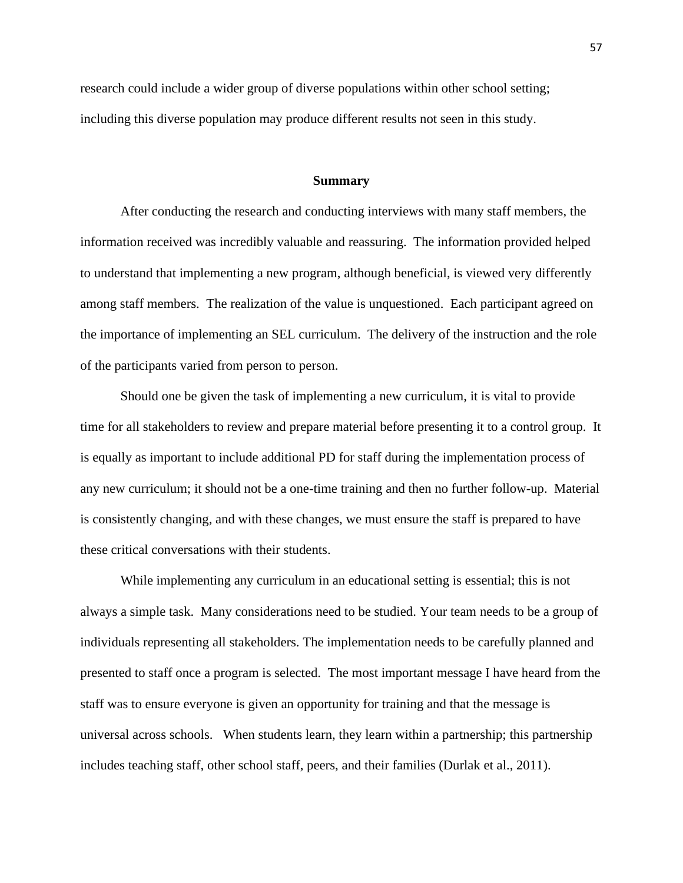research could include a wider group of diverse populations within other school setting; including this diverse population may produce different results not seen in this study.

## Summary

After conducting the research and conducting interviews with many staff members, the information received was incredibly valuable and reassuring. The information provided helped to understand that implementing a new program, although beneficial, is viewed very differently among staff members. The realization of the value is unquestioned. Each participant agreed on the importance of implementing an SEL curriculum. The delivery of the instruction and the role of the participants varied from person to person.

Should one be given the task of implementing a new curriculum, it is vital to provide time for all stakeholders to review and prepare material before presenting it to a control group. It is equally as important to include additional PD for staff during the implementation process of any new curriculum; it should not be a one-time training and then no further follow-up. Material is consistently changing, and with these changes, we must ensure the staff is prepared to have these critical conversations with their students.

While implementing any curriculum in an educational setting is essential; this is not always a simple task. Many considerations need to be studied. Your team needs to be a group of individuals representing all stakeholders. The implementation needs to be carefully planned and presented to staff once a program is selected. The most important message I have heard from the staff was to ensure everyone is given an opportunity for training and that the message is universal across schools. When students learn, they learn within a partnership; this partnership includes teaching staff, other school staff, peers, and their families (Durlak et al., 2011).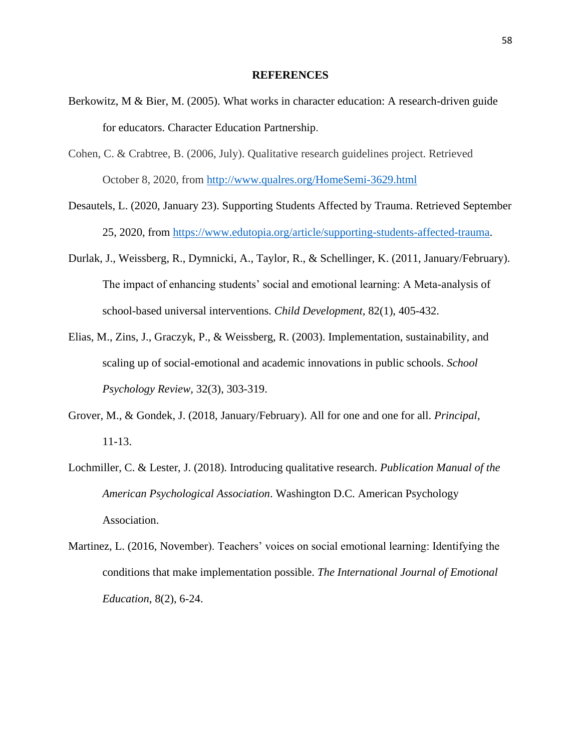# REFERENCES

Berkowitz, M & Bier, M. (2005). What works in character education: A research-driven guide for educators. Character Education Partnership.

Cohen, C. & Crabtree, B. (2006, July). Qualitative research guidelines project. Retrieved October 8, 2020, from http://www.qualres.org/HomeSemi-3629.html

Desautels, L. (2020, January 23). Supporting Students Affected by Trauma. Retrieved September 25, 2020, from https://www.edutopia.org/article/supporting-students-affected-trauma.

Durlak, J., Weissberg, R., Dymnicki, A., Taylor, R., & Schellinger, K. (2011, January/February). The impact of enhancing students' social and emotional learning: A Meta-analysis of school-based universal interventions. *Child Development*, 82(1), 405-432.

Elias, M., Zins, J., Graczyk, P., & Weissberg, R. (2003). Implementation, sustainability, and scaling up of social-emotional and academic innovations in public schools. *School Psychology Review*, 32(3), 303-319.

Grover, M., & Gondek, J. (2018, January/February). All for one and one for all. *Principal*, 11-13.

Lochmiller, C. & Lester, J. (2018). Introducing qualitative research. *Publication Manual of the American Psychological Association*. Washington D.C. American Psychology Association.

Martinez, L. (2016, November). Teachers' voices on social emotional learning: Identifying the conditions that make implementation possible. *The International Journal of Emotional Education*, 8(2), 6-24.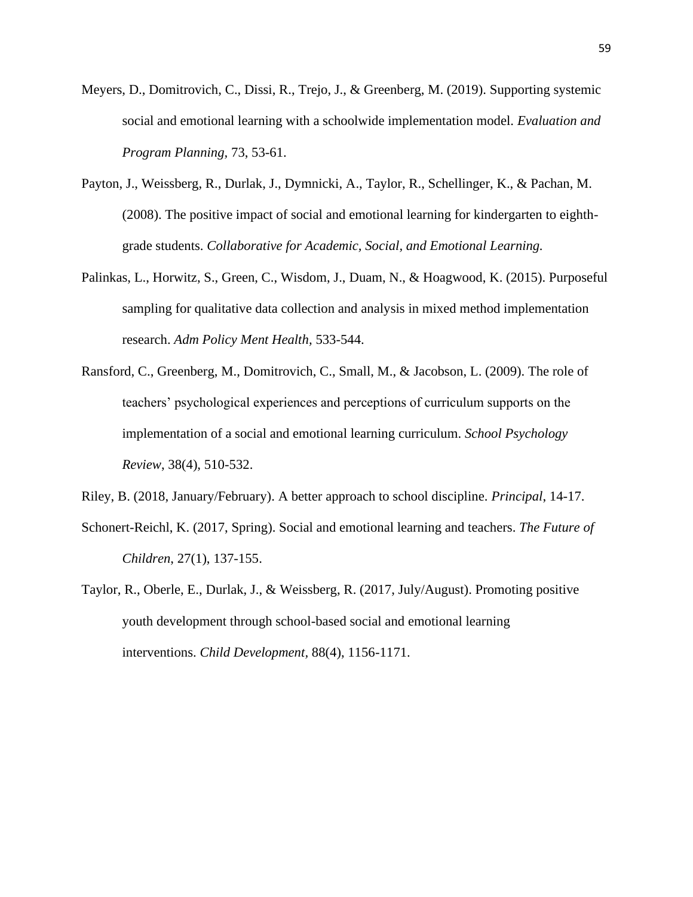Meyers, D., Domitrovich, C., Dissi, R., Trejo, J., & Greenberg, M. (2019). Supporting systemic social and emotional learning with a schoolwide implementation model. *Evaluation and Program Planning,* 73, 53-61.

Payton, J., Weissberg, R., Durlak, J., Dymnicki, A., Taylor, R., Schellinger, K., & Pachan, M. (2008). The positive impact of social and emotional learning for kindergarten to eighth-grade students. *Collaborative for Academic, Social, and Emotional Learning.*

Palinkas, L., Horwitz, S., Green, C., Wisdom, J., Duam, N., & Hoagwood, K. (2015). Purposeful sampling for qualitative data collection and analysis in mixed method implementation research. *Adm Policy Ment Health,* 533-544.

Ransford, C., Greenberg, M., Domitrovich, C., Small, M., & Jacobson, L. (2009). The role of teachers' psychological experiences and perceptions of curriculum supports on the implementation of a social and emotional learning curriculum. *School Psychology Review*, 38(4), 510-532.

Riley, B. (2018, January/February). A better approach to school discipline. *Principal*, 14-17.

Schonert-Reichl, K. (2017, Spring). Social and emotional learning and teachers. *The Future of Children*, 27(1), 137-155.

Taylor, R., Oberle, E., Durlak, J., & Weissberg, R. (2017, July/August). Promoting positive youth development through school-based social and emotional learning interventions. *Child Development,* 88(4), 1156-1171.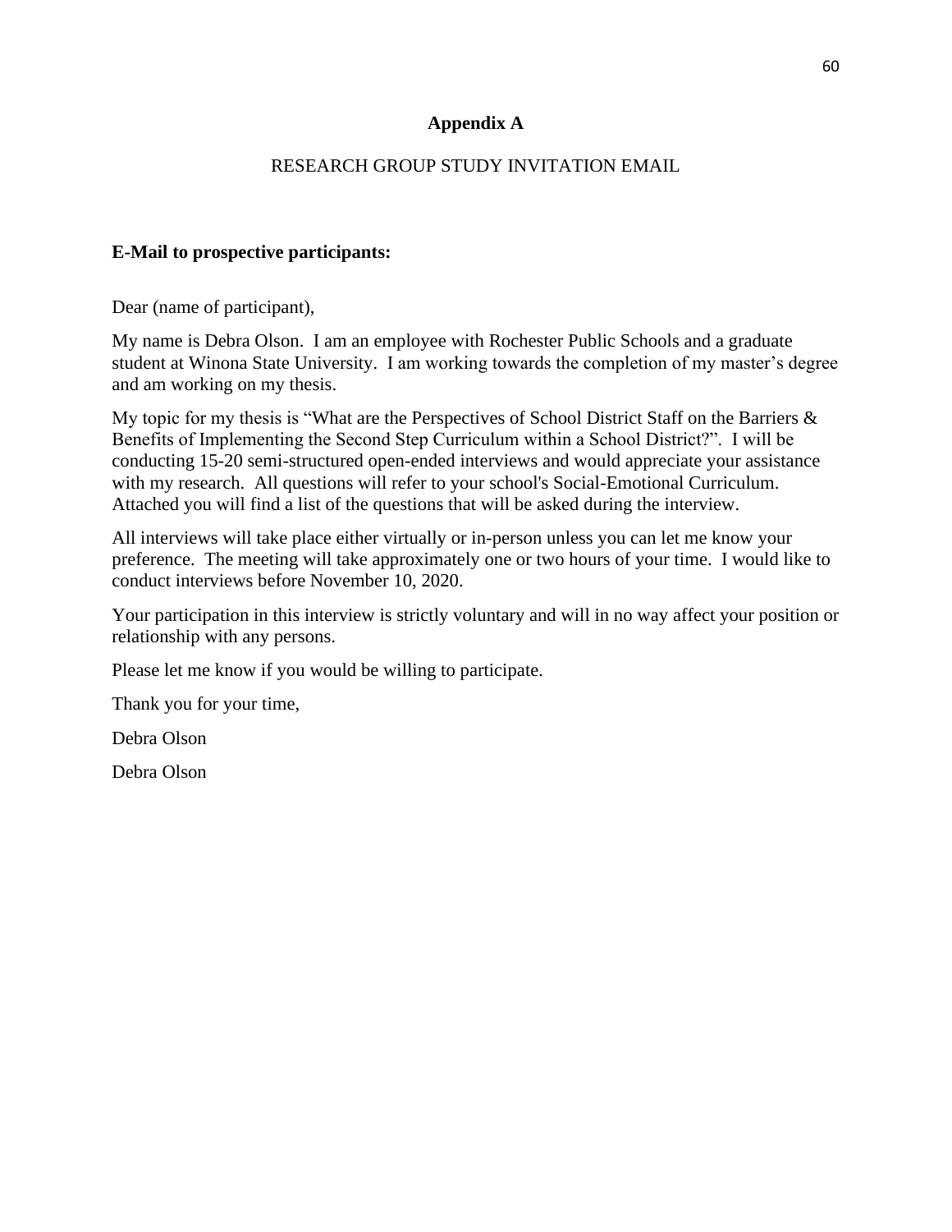# Appendix A

RESEARCH GROUP STUDY INVITATION EMAIL

**E-Mail to prospective participants:**

Dear (name of participant),

My name is Debra Olson. I am an employee with Rochester Public Schools and a graduate student at Winona State University. I am working towards the completion of my master's degree and am working on my thesis.

My topic for my thesis is "What are the Perspectives of School District Staff on the Barriers & Benefits of Implementing the Second Step Curriculum within a School District?". I will be conducting 15-20 semi-structured open-ended interviews and would appreciate your assistance with my research. All questions will refer to your school's Social-Emotional Curriculum. Attached you will find a list of the questions that will be asked during the interview.

All interviews will take place either virtually or in-person unless you can let me know your preference. The meeting will take approximately one or two hours of your time. I would like to conduct interviews before November 10, 2020.

Your participation in this interview is strictly voluntary and will in no way affect your position or relationship with any persons.

Please let me know if you would be willing to participate.

Thank you for your time,

Debra Olson

Debra Olson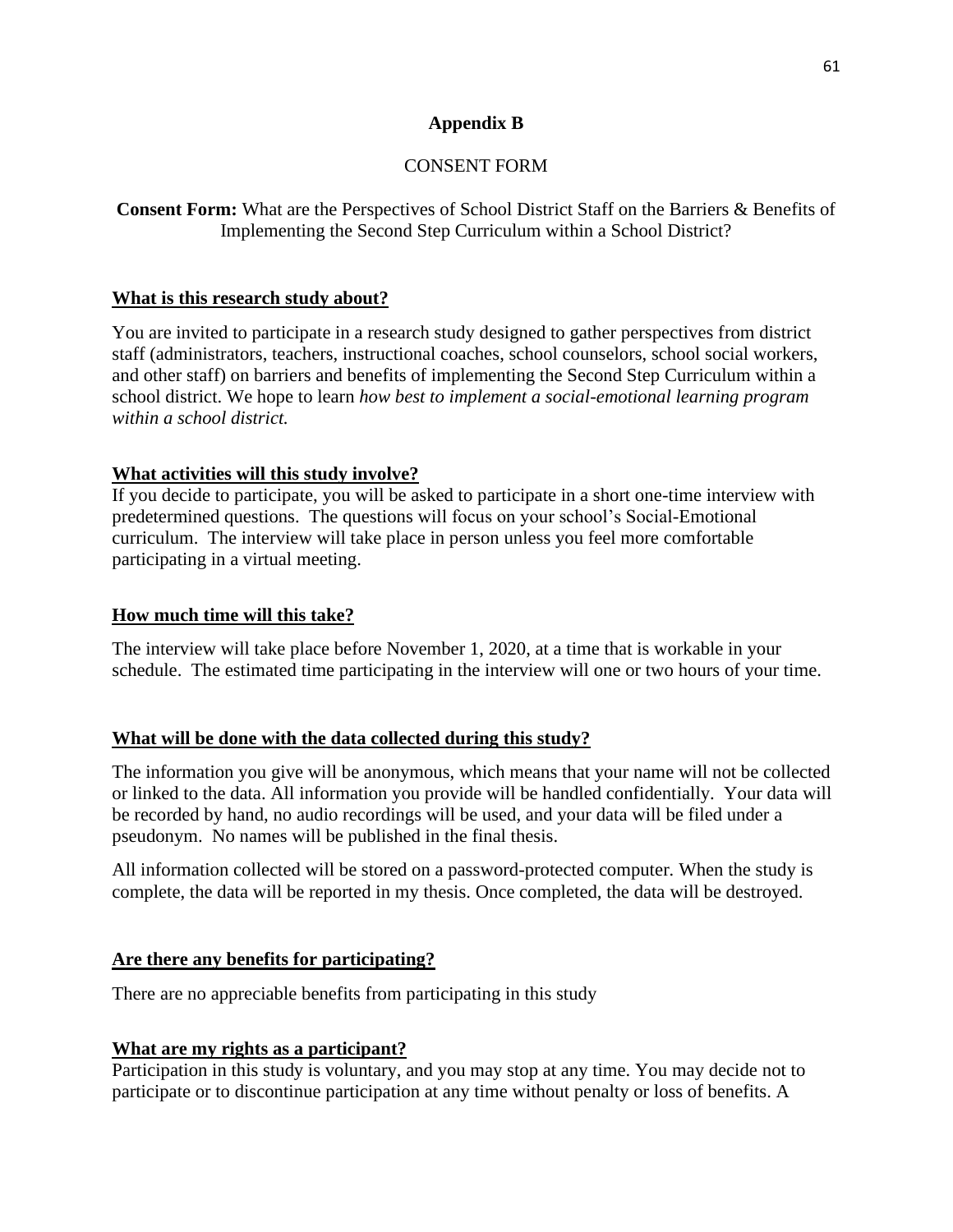## Appendix B

CONSENT FORM

**Consent Form:** What are the Perspectives of School District Staff on the Barriers & Benefits of Implementing the Second Step Curriculum within a School District?

**What is this research study about?**

You are invited to participate in a research study designed to gather perspectives from district staff (administrators, teachers, instructional coaches, school counselors, school social workers, and other staff) on barriers and benefits of implementing the Second Step Curriculum within a school district. We hope to learn *how best to implement a social-emotional learning program within a school district.*

**What activities will this study involve?**

If you decide to participate, you will be asked to participate in a short one-time interview with predetermined questions. The questions will focus on your school's Social-Emotional curriculum. The interview will take place in person unless you feel more comfortable participating in a virtual meeting.

**How much time will this take?**

The interview will take place before November 1, 2020, at a time that is workable in your schedule. The estimated time participating in the interview will one or two hours of your time.

**What will be done with the data collected during this study?**

The information you give will be anonymous, which means that your name will not be collected or linked to the data. All information you provide will be handled confidentially. Your data will be recorded by hand, no audio recordings will be used, and your data will be filed under a pseudonym. No names will be published in the final thesis.

All information collected will be stored on a password-protected computer. When the study is complete, the data will be reported in my thesis. Once completed, the data will be destroyed.

**Are there any benefits for participating?**

There are no appreciable benefits from participating in this study

**What are my rights as a participant?**

Participation in this study is voluntary, and you may stop at any time. You may decide not to participate or to discontinue participation at any time without penalty or loss of benefits. A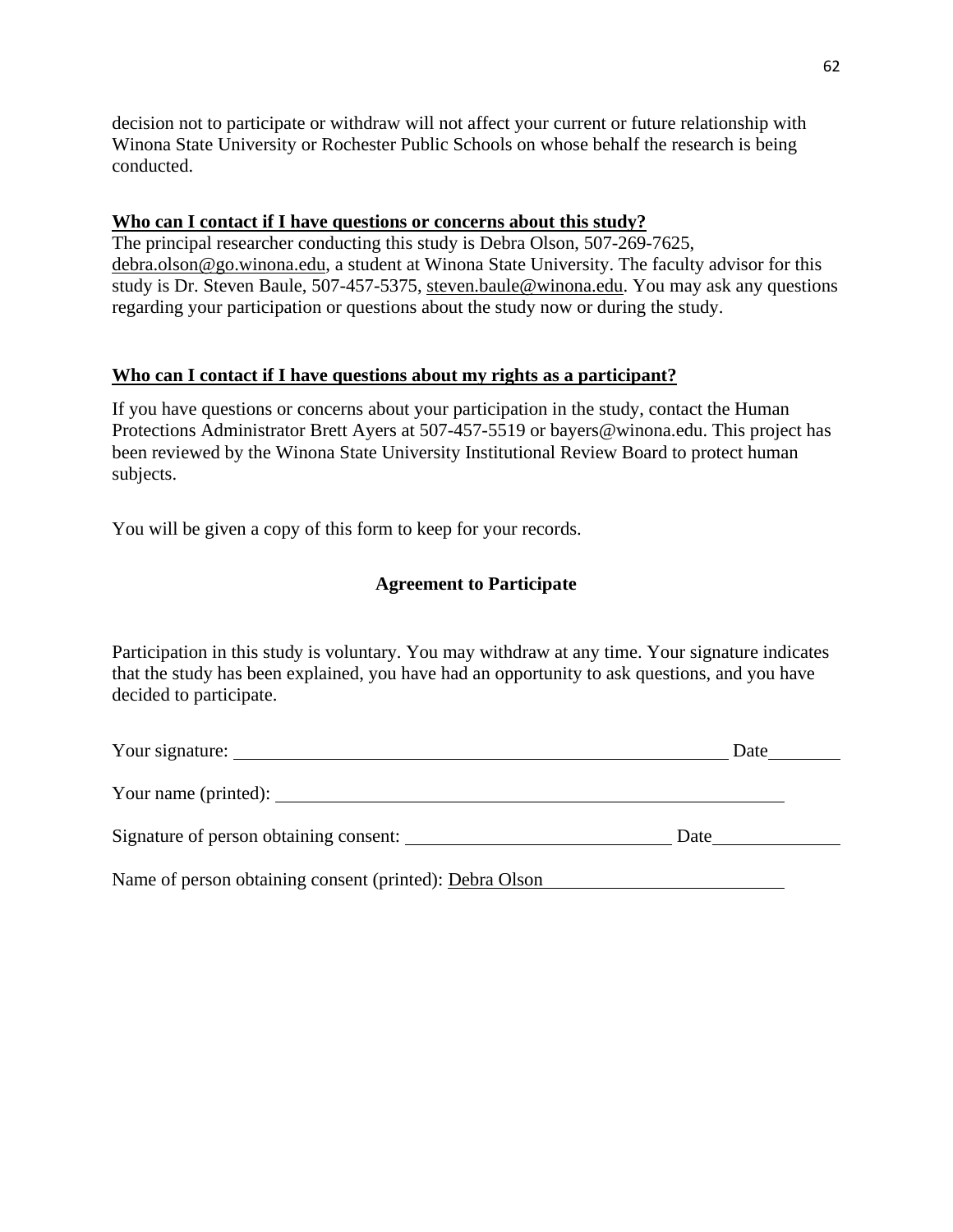decision not to participate or withdraw will not affect your current or future relationship with Winona State University or Rochester Public Schools on whose behalf the research is being conducted.

**Who can I contact if I have questions or concerns about this study?**

The principal researcher conducting this study is Debra Olson, 507-269-7625, debra.olson@go.winona.edu, a student at Winona State University. The faculty advisor for this study is Dr. Steven Baule, 507-457-5375, steven.baule@winona.edu. You may ask any questions regarding your participation or questions about the study now or during the study.

**Who can I contact if I have questions about my rights as a participant?**

If you have questions or concerns about your participation in the study, contact the Human Protections Administrator Brett Ayers at 507-457-5519 or bayers@winona.edu. This project has been reviewed by the Winona State University Institutional Review Board to protect human subjects.

You will be given a copy of this form to keep for your records.

**Agreement to Participate**

Participation in this study is voluntary. You may withdraw at any time. Your signature indicates that the study has been explained, you have had an opportunity to ask questions, and you have decided to participate.

Your signature: ________________________________________________ Date________

Your name (printed): ________________________________________________

Signature of person obtaining consent: ____________________________ Date____________

Name of person obtaining consent (printed): Debra Olson